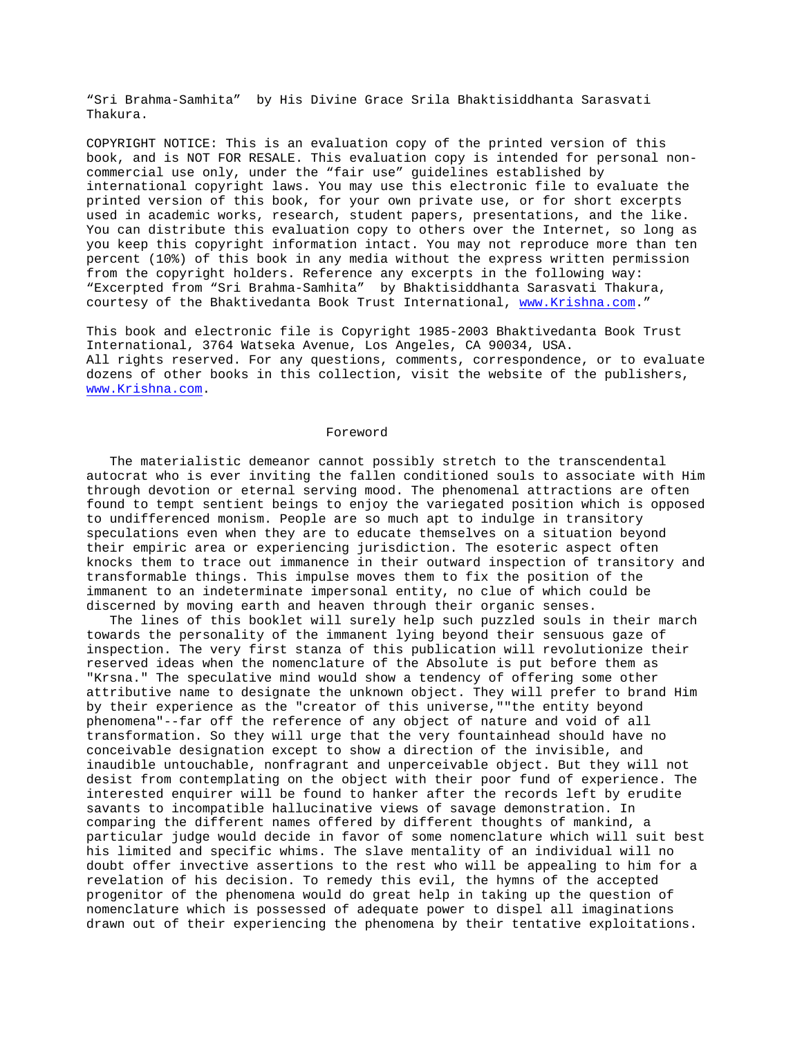“Sri Brahma-Samhita” by His Divine Grace Srila Bhaktisiddhanta Sarasvati Thakura.

COPYRIGHT NOTICE: This is an evaluation copy of the printed version of this book, and is NOT FOR RESALE. This evaluation copy is intended for personal non-commercial use only, under the “fair use” guidelines established by international copyright laws. You may use this electronic file to evaluate the printed version of this book, for your own private use, or for short excerpts used in academic works, research, student papers, presentations, and the like. You can distribute this evaluation copy to others over the Internet, so long as you keep this copyright information intact. You may not reproduce more than ten percent (10%) of this book in any media without the express written permission from the copyright holders. Reference any excerpts in the following way: “Excerpted from “Sri Brahma-Samhita” by Bhaktisiddhanta Sarasvati Thakura, courtesy of the Bhaktivedanta Book Trust International, www.Krishna.com.”

This book and electronic file is Copyright 1985-2003 Bhaktivedanta Book Trust International, 3764 Watseka Avenue, Los Angeles, CA 90034, USA. All rights reserved. For any questions, comments, correspondence, or to evaluate dozens of other books in this collection, visit the website of the publishers, www.Krishna.com.

## Foreword

The materialistic demeanor cannot possibly stretch to the transcendental autocrat who is ever inviting the fallen conditioned souls to associate with Him through devotion or eternal serving mood. The phenomenal attractions are often found to tempt sentient beings to enjoy the variegated position which is opposed to undifferenced monism. People are so much apt to indulge in transitory speculations even when they are to educate themselves on a situation beyond their empiric area or experiencing jurisdiction. The esoteric aspect often knocks them to trace out immanence in their outward inspection of transitory and transformable things. This impulse moves them to fix the position of the immanent to an indeterminate impersonal entity, no clue of which could be discerned by moving earth and heaven through their organic senses.

The lines of this booklet will surely help such puzzled souls in their march towards the personality of the immanent lying beyond their sensuous gaze of inspection. The very first stanza of this publication will revolutionize their reserved ideas when the nomenclature of the Absolute is put before them as "Krsna." The speculative mind would show a tendency of offering some other attributive name to designate the unknown object. They will prefer to brand Him by their experience as the "creator of this universe,""the entity beyond phenomena"--far off the reference of any object of nature and void of all transformation. So they will urge that the very fountainhead should have no conceivable designation except to show a direction of the invisible, and inaudible untouchable, nonfragrant and unperceivable object. But they will not desist from contemplating on the object with their poor fund of experience. The interested enquirer will be found to hanker after the records left by erudite savants to incompatible hallucinative views of savage demonstration. In comparing the different names offered by different thoughts of mankind, a particular judge would decide in favor of some nomenclature which will suit best his limited and specific whims. The slave mentality of an individual will no doubt offer invective assertions to the rest who will be appealing to him for a revelation of his decision. To remedy this evil, the hymns of the accepted progenitor of the phenomena would do great help in taking up the question of nomenclature which is possessed of adequate power to dispel all imaginations drawn out of their experiencing the phenomena by their tentative exploitations.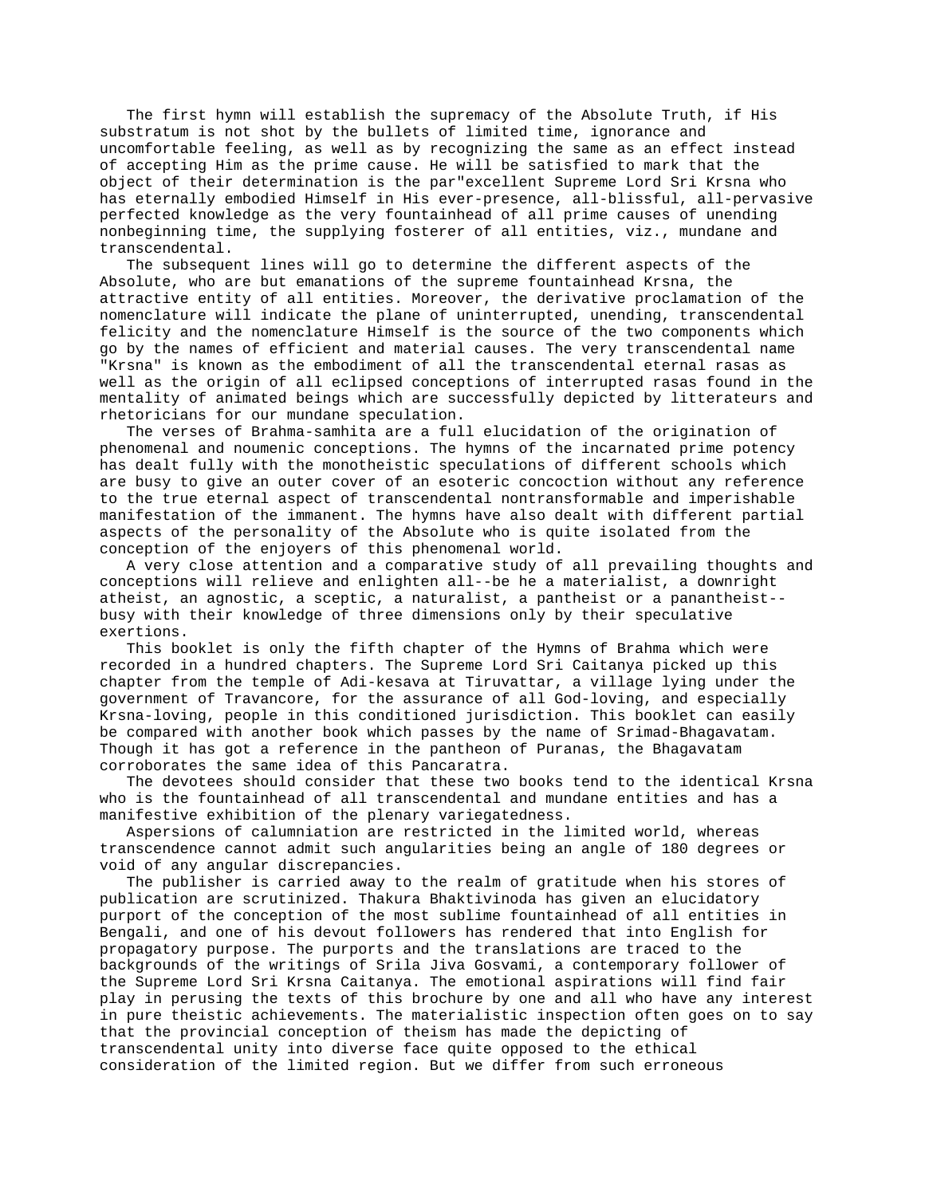The first hymn will establish the supremacy of the Absolute Truth, if His substratum is not shot by the bullets of limited time, ignorance and uncomfortable feeling, as well as by recognizing the same as an effect instead of accepting Him as the prime cause. He will be satisfied to mark that the object of their determination is the par"excellent Supreme Lord Sri Krsna who has eternally embodied Himself in His ever-presence, all-blissful, all-pervasive perfected knowledge as the very fountainhead of all prime causes of unending nonbeginning time, the supplying fosterer of all entities, viz., mundane and transcendental.

The subsequent lines will go to determine the different aspects of the Absolute, who are but emanations of the supreme fountainhead Krsna, the attractive entity of all entities. Moreover, the derivative proclamation of the nomenclature will indicate the plane of uninterrupted, unending, transcendental felicity and the nomenclature Himself is the source of the two components which go by the names of efficient and material causes. The very transcendental name "Krsna" is known as the embodiment of all the transcendental eternal rasas as well as the origin of all eclipsed conceptions of interrupted rasas found in the mentality of animated beings which are successfully depicted by litterateurs and rhetoricians for our mundane speculation.

The verses of Brahma-samhita are a full elucidation of the origination of phenomenal and noumenic conceptions. The hymns of the incarnated prime potency has dealt fully with the monotheistic speculations of different schools which are busy to give an outer cover of an esoteric concoction without any reference to the true eternal aspect of transcendental nontransformable and imperishable manifestation of the immanent. The hymns have also dealt with different partial aspects of the personality of the Absolute who is quite isolated from the conception of the enjoyers of this phenomenal world.

A very close attention and a comparative study of all prevailing thoughts and conceptions will relieve and enlighten all--be he a materialist, a downright atheist, an agnostic, a sceptic, a naturalist, a pantheist or a panantheist--busy with their knowledge of three dimensions only by their speculative exertions.

This booklet is only the fifth chapter of the Hymns of Brahma which were recorded in a hundred chapters. The Supreme Lord Sri Caitanya picked up this chapter from the temple of Adi-kesava at Tiruvattar, a village lying under the government of Travancore, for the assurance of all God-loving, and especially Krsna-loving, people in this conditioned jurisdiction. This booklet can easily be compared with another book which passes by the name of Srimad-Bhagavatam. Though it has got a reference in the pantheon of Puranas, the Bhagavatam corroborates the same idea of this Pancaratra.

The devotees should consider that these two books tend to the identical Krsna who is the fountainhead of all transcendental and mundane entities and has a manifestive exhibition of the plenary variegatedness.

Aspersions of calumniation are restricted in the limited world, whereas transcendence cannot admit such angularities being an angle of 180 degrees or void of any angular discrepancies.

The publisher is carried away to the realm of gratitude when his stores of publication are scrutinized. Thakura Bhaktivinoda has given an elucidatory purport of the conception of the most sublime fountainhead of all entities in Bengali, and one of his devout followers has rendered that into English for propagatory purpose. The purports and the translations are traced to the backgrounds of the writings of Srila Jiva Gosvami, a contemporary follower of the Supreme Lord Sri Krsna Caitanya. The emotional aspirations will find fair play in perusing the texts of this brochure by one and all who have any interest in pure theistic achievements. The materialistic inspection often goes on to say that the provincial conception of theism has made the depicting of transcendental unity into diverse face quite opposed to the ethical consideration of the limited region. But we differ from such erroneous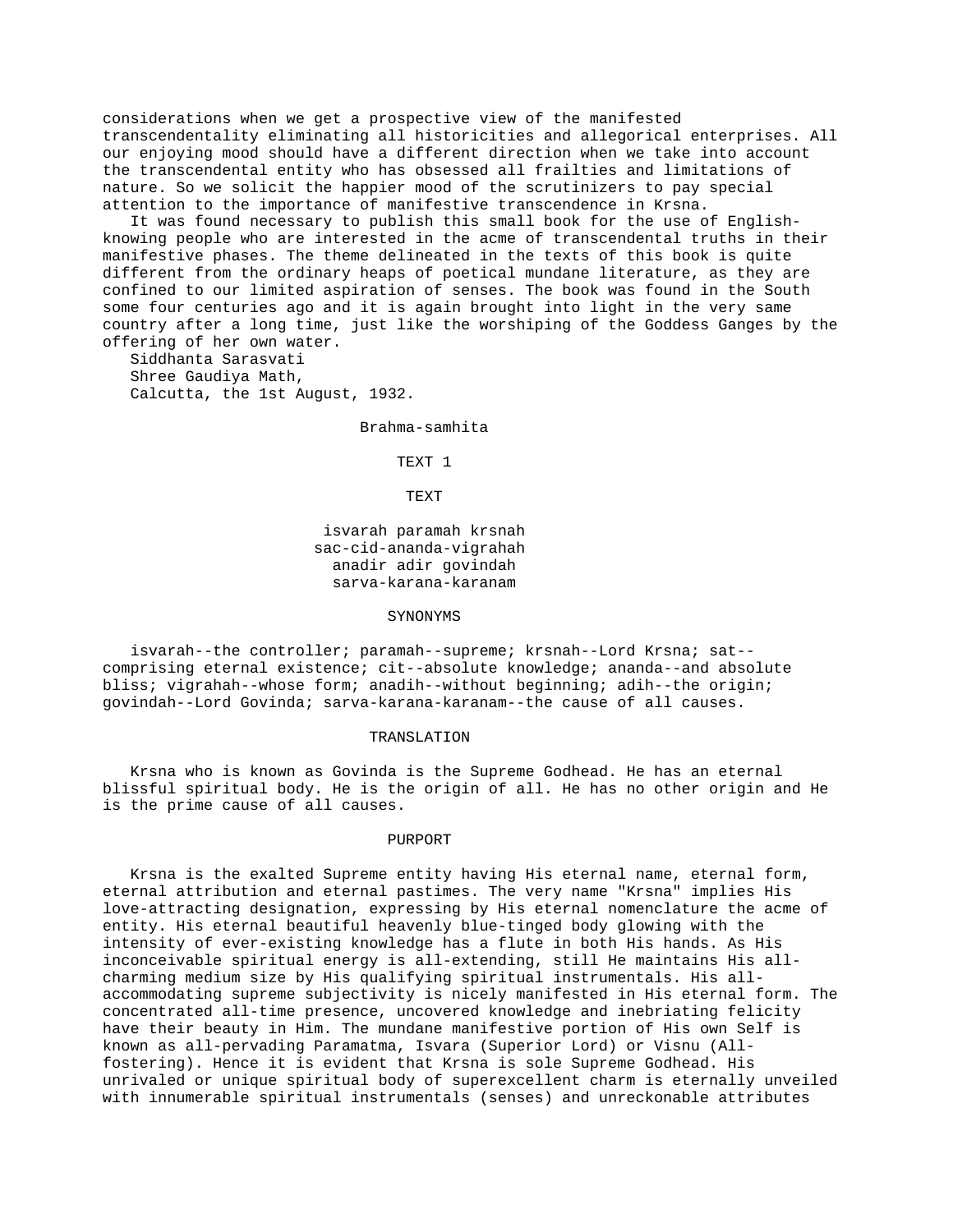considerations when we get a prospective view of the manifested transcendentality eliminating all historicities and allegorical enterprises. All our enjoying mood should have a different direction when we take into account the transcendental entity who has obsessed all frailties and limitations of nature. So we solicit the happier mood of the scrutinizers to pay special attention to the importance of manifestive transcendence in Krsna.

It was found necessary to publish this small book for the use of English-knowing people who are interested in the acme of transcendental truths in their manifestive phases. The theme delineated in the texts of this book is quite different from the ordinary heaps of poetical mundane literature, as they are confined to our limited aspiration of senses. The book was found in the South some four centuries ago and it is again brought into light in the very same country after a long time, just like the worshiping of the Goddess Ganges by the offering of her own water.

Siddhanta Sarasvati
Shree Gaudiya Math,
Calcutta, the 1st August, 1932.

# Brahma-samhita

## TEXT 1

### TEXT

isvarah paramah krsnah
sac-cid-ananda-vigrahah
anadir adir govindah
sarva-karana-karanam

### SYNONYMS

isvarah--the controller; paramah--supreme; krsnah--Lord Krsna; sat--comprising eternal existence; cit--absolute knowledge; ananda--and absolute bliss; vigrahah--whose form; anadih--without beginning; adih--the origin; govindah--Lord Govinda; sarva-karana-karanam--the cause of all causes.

### TRANSLATION

Krsna who is known as Govinda is the Supreme Godhead. He has an eternal blissful spiritual body. He is the origin of all. He has no other origin and He is the prime cause of all causes.

### PURPORT

Krsna is the exalted Supreme entity having His eternal name, eternal form, eternal attribution and eternal pastimes. The very name "Krsna" implies His love-attracting designation, expressing by His eternal nomenclature the acme of entity. His eternal beautiful heavenly blue-tinged body glowing with the intensity of ever-existing knowledge has a flute in both His hands. As His inconceivable spiritual energy is all-extending, still He maintains His all-charming medium size by His qualifying spiritual instrumentals. His all-accommodating supreme subjectivity is nicely manifested in His eternal form. The concentrated all-time presence, uncovered knowledge and inebriating felicity have their beauty in Him. The mundane manifestive portion of His own Self is known as all-pervading Paramatma, Isvara (Superior Lord) or Visnu (All-fostering). Hence it is evident that Krsna is sole Supreme Godhead. His unrivaled or unique spiritual body of superexcellent charm is eternally unveiled with innumerable spiritual instrumentals (senses) and unreckonable attributes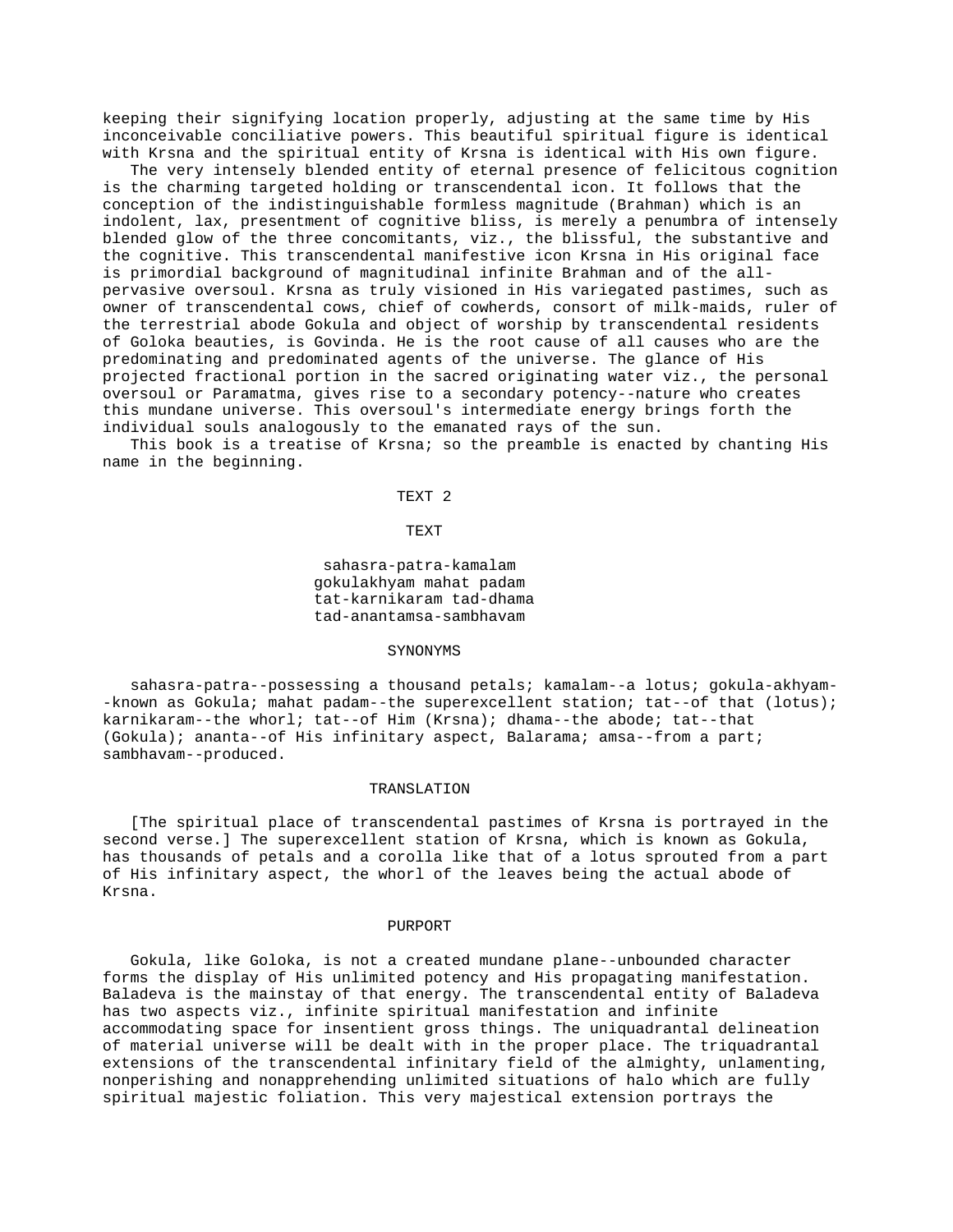keeping their signifying location properly, adjusting at the same time by His inconceivable conciliative powers. This beautiful spiritual figure is identical with Krsna and the spiritual entity of Krsna is identical with His own figure.

The very intensely blended entity of eternal presence of felicitous cognition is the charming targeted holding or transcendental icon. It follows that the conception of the indistinguishable formless magnitude (Brahman) which is an indolent, lax, presentment of cognitive bliss, is merely a penumbra of intensely blended glow of the three concomitants, viz., the blissful, the substantive and the cognitive. This transcendental manifestive icon Krsna in His original face is primordial background of magnitudinal infinite Brahman and of the all-pervasive oversoul. Krsna as truly visioned in His variegated pastimes, such as owner of transcendental cows, chief of cowherds, consort of milk-maids, ruler of the terrestrial abode Gokula and object of worship by transcendental residents of Goloka beauties, is Govinda. He is the root cause of all causes who are the predominating and predominated agents of the universe. The glance of His projected fractional portion in the sacred originating water viz., the personal oversoul or Paramatma, gives rise to a secondary potency--nature who creates this mundane universe. This oversoul's intermediate energy brings forth the individual souls analogously to the emanated rays of the sun.

This book is a treatise of Krsna; so the preamble is enacted by chanting His name in the beginning.

## TEXT 2

### TEXT

sahasra-patra-kamalam
gokulakhyam mahat padam
tat-karnikaram tad-dhama
tad-anantamsa-sambhavam

### SYNONYMS

sahasra-patra--possessing a thousand petals; kamalam--a lotus; gokula-akhyam--known as Gokula; mahat padam--the superexcellent station; tat--of that (lotus); karnikaram--the whorl; tat--of Him (Krsna); dhama--the abode; tat--that (Gokula); ananta--of His infinitary aspect, Balarama; amsa--from a part; sambhavam--produced.

### TRANSLATION

[The spiritual place of transcendental pastimes of Krsna is portrayed in the second verse.] The superexcellent station of Krsna, which is known as Gokula, has thousands of petals and a corolla like that of a lotus sprouted from a part of His infinitary aspect, the whorl of the leaves being the actual abode of Krsna.

### PURPORT

Gokula, like Goloka, is not a created mundane plane--unbounded character forms the display of His unlimited potency and His propagating manifestation. Baladeva is the mainstay of that energy. The transcendental entity of Baladeva has two aspects viz., infinite spiritual manifestation and infinite accommodating space for insentient gross things. The uniquadrantal delineation of material universe will be dealt with in the proper place. The triquadrantal extensions of the transcendental infinitary field of the almighty, unlamenting, nonperishing and nonapprehending unlimited situations of halo which are fully spiritual majestic foliation. This very majestical extension portrays the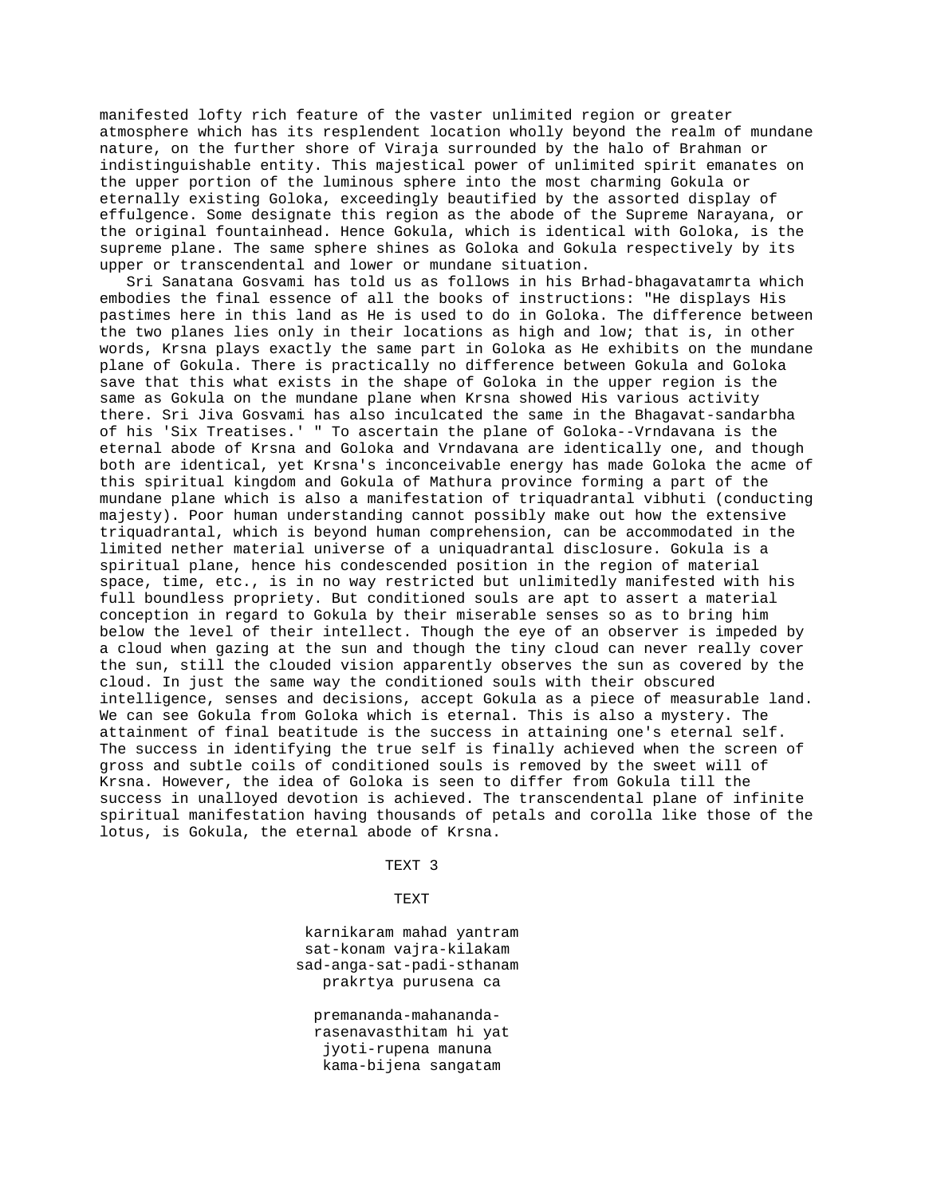manifested lofty rich feature of the vaster unlimited region or greater atmosphere which has its resplendent location wholly beyond the realm of mundane nature, on the further shore of Viraja surrounded by the halo of Brahman or indistinguishable entity. This majestical power of unlimited spirit emanates on the upper portion of the luminous sphere into the most charming Gokula or eternally existing Goloka, exceedingly beautified by the assorted display of effulgence. Some designate this region as the abode of the Supreme Narayana, or the original fountainhead. Hence Gokula, which is identical with Goloka, is the supreme plane. The same sphere shines as Goloka and Gokula respectively by its upper or transcendental and lower or mundane situation.

Sri Sanatana Gosvami has told us as follows in his Brhad-bhagavatamrta which embodies the final essence of all the books of instructions: "He displays His pastimes here in this land as He is used to do in Goloka. The difference between the two planes lies only in their locations as high and low; that is, in other words, Krsna plays exactly the same part in Goloka as He exhibits on the mundane plane of Gokula. There is practically no difference between Gokula and Goloka save that this what exists in the shape of Goloka in the upper region is the same as Gokula on the mundane plane when Krsna showed His various activity there. Sri Jiva Gosvami has also inculcated the same in the Bhagavat-sandarbha of his 'Six Treatises.' " To ascertain the plane of Goloka--Vrndavana is the eternal abode of Krsna and Goloka and Vrndavana are identically one, and though both are identical, yet Krsna's inconceivable energy has made Goloka the acme of this spiritual kingdom and Gokula of Mathura province forming a part of the mundane plane which is also a manifestation of triquadrantal vibhuti (conducting majesty). Poor human understanding cannot possibly make out how the extensive triquadrantal, which is beyond human comprehension, can be accommodated in the limited nether material universe of a uniquadrantal disclosure. Gokula is a spiritual plane, hence his condescended position in the region of material space, time, etc., is in no way restricted but unlimitedly manifested with his full boundless propriety. But conditioned souls are apt to assert a material conception in regard to Gokula by their miserable senses so as to bring him below the level of their intellect. Though the eye of an observer is impeded by a cloud when gazing at the sun and though the tiny cloud can never really cover the sun, still the clouded vision apparently observes the sun as covered by the cloud. In just the same way the conditioned souls with their obscured intelligence, senses and decisions, accept Gokula as a piece of measurable land. We can see Gokula from Goloka which is eternal. This is also a mystery. The attainment of final beatitude is the success in attaining one's eternal self. The success in identifying the true self is finally achieved when the screen of gross and subtle coils of conditioned souls is removed by the sweet will of Krsna. However, the idea of Goloka is seen to differ from Gokula till the success in unalloyed devotion is achieved. The transcendental plane of infinite spiritual manifestation having thousands of petals and corolla like those of the lotus, is Gokula, the eternal abode of Krsna.

TEXT 3

TEXT

karnikaram mahad yantram
sat-konam vajra-kilakam
sad-anga-sat-padi-sthanam
prakrtya purusena ca

premananda-mahananda-
rasenavasthitam hi yat
jyoti-rupena manuna
kama-bijena sangatam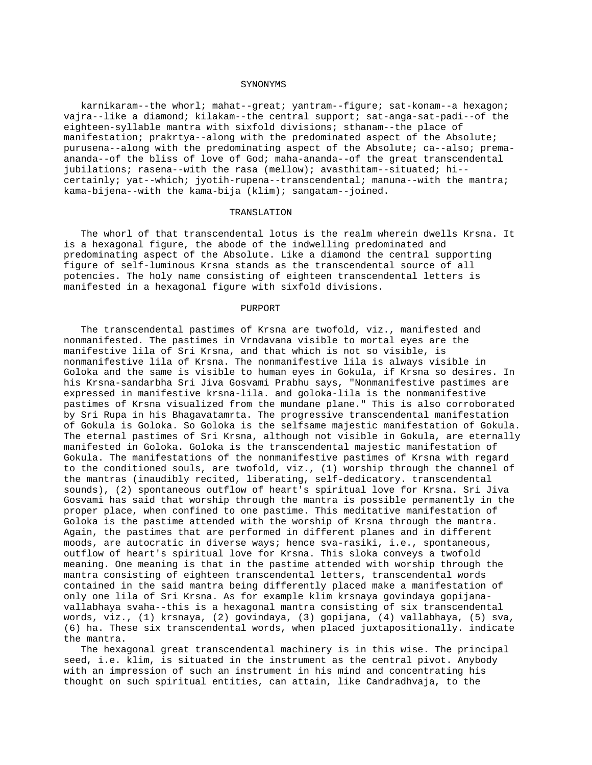## SYNONYMS

karnikaram--the whorl; mahat--great; yantram--figure; sat-konam--a hexagon; vajra--like a diamond; kilakam--the central support; sat-anga-sat-padi--of the eighteen-syllable mantra with sixfold divisions; sthanam--the place of manifestation; prakrtya--along with the predominated aspect of the Absolute; purusena--along with the predominating aspect of the Absolute; ca--also; prema-ananda--of the bliss of love of God; maha-ananda--of the great transcendental jubilations; rasena--with the rasa (mellow); avasthitam--situated; hi--certainly; yat--which; jyotih-rupena--transcendental; manuna--with the mantra; kama-bijena--with the kama-bija (klim); sangatam--joined.

## TRANSLATION

The whorl of that transcendental lotus is the realm wherein dwells Krsna. It is a hexagonal figure, the abode of the indwelling predominated and predominating aspect of the Absolute. Like a diamond the central supporting figure of self-luminous Krsna stands as the transcendental source of all potencies. The holy name consisting of eighteen transcendental letters is manifested in a hexagonal figure with sixfold divisions.

## PURPORT

The transcendental pastimes of Krsna are twofold, viz., manifested and nonmanifested. The pastimes in Vrndavana visible to mortal eyes are the manifestive lila of Sri Krsna, and that which is not so visible, is nonmanifestive lila of Krsna. The nonmanifestive lila is always visible in Goloka and the same is visible to human eyes in Gokula, if Krsna so desires. In his Krsna-sandarbha Sri Jiva Gosvami Prabhu says, "Nonmanifestive pastimes are expressed in manifestive krsna-lila. and goloka-lila is the nonmanifestive pastimes of Krsna visualized from the mundane plane." This is also corroborated by Sri Rupa in his Bhagavatamrta. The progressive transcendental manifestation of Gokula is Goloka. So Goloka is the selfsame majestic manifestation of Gokula. The eternal pastimes of Sri Krsna, although not visible in Gokula, are eternally manifested in Goloka. Goloka is the transcendental majestic manifestation of Gokula. The manifestations of the nonmanifestive pastimes of Krsna with regard to the conditioned souls, are twofold, viz., (1) worship through the channel of the mantras (inaudibly recited, liberating, self-dedicatory. transcendental sounds), (2) spontaneous outflow of heart's spiritual love for Krsna. Sri Jiva Gosvami has said that worship through the mantra is possible permanently in the proper place, when confined to one pastime. This meditative manifestation of Goloka is the pastime attended with the worship of Krsna through the mantra. Again, the pastimes that are performed in different planes and in different moods, are autocratic in diverse ways; hence sva-rasiki, i.e., spontaneous, outflow of heart's spiritual love for Krsna. This sloka conveys a twofold meaning. One meaning is that in the pastime attended with worship through the mantra consisting of eighteen transcendental letters, transcendental words contained in the said mantra being differently placed make a manifestation of only one lila of Sri Krsna. As for example klim krsnaya govindaya gopijana-vallabhaya svaha--this is a hexagonal mantra consisting of six transcendental words, viz., (1) krsnaya, (2) govindaya, (3) gopijana, (4) vallabhaya, (5) sva, (6) ha. These six transcendental words, when placed juxtapositionally. indicate the mantra.

The hexagonal great transcendental machinery is in this wise. The principal seed, i.e. klim, is situated in the instrument as the central pivot. Anybody with an impression of such an instrument in his mind and concentrating his thought on such spiritual entities, can attain, like Candradhvaja, to the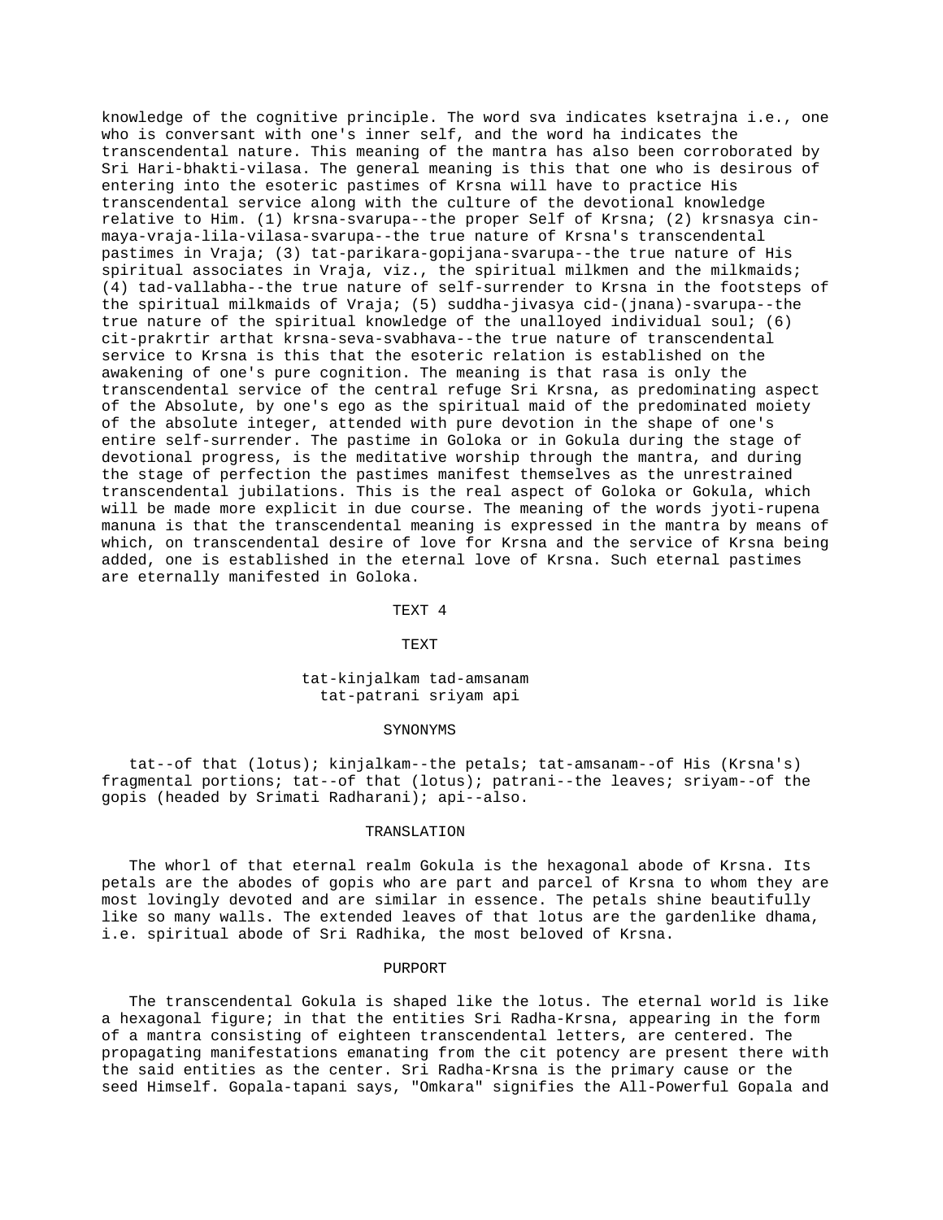knowledge of the cognitive principle. The word sva indicates ksetrajna i.e., one who is conversant with one's inner self, and the word ha indicates the transcendental nature. This meaning of the mantra has also been corroborated by Sri Hari-bhakti-vilasa. The general meaning is this that one who is desirous of entering into the esoteric pastimes of Krsna will have to practice His transcendental service along with the culture of the devotional knowledge relative to Him. (1) krsna-svarupa--the proper Self of Krsna; (2) krsnasya cin-maya-vraja-lila-vilasa-svarupa--the true nature of Krsna's transcendental pastimes in Vraja; (3) tat-parikara-gopijana-svarupa--the true nature of His spiritual associates in Vraja, viz., the spiritual milkmen and the milkmaids; (4) tad-vallabha--the true nature of self-surrender to Krsna in the footsteps of the spiritual milkmaids of Vraja; (5) suddha-jivasya cid-(jnana)-svarupa--the true nature of the spiritual knowledge of the unalloyed individual soul; (6) cit-prakrtir arthat krsna-seva-svabhava--the true nature of transcendental service to Krsna is this that the esoteric relation is established on the awakening of one's pure cognition. The meaning is that rasa is only the transcendental service of the central refuge Sri Krsna, as predominating aspect of the Absolute, by one's ego as the spiritual maid of the predominated moiety of the absolute integer, attended with pure devotion in the shape of one's entire self-surrender. The pastime in Goloka or in Gokula during the stage of devotional progress, is the meditative worship through the mantra, and during the stage of perfection the pastimes manifest themselves as the unrestrained transcendental jubilations. This is the real aspect of Goloka or Gokula, which will be made more explicit in due course. The meaning of the words jyoti-rupena manuna is that the transcendental meaning is expressed in the mantra by means of which, on transcendental desire of love for Krsna and the service of Krsna being added, one is established in the eternal love of Krsna. Such eternal pastimes are eternally manifested in Goloka.

## TEXT 4

### TEXT

tat-kinjalkam tad-amsanam
tat-patrani sriyam api

### SYNONYMS

tat--of that (lotus); kinjalkam--the petals; tat-amsanam--of His (Krsna's) fragmental portions; tat--of that (lotus); patrani--the leaves; sriyam--of the gopis (headed by Srimati Radharani); api--also.

### TRANSLATION

The whorl of that eternal realm Gokula is the hexagonal abode of Krsna. Its petals are the abodes of gopis who are part and parcel of Krsna to whom they are most lovingly devoted and are similar in essence. The petals shine beautifully like so many walls. The extended leaves of that lotus are the gardenlike dhama, i.e. spiritual abode of Sri Radhika, the most beloved of Krsna.

### PURPORT

The transcendental Gokula is shaped like the lotus. The eternal world is like a hexagonal figure; in that the entities Sri Radha-Krsna, appearing in the form of a mantra consisting of eighteen transcendental letters, are centered. The propagating manifestations emanating from the cit potency are present there with the said entities as the center. Sri Radha-Krsna is the primary cause or the seed Himself. Gopala-tapani says, "Omkara" signifies the All-Powerful Gopala and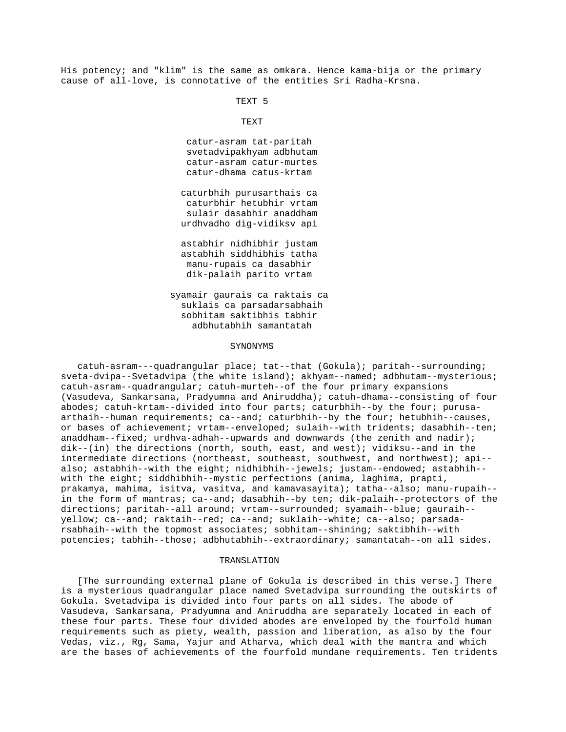His potency; and "klim" is the same as omkara. Hence kama-bija or the primary cause of all-love, is connotative of the entities Sri Radha-Krsna.

## TEXT 5

### TEXT

catur-asram tat-paritah
svetadvipakhyam adbhutam
catur-asram catur-murtes
catur-dhama catus-krtam

caturbhih purusarthais ca
caturbhir hetubhir vrtam
sulair dasabhir anaddham
urdhvadho dig-vidiksv api

astabhir nidhibhir justam
astabhih siddhibhis tatha
manu-rupais ca dasabhir
dik-palaih parito vrtam

syamair gaurais ca raktais ca
suklais ca parsadarsabhaih
sobhitam saktibhis tabhir
adbhutabhih samantatah

### SYNONYMS

catuh-asram---quadrangular place; tat--that (Gokula); paritah--surrounding; sveta-dvipa--Svetadvipa (the white island); akhyam--named; adbhutam--mysterious; catuh-asram--quadrangular; catuh-murteh--of the four primary expansions (Vasudeva, Sankarsana, Pradyumna and Aniruddha); catuh-dhama--consisting of four abodes; catuh-krtam--divided into four parts; caturbhih--by the four; purusa-arthaih--human requirements; ca--and; caturbhih--by the four; hetubhih--causes, or bases of achievement; vrtam--enveloped; sulaih--with tridents; dasabhih--ten; anaddham--fixed; urdhva-adhah--upwards and downwards (the zenith and nadir); dik--(in) the directions (north, south, east, and west); vidiksu--and in the intermediate directions (northeast, southeast, southwest, and northwest); api--also; astabhih--with the eight; nidhibhih--jewels; justam--endowed; astabhih--with the eight; siddhibhih--mystic perfections (anima, laghima, prapti, prakamya, mahima, isitva, vasitva, and kamavasayita); tatha--also; manu-rupaih--in the form of mantras; ca--and; dasabhih--by ten; dik-palaih--protectors of the directions; paritah--all around; vrtam--surrounded; syamaih--blue; gauraih--yellow; ca--and; raktaih--red; ca--and; suklaih--white; ca--also; parsada-rsabhaih--with the topmost associates; sobhitam--shining; saktibhih--with potencies; tabhih--those; adbhutabhih--extraordinary; samantatah--on all sides.

### TRANSLATION

[The surrounding external plane of Gokula is described in this verse.] There is a mysterious quadrangular place named Svetadvipa surrounding the outskirts of Gokula. Svetadvipa is divided into four parts on all sides. The abode of Vasudeva, Sankarsana, Pradyumna and Aniruddha are separately located in each of these four parts. These four divided abodes are enveloped by the fourfold human requirements such as piety, wealth, passion and liberation, as also by the four Vedas, viz., Rg, Sama, Yajur and Atharva, which deal with the mantra and which are the bases of achievements of the fourfold mundane requirements. Ten tridents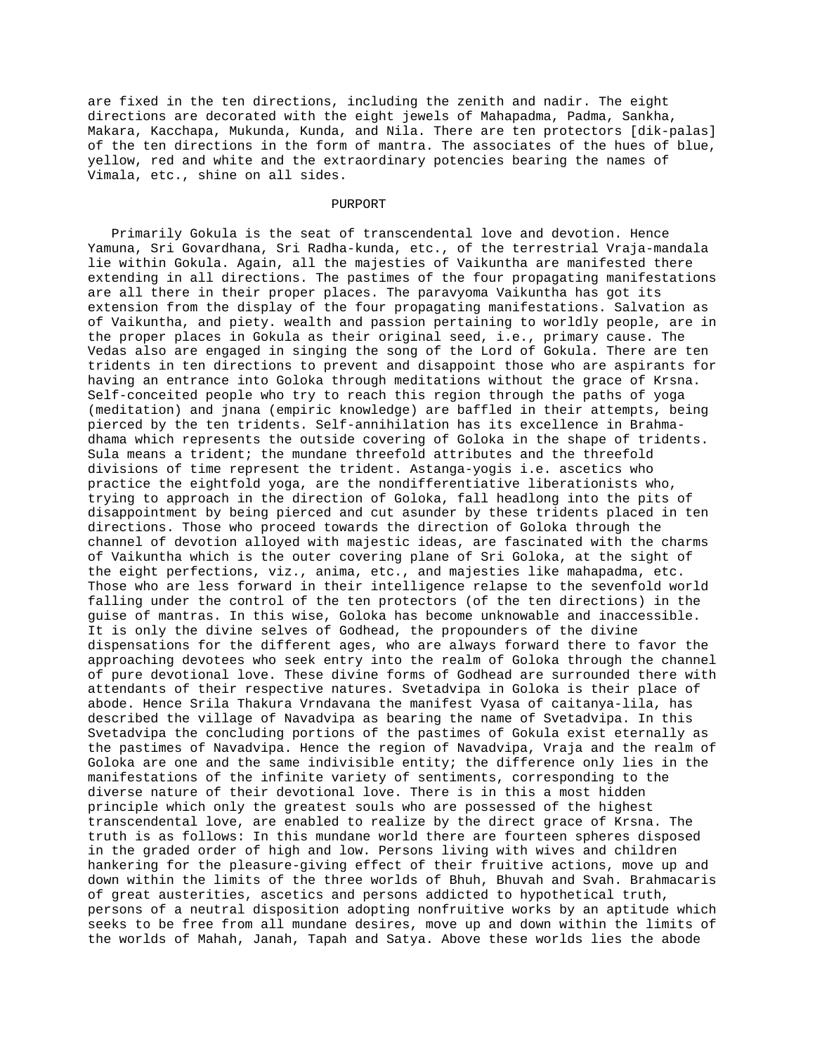are fixed in the ten directions, including the zenith and nadir. The eight directions are decorated with the eight jewels of Mahapadma, Padma, Sankha, Makara, Kacchapa, Mukunda, Kunda, and Nila. There are ten protectors [dik-palas] of the ten directions in the form of mantra. The associates of the hues of blue, yellow, red and white and the extraordinary potencies bearing the names of Vimala, etc., shine on all sides.

PURPORT

Primarily Gokula is the seat of transcendental love and devotion. Hence Yamuna, Sri Govardhana, Sri Radha-kunda, etc., of the terrestrial Vraja-mandala lie within Gokula. Again, all the majesties of Vaikuntha are manifested there extending in all directions. The pastimes of the four propagating manifestations are all there in their proper places. The paravyoma Vaikuntha has got its extension from the display of the four propagating manifestations. Salvation as of Vaikuntha, and piety. wealth and passion pertaining to worldly people, are in the proper places in Gokula as their original seed, i.e., primary cause. The Vedas also are engaged in singing the song of the Lord of Gokula. There are ten tridents in ten directions to prevent and disappoint those who are aspirants for having an entrance into Goloka through meditations without the grace of Krsna. Self-conceited people who try to reach this region through the paths of yoga (meditation) and jnana (empiric knowledge) are baffled in their attempts, being pierced by the ten tridents. Self-annihilation has its excellence in Brahma-dhama which represents the outside covering of Goloka in the shape of tridents. Sula means a trident; the mundane threefold attributes and the threefold divisions of time represent the trident. Astanga-yogis i.e. ascetics who practice the eightfold yoga, are the nondifferentiative liberationists who, trying to approach in the direction of Goloka, fall headlong into the pits of disappointment by being pierced and cut asunder by these tridents placed in ten directions. Those who proceed towards the direction of Goloka through the channel of devotion alloyed with majestic ideas, are fascinated with the charms of Vaikuntha which is the outer covering plane of Sri Goloka, at the sight of the eight perfections, viz., anima, etc., and majesties like mahapadma, etc. Those who are less forward in their intelligence relapse to the sevenfold world falling under the control of the ten protectors (of the ten directions) in the guise of mantras. In this wise, Goloka has become unknowable and inaccessible. It is only the divine selves of Godhead, the propounders of the divine dispensations for the different ages, who are always forward there to favor the approaching devotees who seek entry into the realm of Goloka through the channel of pure devotional love. These divine forms of Godhead are surrounded there with attendants of their respective natures. Svetadvipa in Goloka is their place of abode. Hence Srila Thakura Vrndavana the manifest Vyasa of caitanya-lila, has described the village of Navadvipa as bearing the name of Svetadvipa. In this Svetadvipa the concluding portions of the pastimes of Gokula exist eternally as the pastimes of Navadvipa. Hence the region of Navadvipa, Vraja and the realm of Goloka are one and the same indivisible entity; the difference only lies in the manifestations of the infinite variety of sentiments, corresponding to the diverse nature of their devotional love. There is in this a most hidden principle which only the greatest souls who are possessed of the highest transcendental love, are enabled to realize by the direct grace of Krsna. The truth is as follows: In this mundane world there are fourteen spheres disposed in the graded order of high and low. Persons living with wives and children hankering for the pleasure-giving effect of their fruitive actions, move up and down within the limits of the three worlds of Bhuh, Bhuvah and Svah. Brahmacaris of great austerities, ascetics and persons addicted to hypothetical truth, persons of a neutral disposition adopting nonfruitive works by an aptitude which seeks to be free from all mundane desires, move up and down within the limits of the worlds of Mahah, Janah, Tapah and Satya. Above these worlds lies the abode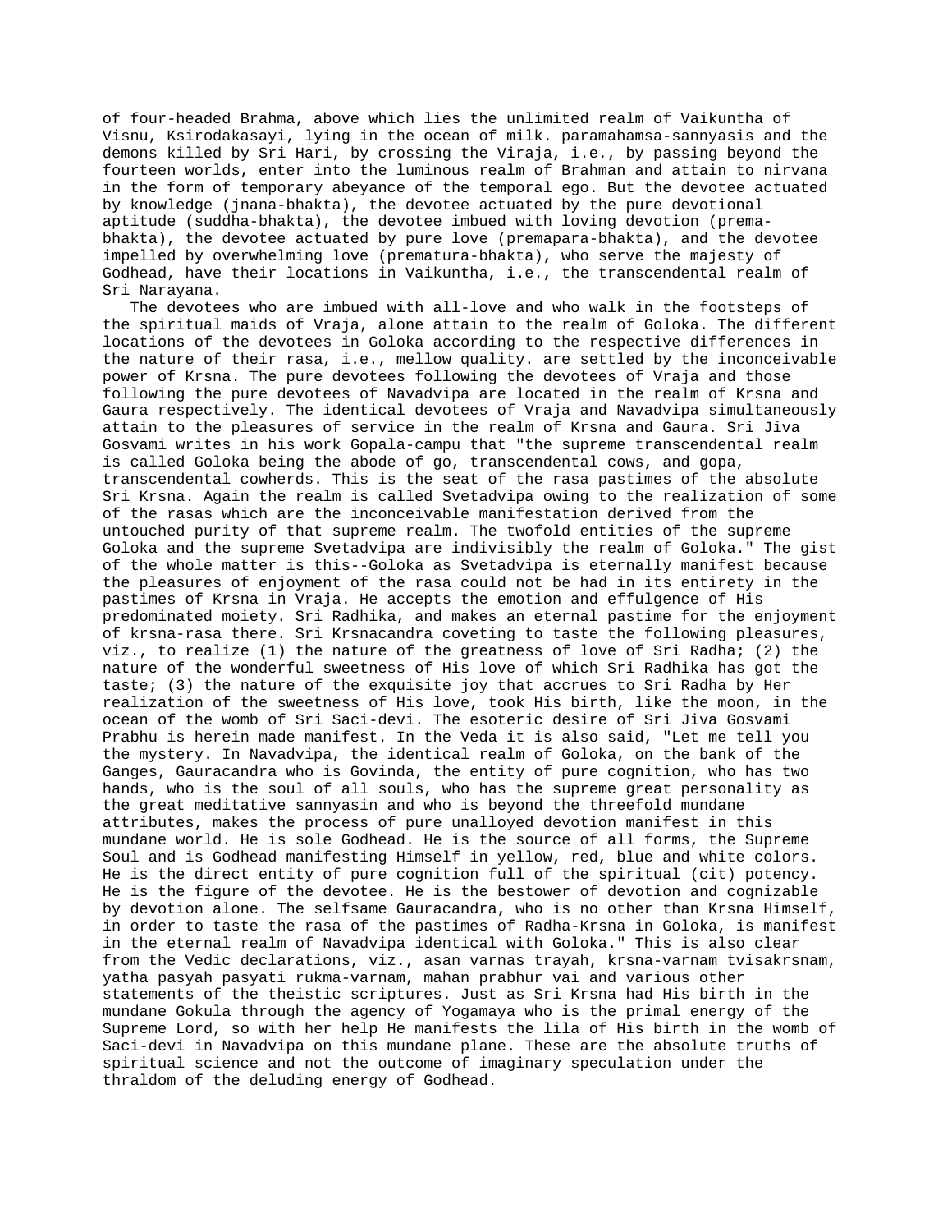of four-headed Brahma, above which lies the unlimited realm of Vaikuntha of Visnu, Ksirodakasayi, lying in the ocean of milk. paramahamsa-sannyasis and the demons killed by Sri Hari, by crossing the Viraja, i.e., by passing beyond the fourteen worlds, enter into the luminous realm of Brahman and attain to nirvana in the form of temporary abeyance of the temporal ego. But the devotee actuated by knowledge (jnana-bhakta), the devotee actuated by the pure devotional aptitude (suddha-bhakta), the devotee imbued with loving devotion (prema-bhakta), the devotee actuated by pure love (premapara-bhakta), and the devotee impelled by overwhelming love (prematura-bhakta), who serve the majesty of Godhead, have their locations in Vaikuntha, i.e., the transcendental realm of Sri Narayana.

The devotees who are imbued with all-love and who walk in the footsteps of the spiritual maids of Vraja, alone attain to the realm of Goloka. The different locations of the devotees in Goloka according to the respective differences in the nature of their rasa, i.e., mellow quality. are settled by the inconceivable power of Krsna. The pure devotees following the devotees of Vraja and those following the pure devotees of Navadvipa are located in the realm of Krsna and Gaura respectively. The identical devotees of Vraja and Navadvipa simultaneously attain to the pleasures of service in the realm of Krsna and Gaura. Sri Jiva Gosvami writes in his work Gopala-campu that "the supreme transcendental realm is called Goloka being the abode of go, transcendental cows, and gopa, transcendental cowherds. This is the seat of the rasa pastimes of the absolute Sri Krsna. Again the realm is called Svetadvipa owing to the realization of some of the rasas which are the inconceivable manifestation derived from the untouched purity of that supreme realm. The twofold entities of the supreme Goloka and the supreme Svetadvipa are indivisibly the realm of Goloka." The gist of the whole matter is this--Goloka as Svetadvipa is eternally manifest because the pleasures of enjoyment of the rasa could not be had in its entirety in the pastimes of Krsna in Vraja. He accepts the emotion and effulgence of His predominated moiety. Sri Radhika, and makes an eternal pastime for the enjoyment of krsna-rasa there. Sri Krsnacandra coveting to taste the following pleasures, viz., to realize (1) the nature of the greatness of love of Sri Radha; (2) the nature of the wonderful sweetness of His love of which Sri Radhika has got the taste; (3) the nature of the exquisite joy that accrues to Sri Radha by Her realization of the sweetness of His love, took His birth, like the moon, in the ocean of the womb of Sri Saci-devi. The esoteric desire of Sri Jiva Gosvami Prabhu is herein made manifest. In the Veda it is also said, "Let me tell you the mystery. In Navadvipa, the identical realm of Goloka, on the bank of the Ganges, Gauracandra who is Govinda, the entity of pure cognition, who has two hands, who is the soul of all souls, who has the supreme great personality as the great meditative sannyasin and who is beyond the threefold mundane attributes, makes the process of pure unalloyed devotion manifest in this mundane world. He is sole Godhead. He is the source of all forms, the Supreme Soul and is Godhead manifesting Himself in yellow, red, blue and white colors. He is the direct entity of pure cognition full of the spiritual (cit) potency. He is the figure of the devotee. He is the bestower of devotion and cognizable by devotion alone. The selfsame Gauracandra, who is no other than Krsna Himself, in order to taste the rasa of the pastimes of Radha-Krsna in Goloka, is manifest in the eternal realm of Navadvipa identical with Goloka." This is also clear from the Vedic declarations, viz., asan varnas trayah, krsna-varnam tvisakrsnam, yatha pasyah pasyati rukma-varnam, mahan prabhur vai and various other statements of the theistic scriptures. Just as Sri Krsna had His birth in the mundane Gokula through the agency of Yogamaya who is the primal energy of the Supreme Lord, so with her help He manifests the lila of His birth in the womb of Saci-devi in Navadvipa on this mundane plane. These are the absolute truths of spiritual science and not the outcome of imaginary speculation under the thraldom of the deluding energy of Godhead.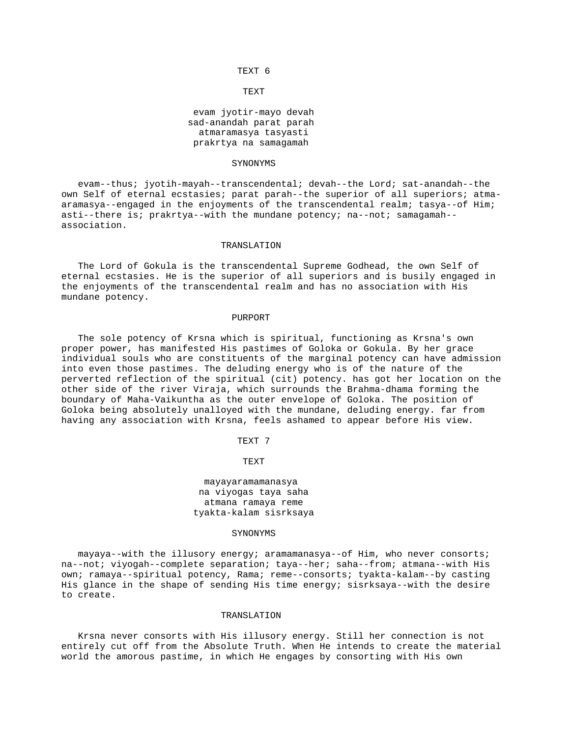### TEXT 6

#### TEXT

evam jyotir-mayo devah
sad-anandah parat parah
atmaramasya tasyasti
prakrtya na samagamah

#### SYNONYMS

evam--thus; jyotih-mayah--transcendental; devah--the Lord; sat-anandah--the own Self of eternal ecstasies; parat parah--the superior of all superiors; atma-aramasya--engaged in the enjoyments of the transcendental realm; tasya--of Him; asti--there is; prakrtya--with the mundane potency; na--not; samagamah--association.

#### TRANSLATION

The Lord of Gokula is the transcendental Supreme Godhead, the own Self of eternal ecstasies. He is the superior of all superiors and is busily engaged in the enjoyments of the transcendental realm and has no association with His mundane potency.

#### PURPORT

The sole potency of Krsna which is spiritual, functioning as Krsna's own proper power, has manifested His pastimes of Goloka or Gokula. By her grace individual souls who are constituents of the marginal potency can have admission into even those pastimes. The deluding energy who is of the nature of the perverted reflection of the spiritual (cit) potency. has got her location on the other side of the river Viraja, which surrounds the Brahma-dhama forming the boundary of Maha-Vaikuntha as the outer envelope of Goloka. The position of Goloka being absolutely unalloyed with the mundane, deluding energy. far from having any association with Krsna, feels ashamed to appear before His view.

### TEXT 7

#### TEXT

mayayaramamanasya
na viyogas taya saha
atmana ramaya reme
tyakta-kalam sisrksaya

#### SYNONYMS

mayaya--with the illusory energy; aramamanasya--of Him, who never consorts; na--not; viyogah--complete separation; taya--her; saha--from; atmana--with His own; ramaya--spiritual potency, Rama; reme--consorts; tyakta-kalam--by casting His glance in the shape of sending His time energy; sisrksaya--with the desire to create.

#### TRANSLATION

Krsna never consorts with His illusory energy. Still her connection is not entirely cut off from the Absolute Truth. When He intends to create the material world the amorous pastime, in which He engages by consorting with His own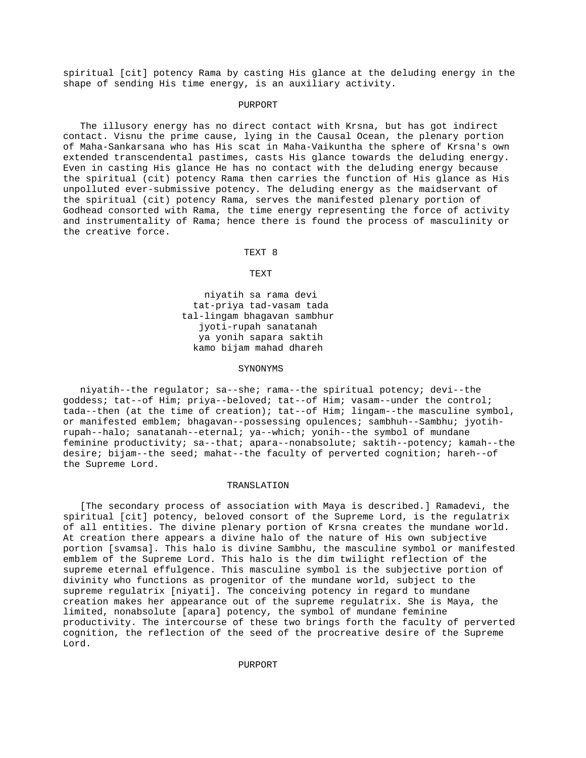spiritual [cit] potency Rama by casting His glance at the deluding energy in the shape of sending His time energy, is an auxiliary activity.

PURPORT

The illusory energy has no direct contact with Krsna, but has got indirect contact. Visnu the prime cause, lying in the Causal Ocean, the plenary portion of Maha-Sankarsana who has His scat in Maha-Vaikuntha the sphere of Krsna's own extended transcendental pastimes, casts His glance towards the deluding energy. Even in casting His glance He has no contact with the deluding energy because the spiritual (cit) potency Rama then carries the function of His glance as His unpolluted ever-submissive potency. The deluding energy as the maidservant of the spiritual (cit) potency Rama, serves the manifested plenary portion of Godhead consorted with Rama, the time energy representing the force of activity and instrumentality of Rama; hence there is found the process of masculinity or the creative force.

TEXT 8

TEXT

niyatih sa rama devi
tat-priya tad-vasam tada
tal-lingam bhagavan sambhur
jyoti-rupah sanatanah
ya yonih sapara saktih
kamo bijam mahad dhareh

SYNONYMS

niyatih--the regulator; sa--she; rama--the spiritual potency; devi--the goddess; tat--of Him; priya--beloved; tat--of Him; vasam--under the control; tada--then (at the time of creation); tat--of Him; lingam--the masculine symbol, or manifested emblem; bhagavan--possessing opulences; sambhuh--Sambhu; jyotih-rupah--halo; sanatanah--eternal; ya--which; yonih--the symbol of mundane feminine productivity; sa--that; apara--nonabsolute; saktih--potency; kamah--the desire; bijam--the seed; mahat--the faculty of perverted cognition; hareh--of the Supreme Lord.

TRANSLATION

[The secondary process of association with Maya is described.] Ramadevi, the spiritual [cit] potency, beloved consort of the Supreme Lord, is the regulatrix of all entities. The divine plenary portion of Krsna creates the mundane world. At creation there appears a divine halo of the nature of His own subjective portion [svamsa]. This halo is divine Sambhu, the masculine symbol or manifested emblem of the Supreme Lord. This halo is the dim twilight reflection of the supreme eternal effulgence. This masculine symbol is the subjective portion of divinity who functions as progenitor of the mundane world, subject to the supreme regulatrix [niyati]. The conceiving potency in regard to mundane creation makes her appearance out of the supreme regulatrix. She is Maya, the limited, nonabsolute [apara] potency, the symbol of mundane feminine productivity. The intercourse of these two brings forth the faculty of perverted cognition, the reflection of the seed of the procreative desire of the Supreme Lord.

PURPORT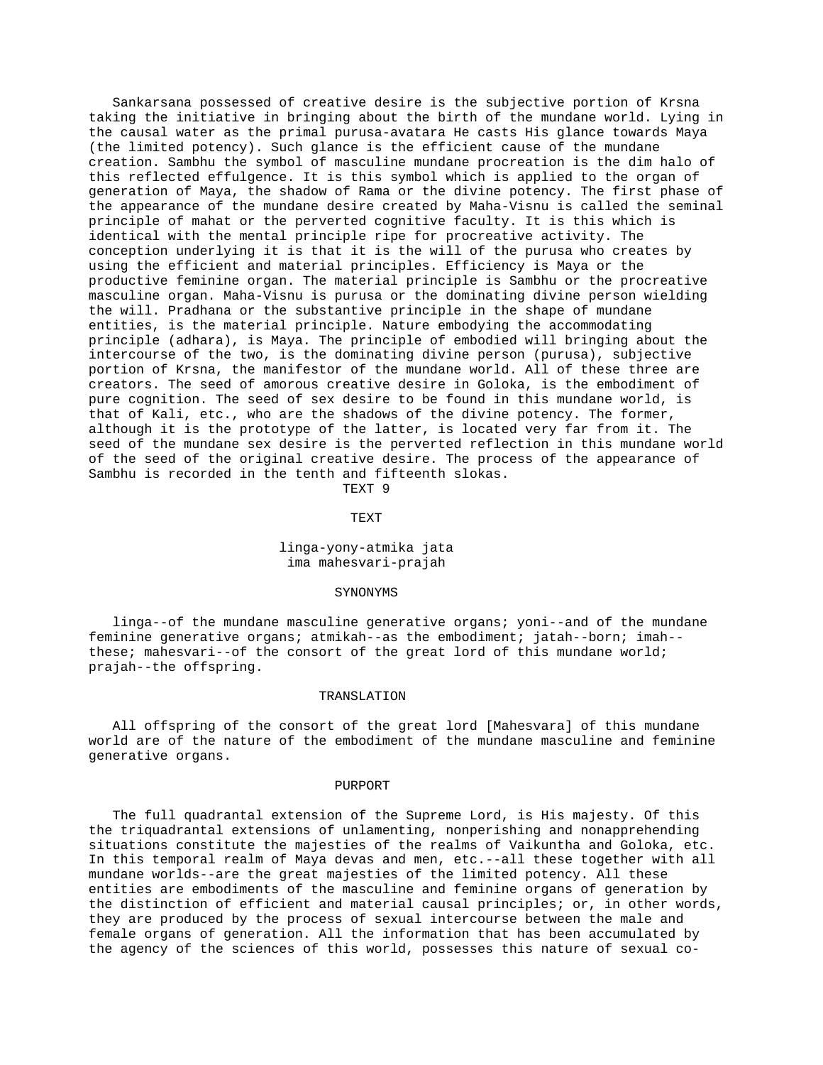Sankarsana possessed of creative desire is the subjective portion of Krsna taking the initiative in bringing about the birth of the mundane world. Lying in the causal water as the primal purusa-avatara He casts His glance towards Maya (the limited potency). Such glance is the efficient cause of the mundane creation. Sambhu the symbol of masculine mundane procreation is the dim halo of this reflected effulgence. It is this symbol which is applied to the organ of generation of Maya, the shadow of Rama or the divine potency. The first phase of the appearance of the mundane desire created by Maha-Visnu is called the seminal principle of mahat or the perverted cognitive faculty. It is this which is identical with the mental principle ripe for procreative activity. The conception underlying it is that it is the will of the purusa who creates by using the efficient and material principles. Efficiency is Maya or the productive feminine organ. The material principle is Sambhu or the procreative masculine organ. Maha-Visnu is purusa or the dominating divine person wielding the will. Pradhana or the substantive principle in the shape of mundane entities, is the material principle. Nature embodying the accommodating principle (adhara), is Maya. The principle of embodied will bringing about the intercourse of the two, is the dominating divine person (purusa), subjective portion of Krsna, the manifestor of the mundane world. All of these three are creators. The seed of amorous creative desire in Goloka, is the embodiment of pure cognition. The seed of sex desire to be found in this mundane world, is that of Kali, etc., who are the shadows of the divine potency. The former, although it is the prototype of the latter, is located very far from it. The seed of the mundane sex desire is the perverted reflection in this mundane world of the seed of the original creative desire. The process of the appearance of Sambhu is recorded in the tenth and fifteenth slokas.

## TEXT 9

### TEXT

linga-yony-atmika jata
ima mahesvari-prajah

### SYNONYMS

linga--of the mundane masculine generative organs; yoni--and of the mundane feminine generative organs; atmikah--as the embodiment; jatah--born; imah--these; mahesvari--of the consort of the great lord of this mundane world; prajah--the offspring.

### TRANSLATION

All offspring of the consort of the great lord [Mahesvara] of this mundane world are of the nature of the embodiment of the mundane masculine and feminine generative organs.

### PURPORT

The full quadrantal extension of the Supreme Lord, is His majesty. Of this the triquadrantal extensions of unlamenting, nonperishing and nonapprehending situations constitute the majesties of the realms of Vaikuntha and Goloka, etc. In this temporal realm of Maya devas and men, etc.--all these together with all mundane worlds--are the great majesties of the limited potency. All these entities are embodiments of the masculine and feminine organs of generation by the distinction of efficient and material causal principles; or, in other words, they are produced by the process of sexual intercourse between the male and female organs of generation. All the information that has been accumulated by the agency of the sciences of this world, possesses this nature of sexual co-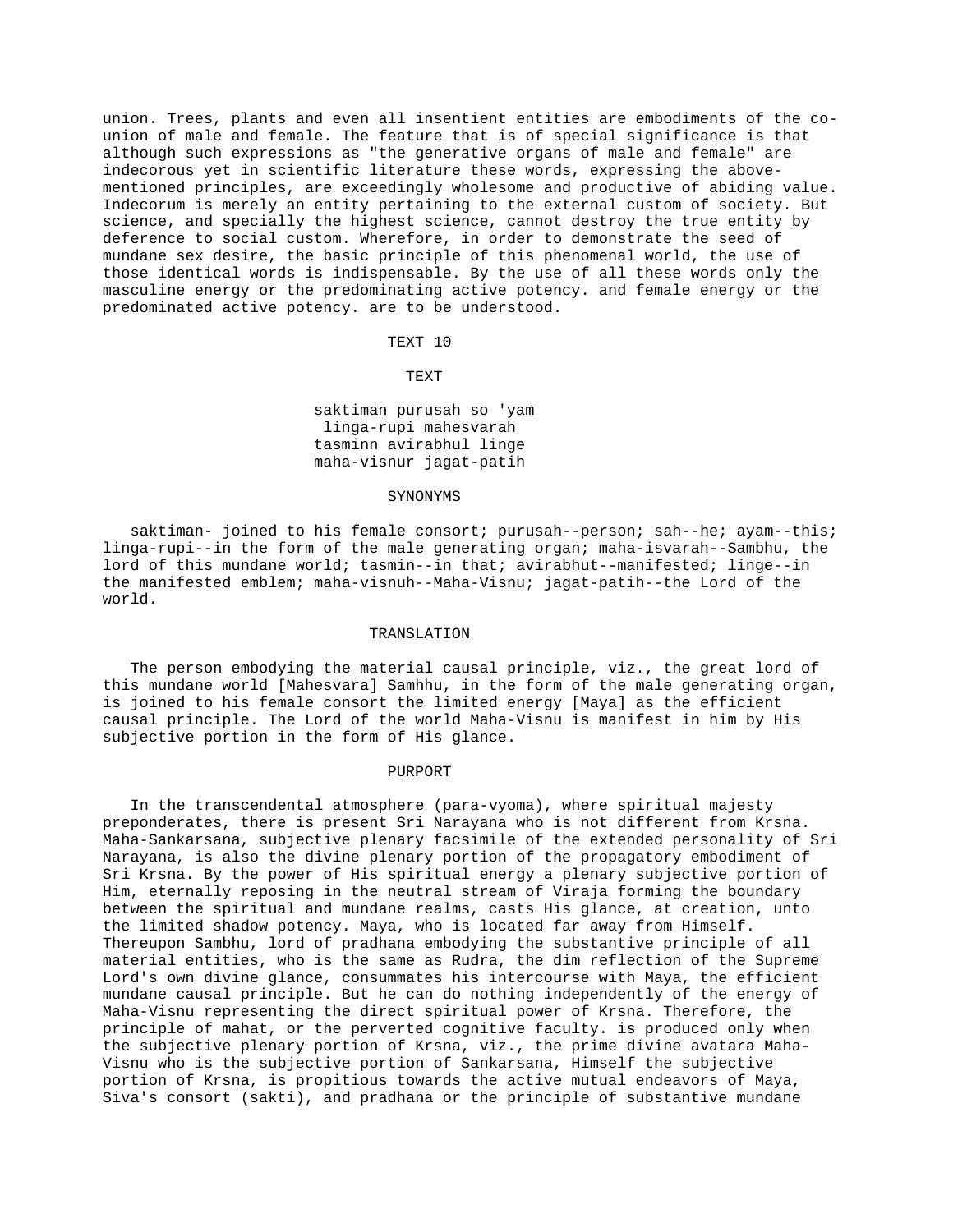union. Trees, plants and even all insentient entities are embodiments of the co-union of male and female. The feature that is of special significance is that although such expressions as "the generative organs of male and female" are indecorous yet in scientific literature these words, expressing the above-mentioned principles, are exceedingly wholesome and productive of abiding value. Indecorum is merely an entity pertaining to the external custom of society. But science, and specially the highest science, cannot destroy the true entity by deference to social custom. Wherefore, in order to demonstrate the seed of mundane sex desire, the basic principle of this phenomenal world, the use of those identical words is indispensable. By the use of all these words only the masculine energy or the predominating active potency. and female energy or the predominated active potency. are to be understood.

TEXT 10

TEXT

saktiman purusah so 'yam
linga-rupi mahesvarah
tasminn avirabhul linge
maha-visnur jagat-patih

SYNONYMS

saktiman- joined to his female consort; purusah--person; sah--he; ayam--this; linga-rupi--in the form of the male generating organ; maha-isvarah--Sambhu, the lord of this mundane world; tasmin--in that; avirabhut--manifested; linge--in the manifested emblem; maha-visnuh--Maha-Visnu; jagat-patih--the Lord of the world.

TRANSLATION

The person embodying the material causal principle, viz., the great lord of this mundane world [Mahesvara] Samhhu, in the form of the male generating organ, is joined to his female consort the limited energy [Maya] as the efficient causal principle. The Lord of the world Maha-Visnu is manifest in him by His subjective portion in the form of His glance.

PURPORT

In the transcendental atmosphere (para-vyoma), where spiritual majesty preponderates, there is present Sri Narayana who is not different from Krsna. Maha-Sankarsana, subjective plenary facsimile of the extended personality of Sri Narayana, is also the divine plenary portion of the propagatory embodiment of Sri Krsna. By the power of His spiritual energy a plenary subjective portion of Him, eternally reposing in the neutral stream of Viraja forming the boundary between the spiritual and mundane realms, casts His glance, at creation, unto the limited shadow potency. Maya, who is located far away from Himself. Thereupon Sambhu, lord of pradhana embodying the substantive principle of all material entities, who is the same as Rudra, the dim reflection of the Supreme Lord's own divine glance, consummates his intercourse with Maya, the efficient mundane causal principle. But he can do nothing independently of the energy of Maha-Visnu representing the direct spiritual power of Krsna. Therefore, the principle of mahat, or the perverted cognitive faculty. is produced only when the subjective plenary portion of Krsna, viz., the prime divine avatara Maha-Visnu who is the subjective portion of Sankarsana, Himself the subjective portion of Krsna, is propitious towards the active mutual endeavors of Maya, Siva's consort (sakti), and pradhana or the principle of substantive mundane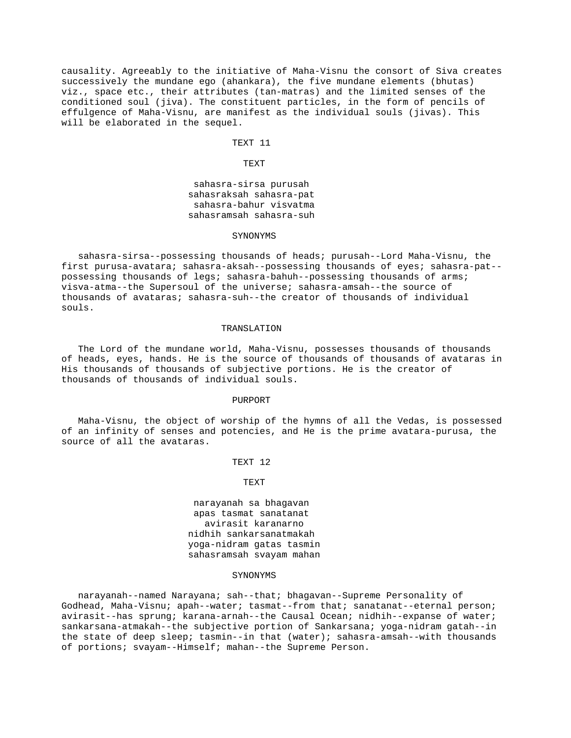causality. Agreeably to the initiative of Maha-Visnu the consort of Siva creates successively the mundane ego (ahankara), the five mundane elements (bhutas) viz., space etc., their attributes (tan-matras) and the limited senses of the conditioned soul (jiva). The constituent particles, in the form of pencils of effulgence of Maha-Visnu, are manifest as the individual souls (jivas). This will be elaborated in the sequel.

## TEXT 11

### TEXT

sahasra-sirsa purusah
sahasraksah sahasra-pat
sahasra-bahur visvatma
sahasramsah sahasra-suh

### SYNONYMS

sahasra-sirsa--possessing thousands of heads; purusah--Lord Maha-Visnu, the first purusa-avatara; sahasra-aksah--possessing thousands of eyes; sahasra-pat--possessing thousands of legs; sahasra-bahuh--possessing thousands of arms; visva-atma--the Supersoul of the universe; sahasra-amsah--the source of thousands of avataras; sahasra-suh--the creator of thousands of individual souls.

### TRANSLATION

The Lord of the mundane world, Maha-Visnu, possesses thousands of thousands of heads, eyes, hands. He is the source of thousands of thousands of avataras in His thousands of thousands of subjective portions. He is the creator of thousands of thousands of individual souls.

### PURPORT

Maha-Visnu, the object of worship of the hymns of all the Vedas, is possessed of an infinity of senses and potencies, and He is the prime avatara-purusa, the source of all the avataras.

## TEXT 12

### TEXT

narayanah sa bhagavan
apas tasmat sanatanat
avirasit karanarno
nidhih sankarsanatmakah
yoga-nidram gatas tasmin
sahasramsah svayam mahan

### SYNONYMS

narayanah--named Narayana; sah--that; bhagavan--Supreme Personality of Godhead, Maha-Visnu; apah--water; tasmat--from that; sanatanat--eternal person; avirasit--has sprung; karana-arnah--the Causal Ocean; nidhih--expanse of water; sankarsana-atmakah--the subjective portion of Sankarsana; yoga-nidram gatah--in the state of deep sleep; tasmin--in that (water); sahasra-amsah--with thousands of portions; svayam--Himself; mahan--the Supreme Person.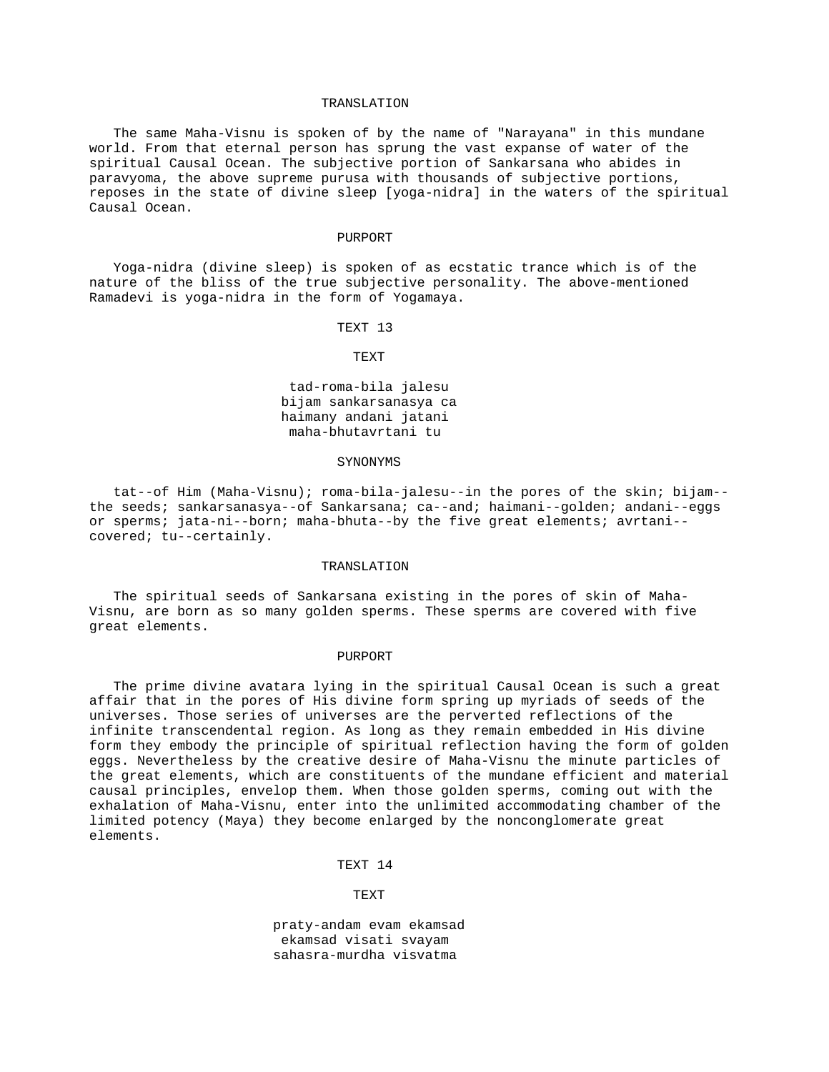### TRANSLATION

The same Maha-Visnu is spoken of by the name of "Narayana" in this mundane world. From that eternal person has sprung the vast expanse of water of the spiritual Causal Ocean. The subjective portion of Sankarsana who abides in paravyoma, the above supreme purusa with thousands of subjective portions, reposes in the state of divine sleep [yoga-nidra] in the waters of the spiritual Causal Ocean.

### PURPORT

Yoga-nidra (divine sleep) is spoken of as ecstatic trance which is of the nature of the bliss of the true subjective personality. The above-mentioned Ramadevi is yoga-nidra in the form of Yogamaya.

## TEXT 13

### TEXT

tad-roma-bila jalesu
bijam sankarsanasya ca
haimany andani jatani
maha-bhutavrtani tu

### SYNONYMS

tat--of Him (Maha-Visnu); roma-bila-jalesu--in the pores of the skin; bijam--the seeds; sankarsanasya--of Sankarsana; ca--and; haimani--golden; andani--eggs or sperms; jata-ni--born; maha-bhuta--by the five great elements; avrtani--covered; tu--certainly.

### TRANSLATION

The spiritual seeds of Sankarsana existing in the pores of skin of Maha-Visnu, are born as so many golden sperms. These sperms are covered with five great elements.

### PURPORT

The prime divine avatara lying in the spiritual Causal Ocean is such a great affair that in the pores of His divine form spring up myriads of seeds of the universes. Those series of universes are the perverted reflections of the infinite transcendental region. As long as they remain embedded in His divine form they embody the principle of spiritual reflection having the form of golden eggs. Nevertheless by the creative desire of Maha-Visnu the minute particles of the great elements, which are constituents of the mundane efficient and material causal principles, envelop them. When those golden sperms, coming out with the exhalation of Maha-Visnu, enter into the unlimited accommodating chamber of the limited potency (Maya) they become enlarged by the nonconglomerate great elements.

## TEXT 14

### TEXT

praty-andam evam ekamsad
ekamsad visati svayam
sahasra-murdha visvatma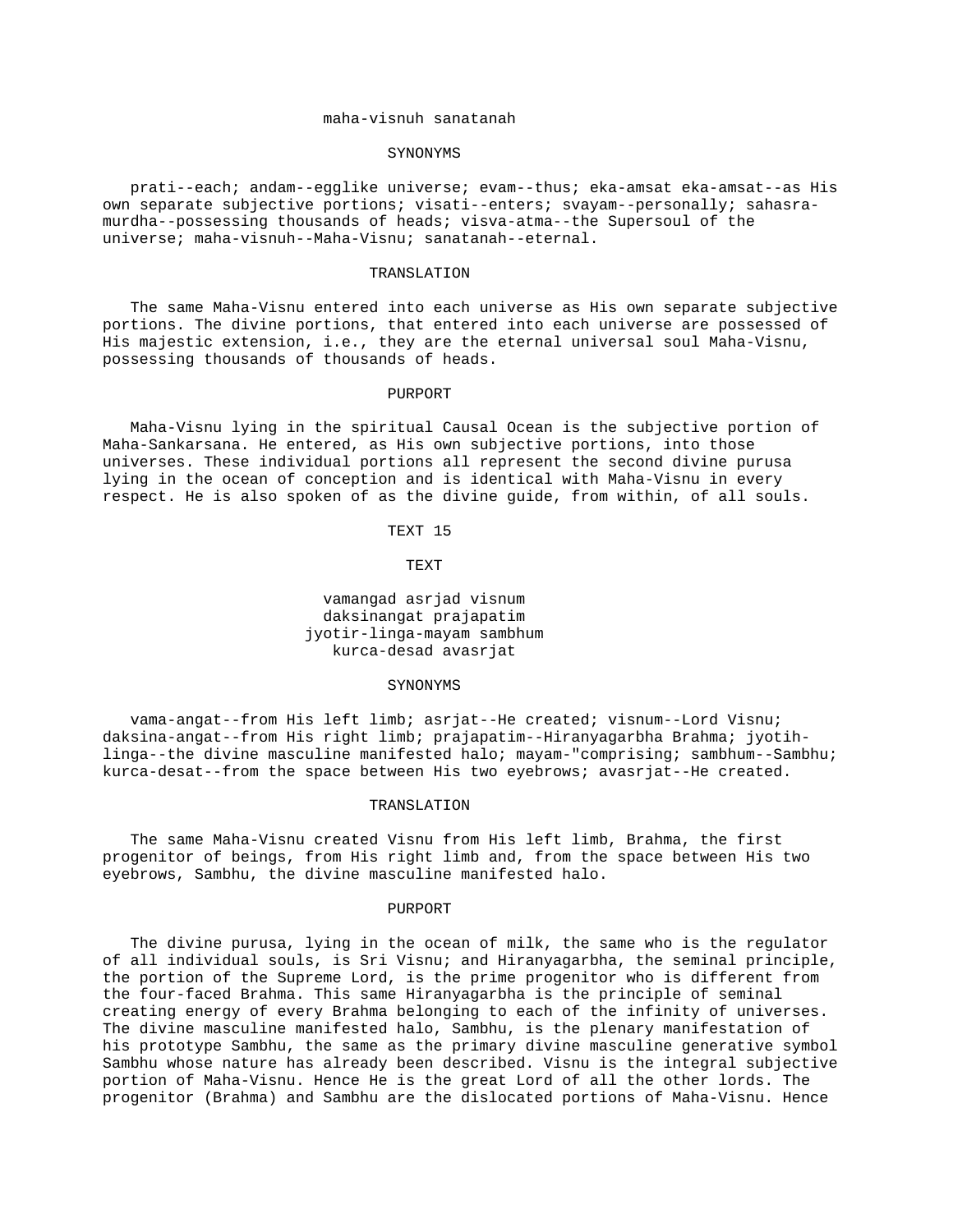maha-visnuh sanatanah

SYNONYMS

prati--each; andam--egglike universe; evam--thus; eka-amsat eka-amsat--as His own separate subjective portions; visati--enters; svayam--personally; sahasra-murdha--possessing thousands of heads; visva-atma--the Supersoul of the universe; maha-visnuh--Maha-Visnu; sanatanah--eternal.

TRANSLATION

The same Maha-Visnu entered into each universe as His own separate subjective portions. The divine portions, that entered into each universe are possessed of His majestic extension, i.e., they are the eternal universal soul Maha-Visnu, possessing thousands of thousands of heads.

PURPORT

Maha-Visnu lying in the spiritual Causal Ocean is the subjective portion of Maha-Sankarsana. He entered, as His own subjective portions, into those universes. These individual portions all represent the second divine purusa lying in the ocean of conception and is identical with Maha-Visnu in every respect. He is also spoken of as the divine guide, from within, of all souls.

TEXT 15

TEXT

vamangad asrjad visnum
daksinangat prajapatim
jyotir-linga-mayam sambhum
kurca-desad avasrjat

SYNONYMS

vama-angat--from His left limb; asrjat--He created; visnum--Lord Visnu; daksina-angat--from His right limb; prajapatim--Hiranyagarbha Brahma; jyotih-linga--the divine masculine manifested halo; mayam-"comprising; sambhum--Sambhu; kurca-desat--from the space between His two eyebrows; avasrjat--He created.

TRANSLATION

The same Maha-Visnu created Visnu from His left limb, Brahma, the first progenitor of beings, from His right limb and, from the space between His two eyebrows, Sambhu, the divine masculine manifested halo.

PURPORT

The divine purusa, lying in the ocean of milk, the same who is the regulator of all individual souls, is Sri Visnu; and Hiranyagarbha, the seminal principle, the portion of the Supreme Lord, is the prime progenitor who is different from the four-faced Brahma. This same Hiranyagarbha is the principle of seminal creating energy of every Brahma belonging to each of the infinity of universes. The divine masculine manifested halo, Sambhu, is the plenary manifestation of his prototype Sambhu, the same as the primary divine masculine generative symbol Sambhu whose nature has already been described. Visnu is the integral subjective portion of Maha-Visnu. Hence He is the great Lord of all the other lords. The progenitor (Brahma) and Sambhu are the dislocated portions of Maha-Visnu. Hence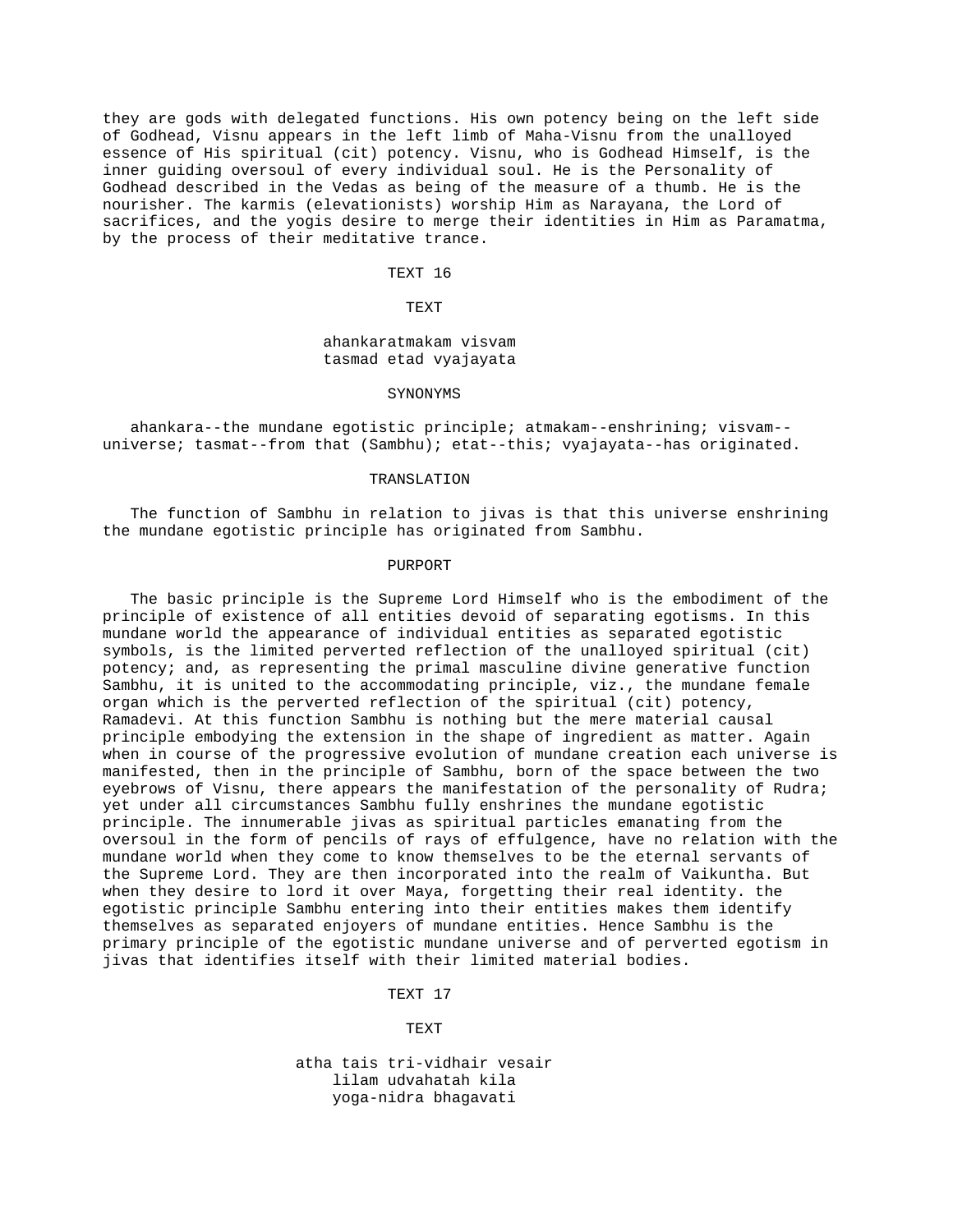they are gods with delegated functions. His own potency being on the left side of Godhead, Visnu appears in the left limb of Maha-Visnu from the unalloyed essence of His spiritual (cit) potency. Visnu, who is Godhead Himself, is the inner guiding oversoul of every individual soul. He is the Personality of Godhead described in the Vedas as being of the measure of a thumb. He is the nourisher. The karmis (elevationists) worship Him as Narayana, the Lord of sacrifices, and the yogis desire to merge their identities in Him as Paramatma, by the process of their meditative trance.

TEXT 16

TEXT

ahankaratmakam visvam
tasmad etad vyajayata

SYNONYMS

ahankara--the mundane egotistic principle; atmakam--enshrining; visvam--universe; tasmat--from that (Sambhu); etat--this; vyajayata--has originated.

TRANSLATION

The function of Sambhu in relation to jivas is that this universe enshrining the mundane egotistic principle has originated from Sambhu.

PURPORT

The basic principle is the Supreme Lord Himself who is the embodiment of the principle of existence of all entities devoid of separating egotisms. In this mundane world the appearance of individual entities as separated egotistic symbols, is the limited perverted reflection of the unalloyed spiritual (cit) potency; and, as representing the primal masculine divine generative function Sambhu, it is united to the accommodating principle, viz., the mundane female organ which is the perverted reflection of the spiritual (cit) potency, Ramadevi. At this function Sambhu is nothing but the mere material causal principle embodying the extension in the shape of ingredient as matter. Again when in course of the progressive evolution of mundane creation each universe is manifested, then in the principle of Sambhu, born of the space between the two eyebrows of Visnu, there appears the manifestation of the personality of Rudra; yet under all circumstances Sambhu fully enshrines the mundane egotistic principle. The innumerable jivas as spiritual particles emanating from the oversoul in the form of pencils of rays of effulgence, have no relation with the mundane world when they come to know themselves to be the eternal servants of the Supreme Lord. They are then incorporated into the realm of Vaikuntha. But when they desire to lord it over Maya, forgetting their real identity. the egotistic principle Sambhu entering into their entities makes them identify themselves as separated enjoyers of mundane entities. Hence Sambhu is the primary principle of the egotistic mundane universe and of perverted egotism in jivas that identifies itself with their limited material bodies.

TEXT 17

TEXT

atha tais tri-vidhair vesair
lilam udvahatah kila
yoga-nidra bhagavati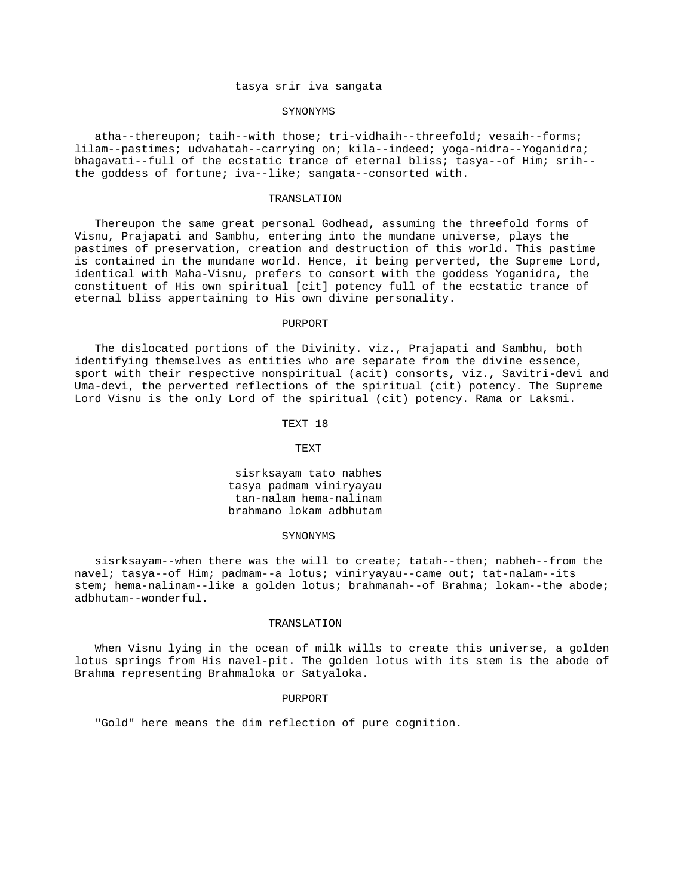tasya srir iva sangata

SYNONYMS

atha--thereupon; taih--with those; tri-vidhaih--threefold; vesaih--forms; lilam--pastimes; udvahatah--carrying on; kila--indeed; yoga-nidra--Yoganidra; bhagavati--full of the ecstatic trance of eternal bliss; tasya--of Him; srih--the goddess of fortune; iva--like; sangata--consorted with.

TRANSLATION

Thereupon the same great personal Godhead, assuming the threefold forms of Visnu, Prajapati and Sambhu, entering into the mundane universe, plays the pastimes of preservation, creation and destruction of this world. This pastime is contained in the mundane world. Hence, it being perverted, the Supreme Lord, identical with Maha-Visnu, prefers to consort with the goddess Yoganidra, the constituent of His own spiritual [cit] potency full of the ecstatic trance of eternal bliss appertaining to His own divine personality.

PURPORT

The dislocated portions of the Divinity. viz., Prajapati and Sambhu, both identifying themselves as entities who are separate from the divine essence, sport with their respective nonspiritual (acit) consorts, viz., Savitri-devi and Uma-devi, the perverted reflections of the spiritual (cit) potency. The Supreme Lord Visnu is the only Lord of the spiritual (cit) potency. Rama or Laksmi.

TEXT 18

TEXT

sisrksayam tato nabhes
tasya padmam viniryayau
tan-nalam hema-nalinam
brahmano lokam adbhutam

SYNONYMS

sisrksayam--when there was the will to create; tatah--then; nabheh--from the navel; tasya--of Him; padmam--a lotus; viniryayau--came out; tat-nalam--its stem; hema-nalinam--like a golden lotus; brahmanah--of Brahma; lokam--the abode; adbhutam--wonderful.

TRANSLATION

When Visnu lying in the ocean of milk wills to create this universe, a golden lotus springs from His navel-pit. The golden lotus with its stem is the abode of Brahma representing Brahmaloka or Satyaloka.

PURPORT

"Gold" here means the dim reflection of pure cognition.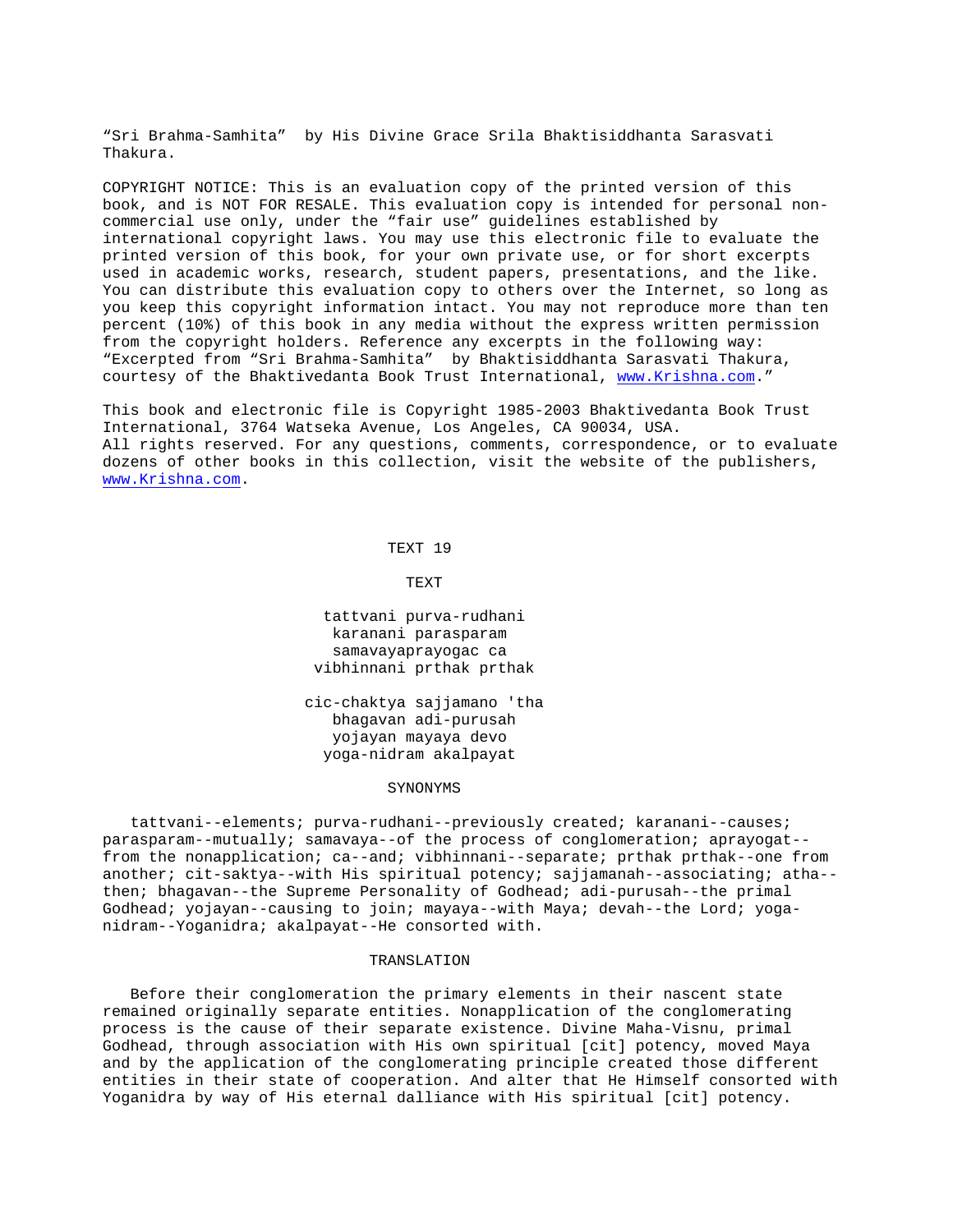"Sri Brahma-Samhita" by His Divine Grace Srila Bhaktisiddhanta Sarasvati Thakura.

COPYRIGHT NOTICE: This is an evaluation copy of the printed version of this book, and is NOT FOR RESALE. This evaluation copy is intended for personal non-commercial use only, under the "fair use" guidelines established by international copyright laws. You may use this electronic file to evaluate the printed version of this book, for your own private use, or for short excerpts used in academic works, research, student papers, presentations, and the like. You can distribute this evaluation copy to others over the Internet, so long as you keep this copyright information intact. You may not reproduce more than ten percent (10%) of this book in any media without the express written permission from the copyright holders. Reference any excerpts in the following way: "Excerpted from "Sri Brahma-Samhita" by Bhaktisiddhanta Sarasvati Thakura, courtesy of the Bhaktivedanta Book Trust International, www.Krishna.com."

This book and electronic file is Copyright 1985-2003 Bhaktivedanta Book Trust International, 3764 Watseka Avenue, Los Angeles, CA 90034, USA. All rights reserved. For any questions, comments, correspondence, or to evaluate dozens of other books in this collection, visit the website of the publishers, www.Krishna.com.

## TEXT 19

### TEXT

tattvani purva-rudhani
karanani parasparam
samavayaprayogac ca
vibhinnani prthak prthak

cic-chaktya sajjamano 'tha
bhagavan adi-purusah
yojayan mayaya devo
yoga-nidram akalpayat

### SYNONYMS

tattvani--elements; purva-rudhani--previously created; karanani--causes; parasparam--mutually; samavaya--of the process of conglomeration; aprayogat--from the nonapplication; ca--and; vibhinnani--separate; prthak prthak--one from another; cit-saktya--with His spiritual potency; sajjamanah--associating; atha--then; bhagavan--the Supreme Personality of Godhead; adi-purusah--the primal Godhead; yojayan--causing to join; mayaya--with Maya; devah--the Lord; yoga-nidram--Yoganidra; akalpayat--He consorted with.

### TRANSLATION

Before their conglomeration the primary elements in their nascent state remained originally separate entities. Nonapplication of the conglomerating process is the cause of their separate existence. Divine Maha-Visnu, primal Godhead, through association with His own spiritual [cit] potency, moved Maya and by the application of the conglomerating principle created those different entities in their state of cooperation. And alter that He Himself consorted with Yoganidra by way of His eternal dalliance with His spiritual [cit] potency.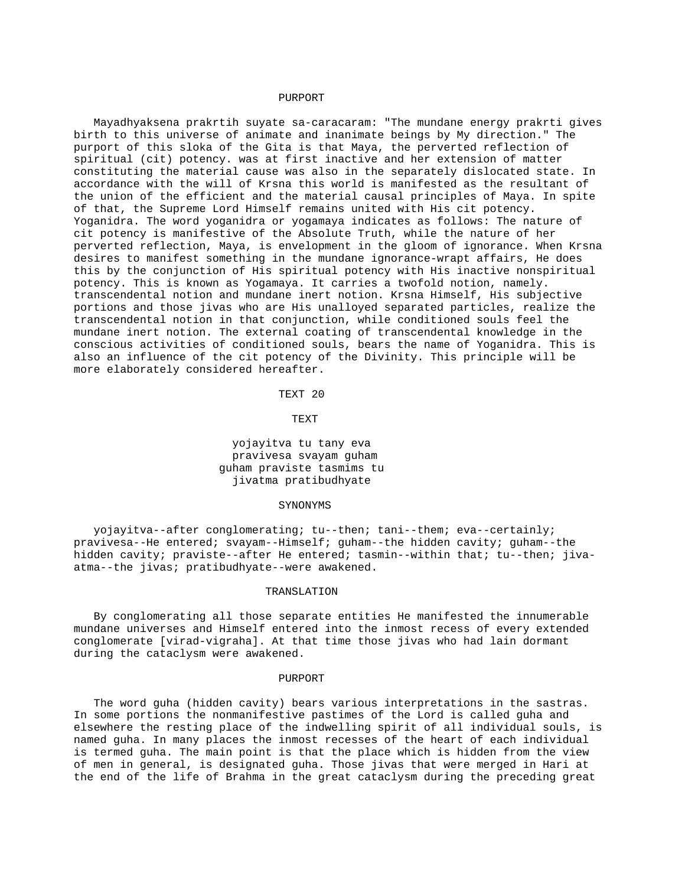## PURPORT

Mayadhyaksena prakrtih suyate sa-caracaram: "The mundane energy prakrti gives birth to this universe of animate and inanimate beings by My direction." The purport of this sloka of the Gita is that Maya, the perverted reflection of spiritual (cit) potency. was at first inactive and her extension of matter constituting the material cause was also in the separately dislocated state. In accordance with the will of Krsna this world is manifested as the resultant of the union of the efficient and the material causal principles of Maya. In spite of that, the Supreme Lord Himself remains united with His cit potency. Yoganidra. The word yoganidra or yogamaya indicates as follows: The nature of cit potency is manifestive of the Absolute Truth, while the nature of her perverted reflection, Maya, is envelopment in the gloom of ignorance. When Krsna desires to manifest something in the mundane ignorance-wrapt affairs, He does this by the conjunction of His spiritual potency with His inactive nonspiritual potency. This is known as Yogamaya. It carries a twofold notion, namely. transcendental notion and mundane inert notion. Krsna Himself, His subjective portions and those jivas who are His unalloyed separated particles, realize the transcendental notion in that conjunction, while conditioned souls feel the mundane inert notion. The external coating of transcendental knowledge in the conscious activities of conditioned souls, bears the name of Yoganidra. This is also an influence of the cit potency of the Divinity. This principle will be more elaborately considered hereafter.

## TEXT 20

### TEXT

yojayitva tu tany eva
pravivesa svayam guham
guham praviste tasmims tu
jivatma pratibudhyate

### SYNONYMS

yojayitva--after conglomerating; tu--then; tani--them; eva--certainly; pravivesa--He entered; svayam--Himself; guham--the hidden cavity; guham--the hidden cavity; praviste--after He entered; tasmin--within that; tu--then; jiva-atma--the jivas; pratibudhyate--were awakened.

### TRANSLATION

By conglomerating all those separate entities He manifested the innumerable mundane universes and Himself entered into the inmost recess of every extended conglomerate [virad-vigraha]. At that time those jivas who had lain dormant during the cataclysm were awakened.

### PURPORT

The word guha (hidden cavity) bears various interpretations in the sastras. In some portions the nonmanifestive pastimes of the Lord is called guha and elsewhere the resting place of the indwelling spirit of all individual souls, is named guha. In many places the inmost recesses of the heart of each individual is termed guha. The main point is that the place which is hidden from the view of men in general, is designated guha. Those jivas that were merged in Hari at the end of the life of Brahma in the great cataclysm during the preceding great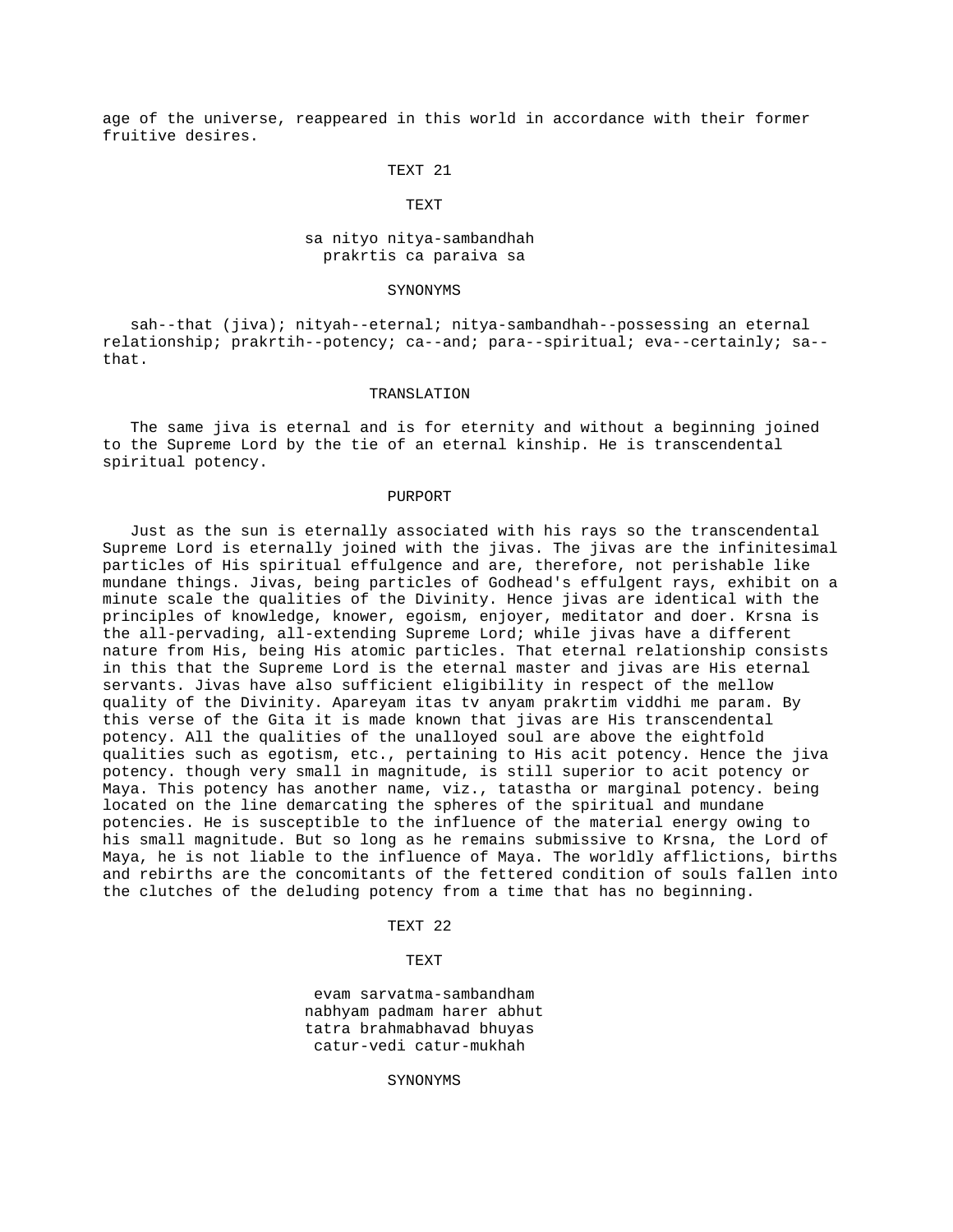age of the universe, reappeared in this world in accordance with their former fruitive desires.

TEXT 21

TEXT

sa nityo nitya-sambandhah
prakrtis ca paraiva sa

SYNONYMS

sah--that (jiva); nityah--eternal; nitya-sambandhah--possessing an eternal relationship; prakrtih--potency; ca--and; para--spiritual; eva--certainly; sa--that.

TRANSLATION

The same jiva is eternal and is for eternity and without a beginning joined to the Supreme Lord by the tie of an eternal kinship. He is transcendental spiritual potency.

PURPORT

Just as the sun is eternally associated with his rays so the transcendental Supreme Lord is eternally joined with the jivas. The jivas are the infinitesimal particles of His spiritual effulgence and are, therefore, not perishable like mundane things. Jivas, being particles of Godhead's effulgent rays, exhibit on a minute scale the qualities of the Divinity. Hence jivas are identical with the principles of knowledge, knower, egoism, enjoyer, meditator and doer. Krsna is the all-pervading, all-extending Supreme Lord; while jivas have a different nature from His, being His atomic particles. That eternal relationship consists in this that the Supreme Lord is the eternal master and jivas are His eternal servants. Jivas have also sufficient eligibility in respect of the mellow quality of the Divinity. Apareyam itas tv anyam prakrtim viddhi me param. By this verse of the Gita it is made known that jivas are His transcendental potency. All the qualities of the unalloyed soul are above the eightfold qualities such as egotism, etc., pertaining to His acit potency. Hence the jiva potency. though very small in magnitude, is still superior to acit potency or Maya. This potency has another name, viz., tatastha or marginal potency. being located on the line demarcating the spheres of the spiritual and mundane potencies. He is susceptible to the influence of the material energy owing to his small magnitude. But so long as he remains submissive to Krsna, the Lord of Maya, he is not liable to the influence of Maya. The worldly afflictions, births and rebirths are the concomitants of the fettered condition of souls fallen into the clutches of the deluding potency from a time that has no beginning.

TEXT 22

TEXT

evam sarvatma-sambandham
nabhyam padmam harer abhut
tatra brahmabhavad bhuyas
catur-vedi catur-mukhah

SYNONYMS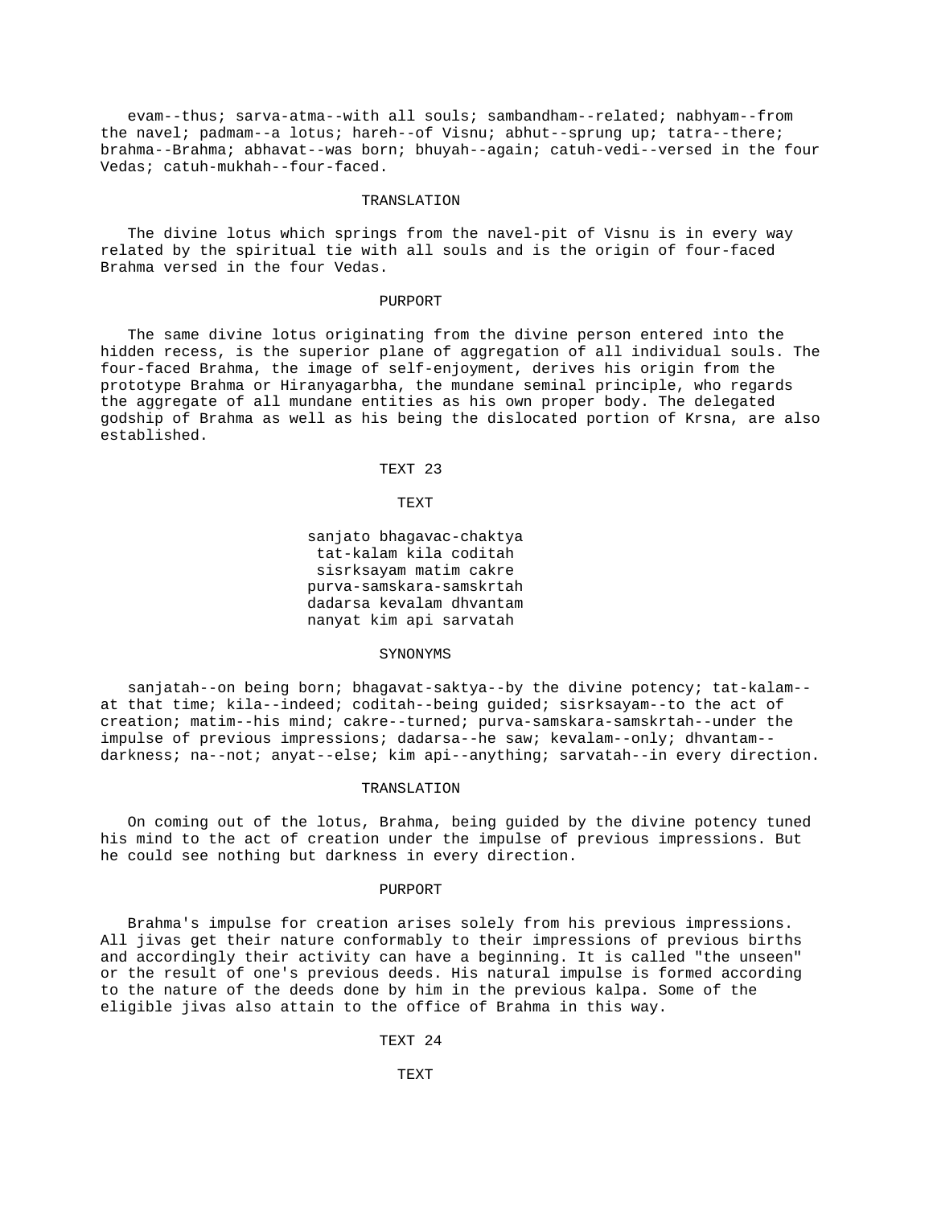evam--thus; sarva-atma--with all souls; sambandham--related; nabhyam--from the navel; padmam--a lotus; hareh--of Visnu; abhut--sprung up; tatra--there; brahma--Brahma; abhavat--was born; bhuyah--again; catuh-vedi--versed in the four Vedas; catuh-mukhah--four-faced.

### TRANSLATION

The divine lotus which springs from the navel-pit of Visnu is in every way related by the spiritual tie with all souls and is the origin of four-faced Brahma versed in the four Vedas.

### PURPORT

The same divine lotus originating from the divine person entered into the hidden recess, is the superior plane of aggregation of all individual souls. The four-faced Brahma, the image of self-enjoyment, derives his origin from the prototype Brahma or Hiranyagarbha, the mundane seminal principle, who regards the aggregate of all mundane entities as his own proper body. The delegated godship of Brahma as well as his being the dislocated portion of Krsna, are also established.

## TEXT 23

### TEXT

sanjato bhagavac-chaktya
tat-kalam kila coditah
sisrksayam matim cakre
purva-samskara-samskrtah
dadarsa kevalam dhvantam
nanyat kim api sarvatah

### SYNONYMS

sanjatah--on being born; bhagavat-saktya--by the divine potency; tat-kalam--at that time; kila--indeed; coditah--being guided; sisrksayam--to the act of creation; matim--his mind; cakre--turned; purva-samskara-samskrtah--under the impulse of previous impressions; dadarsa--he saw; kevalam--only; dhvantam--darkness; na--not; anyat--else; kim api--anything; sarvatah--in every direction.

### TRANSLATION

On coming out of the lotus, Brahma, being guided by the divine potency tuned his mind to the act of creation under the impulse of previous impressions. But he could see nothing but darkness in every direction.

### PURPORT

Brahma's impulse for creation arises solely from his previous impressions. All jivas get their nature conformably to their impressions of previous births and accordingly their activity can have a beginning. It is called "the unseen" or the result of one's previous deeds. His natural impulse is formed according to the nature of the deeds done by him in the previous kalpa. Some of the eligible jivas also attain to the office of Brahma in this way.

## TEXT 24

### TEXT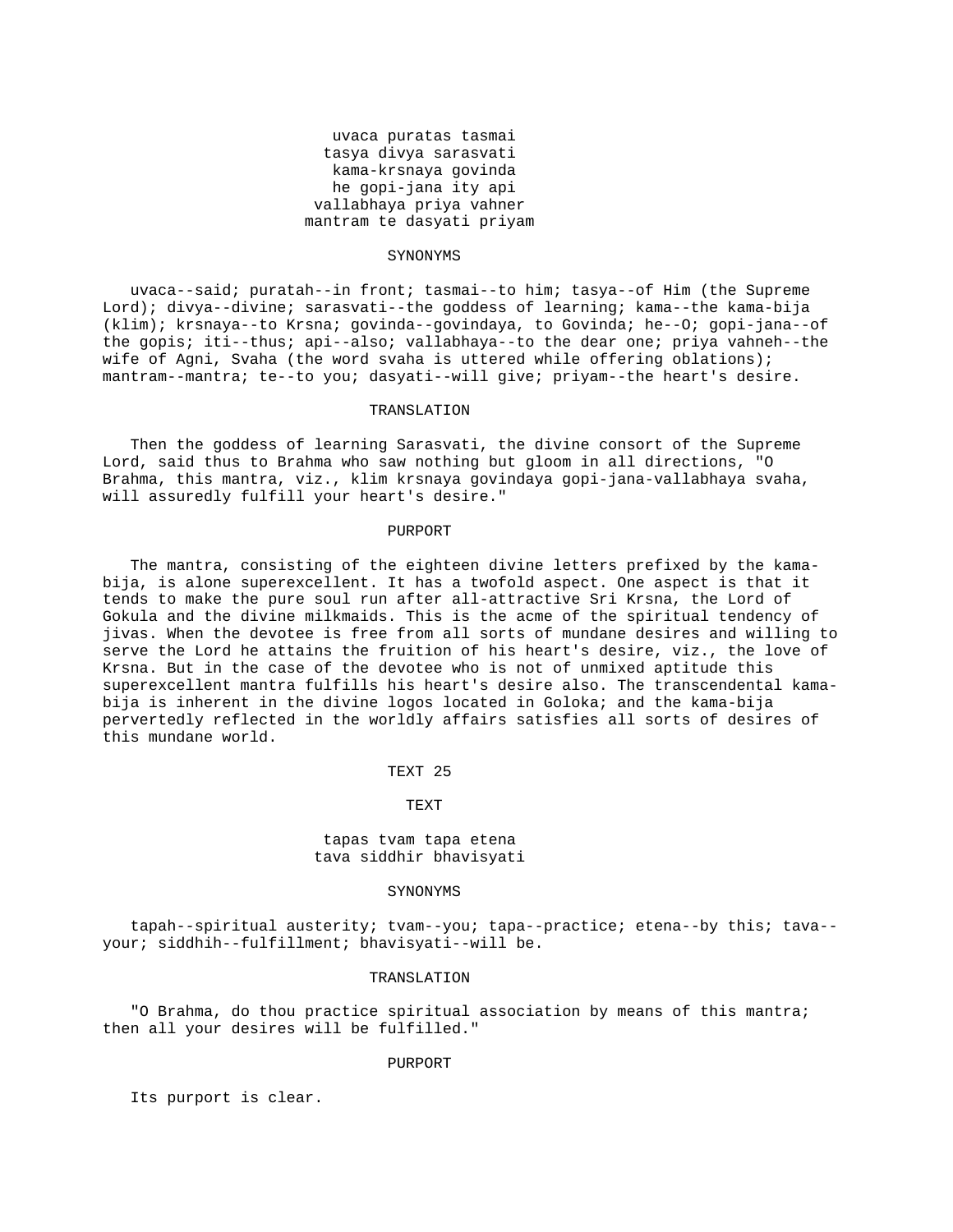uvaca puratas tasmai
tasya divya sarasvati
kama-krsnaya govinda
he gopi-jana ity api
vallabhaya priya vahner
mantram te dasyati priyam

SYNONYMS

uvaca--said; puratah--in front; tasmai--to him; tasya--of Him (the Supreme Lord); divya--divine; sarasvati--the goddess of learning; kama--the kama-bija (klim); krsnaya--to Krsna; govinda--govindaya, to Govinda; he--O; gopi-jana--of the gopis; iti--thus; api--also; vallabhaya--to the dear one; priya vahneh--the wife of Agni, Svaha (the word svaha is uttered while offering oblations); mantram--mantra; te--to you; dasyati--will give; priyam--the heart's desire.

TRANSLATION

Then the goddess of learning Sarasvati, the divine consort of the Supreme Lord, said thus to Brahma who saw nothing but gloom in all directions, "O Brahma, this mantra, viz., klim krsnaya govindaya gopi-jana-vallabhaya svaha, will assuredly fulfill your heart's desire."

PURPORT

The mantra, consisting of the eighteen divine letters prefixed by the kama-bija, is alone superexcellent. It has a twofold aspect. One aspect is that it tends to make the pure soul run after all-attractive Sri Krsna, the Lord of Gokula and the divine milkmaids. This is the acme of the spiritual tendency of jivas. When the devotee is free from all sorts of mundane desires and willing to serve the Lord he attains the fruition of his heart's desire, viz., the love of Krsna. But in the case of the devotee who is not of unmixed aptitude this superexcellent mantra fulfills his heart's desire also. The transcendental kama-bija is inherent in the divine logos located in Goloka; and the kama-bija pervertedly reflected in the worldly affairs satisfies all sorts of desires of this mundane world.

TEXT 25

TEXT

tapas tvam tapa etena
tava siddhir bhavisyati

SYNONYMS

tapah--spiritual austerity; tvam--you; tapa--practice; etena--by this; tava--your; siddhih--fulfillment; bhavisyati--will be.

TRANSLATION

"O Brahma, do thou practice spiritual association by means of this mantra; then all your desires will be fulfilled."

PURPORT

Its purport is clear.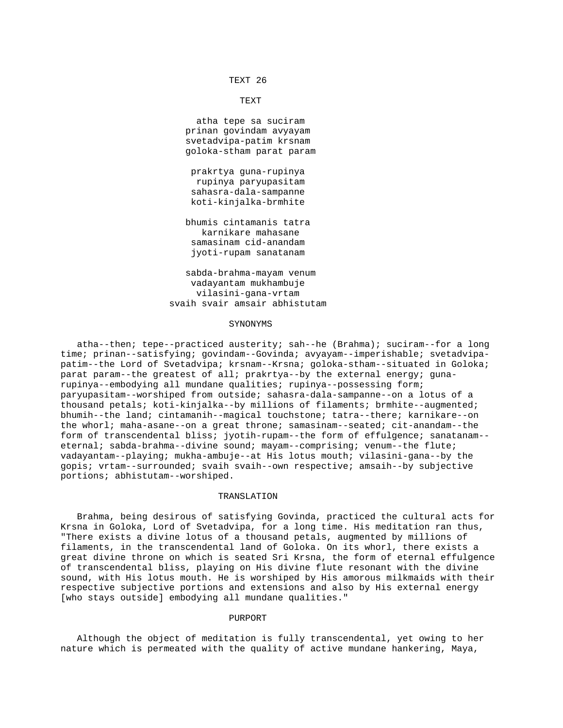## TEXT 26

### TEXT

atha tepe sa suciram  
prinan govindam avyayam  
svetadvipa-patim krsnam  
goloka-stham parat param

prakrtya guna-rupinya  
rupinya paryupasitam  
sahasra-dala-sampanne  
koti-kinjalka-brmhite

bhumis cintamanis tatra  
karnikare mahasane  
samasinam cid-anandam  
jyoti-rupam sanatanam

sabda-brahma-mayam venum  
vadayantam mukhambuje  
vilasini-gana-vrtam  
svaih svair amsair abhistutam

### SYNONYMS

atha--then; tepe--practiced austerity; sah--he (Brahma); suciram--for a long time; prinan--satisfying; govindam--Govinda; avyayam--imperishable; svetadvipa-patim--the Lord of Svetadvipa; krsnam--Krsna; goloka-stham--situated in Goloka; parat param--the greatest of all; prakrtya--by the external energy; guna-rupinya--embodying all mundane qualities; rupinya--possessing form; paryupasitam--worshiped from outside; sahasra-dala-sampanne--on a lotus of a thousand petals; koti-kinjalka--by millions of filaments; brmhite--augmented; bhumih--the land; cintamanih--magical touchstone; tatra--there; karnikare--on the whorl; maha-asane--on a great throne; samasinam--seated; cit-anandam--the form of transcendental bliss; jyotih-rupam--the form of effulgence; sanatanam--eternal; sabda-brahma--divine sound; mayam--comprising; venum--the flute; vadayantam--playing; mukha-ambuje--at His lotus mouth; vilasini-gana--by the gopis; vrtam--surrounded; svaih svaih--own respective; amsaih--by subjective portions; abhistutam--worshiped.

### TRANSLATION

Brahma, being desirous of satisfying Govinda, practiced the cultural acts for Krsna in Goloka, Lord of Svetadvipa, for a long time. His meditation ran thus, "There exists a divine lotus of a thousand petals, augmented by millions of filaments, in the transcendental land of Goloka. On its whorl, there exists a great divine throne on which is seated Sri Krsna, the form of eternal effulgence of transcendental bliss, playing on His divine flute resonant with the divine sound, with His lotus mouth. He is worshiped by His amorous milkmaids with their respective subjective portions and extensions and also by His external energy [who stays outside] embodying all mundane qualities."

### PURPORT

Although the object of meditation is fully transcendental, yet owing to her nature which is permeated with the quality of active mundane hankering, Maya,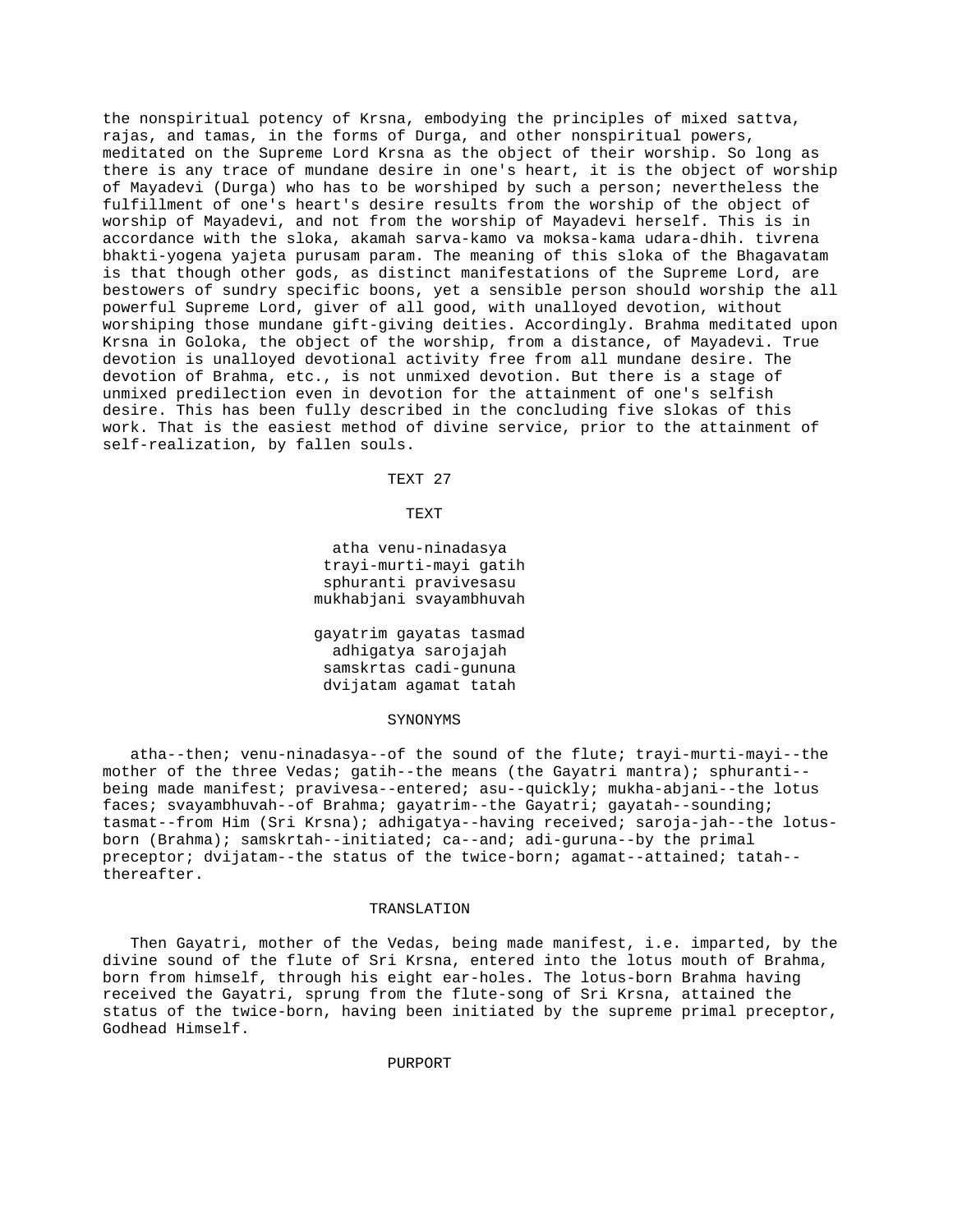the nonspiritual potency of Krsna, embodying the principles of mixed sattva, rajas, and tamas, in the forms of Durga, and other nonspiritual powers, meditated on the Supreme Lord Krsna as the object of their worship. So long as there is any trace of mundane desire in one's heart, it is the object of worship of Mayadevi (Durga) who has to be worshiped by such a person; nevertheless the fulfillment of one's heart's desire results from the worship of the object of worship of Mayadevi, and not from the worship of Mayadevi herself. This is in accordance with the sloka, akamah sarva-kamo va moksa-kama udara-dhih. tivrena bhakti-yogena yajeta purusam param. The meaning of this sloka of the Bhagavatam is that though other gods, as distinct manifestations of the Supreme Lord, are bestowers of sundry specific boons, yet a sensible person should worship the all powerful Supreme Lord, giver of all good, with unalloyed devotion, without worshiping those mundane gift-giving deities. Accordingly. Brahma meditated upon Krsna in Goloka, the object of the worship, from a distance, of Mayadevi. True devotion is unalloyed devotional activity free from all mundane desire. The devotion of Brahma, etc., is not unmixed devotion. But there is a stage of unmixed predilection even in devotion for the attainment of one's selfish desire. This has been fully described in the concluding five slokas of this work. That is the easiest method of divine service, prior to the attainment of self-realization, by fallen souls.

## TEXT 27

### TEXT

atha venu-ninadasya
trayi-murti-mayi gatih
sphuranti pravivesasu
mukhabjani svayambhuvah

gayatrim gayatas tasmad
adhigatya sarojajah
samskrtas cadi-gununa
dvijatam agamat tatah

### SYNONYMS

atha--then; venu-ninadasya--of the sound of the flute; trayi-murti-mayi--the mother of the three Vedas; gatih--the means (the Gayatri mantra); sphuranti--being made manifest; pravivesa--entered; asu--quickly; mukha-abjani--the lotus faces; svayambhuvah--of Brahma; gayatrim--the Gayatri; gayatah--sounding; tasmat--from Him (Sri Krsna); adhigatya--having received; saroja-jah--the lotus-born (Brahma); samskrtah--initiated; ca--and; adi-guruna--by the primal preceptor; dvijatam--the status of the twice-born; agamat--attained; tatah--thereafter.

### TRANSLATION

Then Gayatri, mother of the Vedas, being made manifest, i.e. imparted, by the divine sound of the flute of Sri Krsna, entered into the lotus mouth of Brahma, born from himself, through his eight ear-holes. The lotus-born Brahma having received the Gayatri, sprung from the flute-song of Sri Krsna, attained the status of the twice-born, having been initiated by the supreme primal preceptor, Godhead Himself.

### PURPORT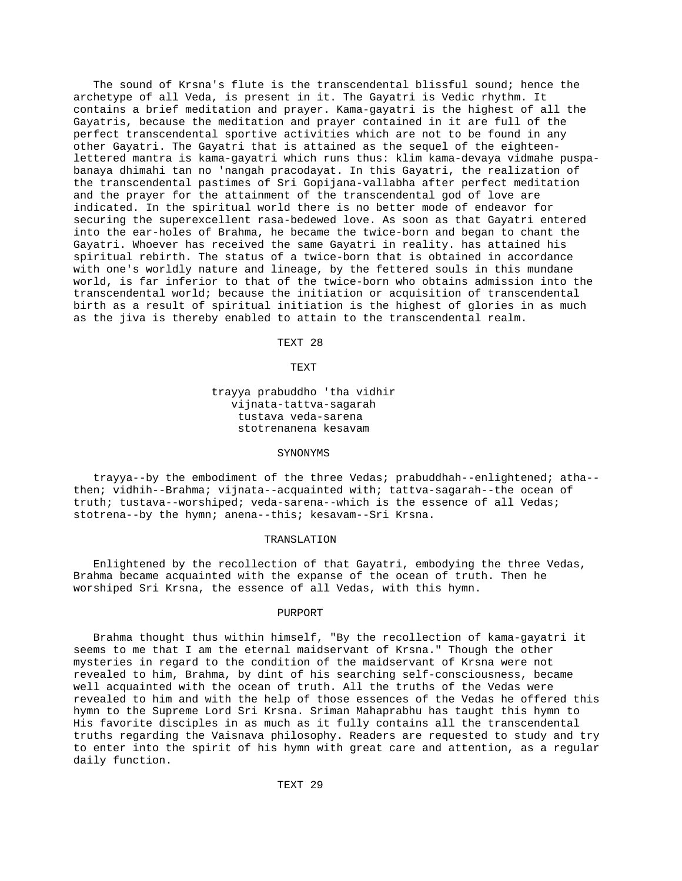The sound of Krsna's flute is the transcendental blissful sound; hence the archetype of all Veda, is present in it. The Gayatri is Vedic rhythm. It contains a brief meditation and prayer. Kama-gayatri is the highest of all the Gayatris, because the meditation and prayer contained in it are full of the perfect transcendental sportive activities which are not to be found in any other Gayatri. The Gayatri that is attained as the sequel of the eighteen-lettered mantra is kama-gayatri which runs thus: klim kama-devaya vidmahe puspa-banaya dhimahi tan no 'nangah pracodayat. In this Gayatri, the realization of the transcendental pastimes of Sri Gopijana-vallabha after perfect meditation and the prayer for the attainment of the transcendental god of love are indicated. In the spiritual world there is no better mode of endeavor for securing the superexcellent rasa-bedewed love. As soon as that Gayatri entered into the ear-holes of Brahma, he became the twice-born and began to chant the Gayatri. Whoever has received the same Gayatri in reality. has attained his spiritual rebirth. The status of a twice-born that is obtained in accordance with one's worldly nature and lineage, by the fettered souls in this mundane world, is far inferior to that of the twice-born who obtains admission into the transcendental world; because the initiation or acquisition of transcendental birth as a result of spiritual initiation is the highest of glories in as much as the jiva is thereby enabled to attain to the transcendental realm.

## TEXT 28

### TEXT

trayya prabuddho 'tha vidhir
vijnata-tattva-sagarah
tustava veda-sarena
stotrenanena kesavam

### SYNONYMS

trayya--by the embodiment of the three Vedas; prabuddhah--enlightened; atha--then; vidhih--Brahma; vijnata--acquainted with; tattva-sagarah--the ocean of truth; tustava--worshiped; veda-sarena--which is the essence of all Vedas; stotrena--by the hymn; anena--this; kesavam--Sri Krsna.

### TRANSLATION

Enlightened by the recollection of that Gayatri, embodying the three Vedas, Brahma became acquainted with the expanse of the ocean of truth. Then he worshiped Sri Krsna, the essence of all Vedas, with this hymn.

### PURPORT

Brahma thought thus within himself, "By the recollection of kama-gayatri it seems to me that I am the eternal maidservant of Krsna." Though the other mysteries in regard to the condition of the maidservant of Krsna were not revealed to him, Brahma, by dint of his searching self-consciousness, became well acquainted with the ocean of truth. All the truths of the Vedas were revealed to him and with the help of those essences of the Vedas he offered this hymn to the Supreme Lord Sri Krsna. Sriman Mahaprabhu has taught this hymn to His favorite disciples in as much as it fully contains all the transcendental truths regarding the Vaisnava philosophy. Readers are requested to study and try to enter into the spirit of his hymn with great care and attention, as a regular daily function.

## TEXT 29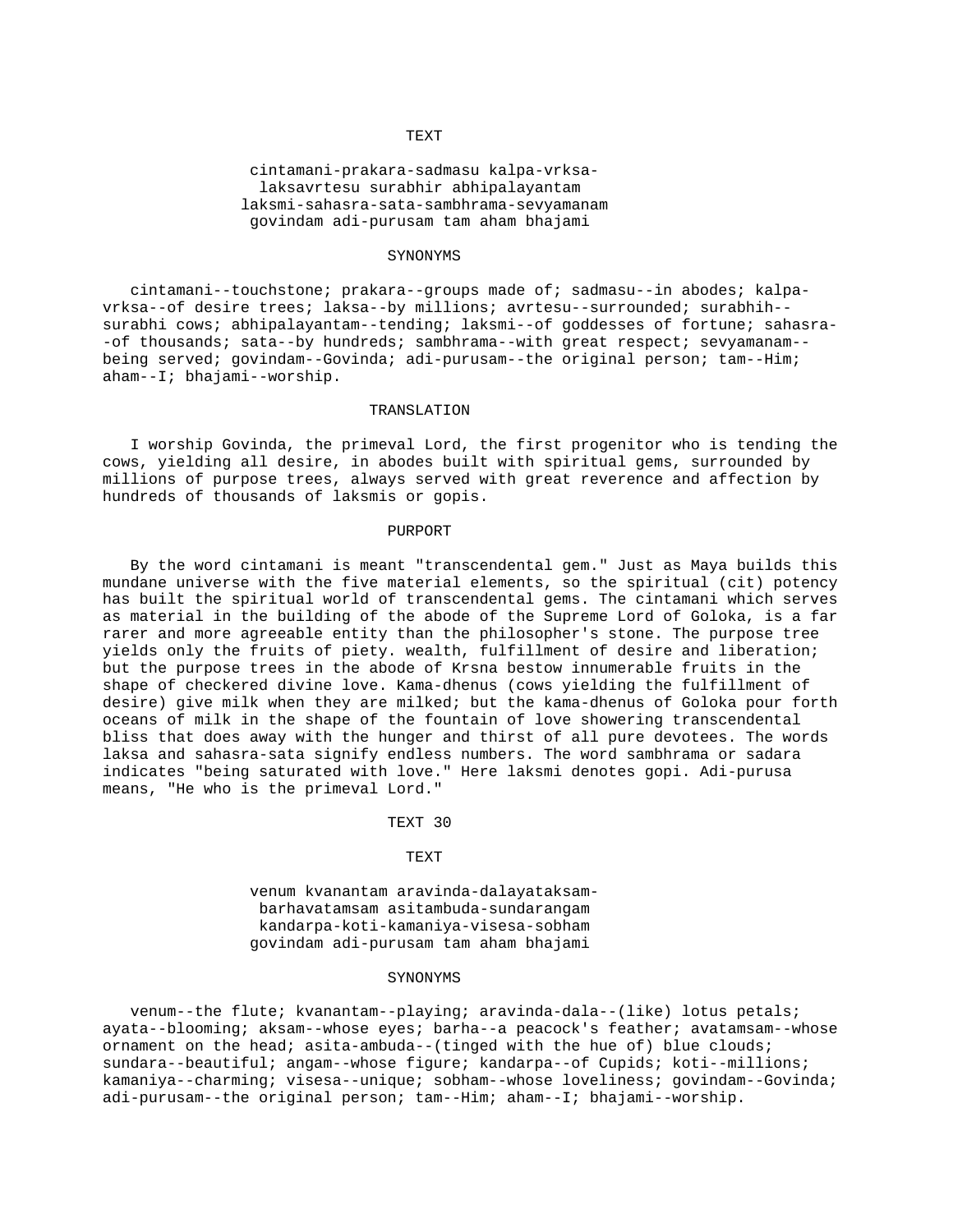TEXT

cintamani-prakara-sadmasu kalpa-vrksa-
laksavrtesu surabhir abhipalayantam
laksmi-sahasra-sata-sambhrama-sevyamanam
govindam adi-purusam tam aham bhajami

SYNONYMS

cintamani--touchstone; prakara--groups made of; sadmasu--in abodes; kalpa-vrksa--of desire trees; laksa--by millions; avrtesu--surrounded; surabhih--surabhi cows; abhipalayantam--tending; laksmi--of goddesses of fortune; sahasra--of thousands; sata--by hundreds; sambhrama--with great respect; sevyamanam--being served; govindam--Govinda; adi-purusam--the original person; tam--Him; aham--I; bhajami--worship.

TRANSLATION

I worship Govinda, the primeval Lord, the first progenitor who is tending the cows, yielding all desire, in abodes built with spiritual gems, surrounded by millions of purpose trees, always served with great reverence and affection by hundreds of thousands of laksmis or gopis.

PURPORT

By the word cintamani is meant "transcendental gem." Just as Maya builds this mundane universe with the five material elements, so the spiritual (cit) potency has built the spiritual world of transcendental gems. The cintamani which serves as material in the building of the abode of the Supreme Lord of Goloka, is a far rarer and more agreeable entity than the philosopher's stone. The purpose tree yields only the fruits of piety. wealth, fulfillment of desire and liberation; but the purpose trees in the abode of Krsna bestow innumerable fruits in the shape of checkered divine love. Kama-dhenus (cows yielding the fulfillment of desire) give milk when they are milked; but the kama-dhenus of Goloka pour forth oceans of milk in the shape of the fountain of love showering transcendental bliss that does away with the hunger and thirst of all pure devotees. The words laksa and sahasra-sata signify endless numbers. The word sambhrama or sadara indicates "being saturated with love." Here laksmi denotes gopi. Adi-purusa means, "He who is the primeval Lord."

TEXT 30

TEXT

venum kvanantam aravinda-dalayataksam-
barhavatamsam asitambuda-sundarangam
kandarpa-koti-kamaniya-visesa-sobham
govindam adi-purusam tam aham bhajami

SYNONYMS

venum--the flute; kvanantam--playing; aravinda-dala--(like) lotus petals; ayata--blooming; aksam--whose eyes; barha--a peacock's feather; avatamsam--whose ornament on the head; asita-ambuda--(tinged with the hue of) blue clouds; sundara--beautiful; angam--whose figure; kandarpa--of Cupids; koti--millions; kamaniya--charming; visesa--unique; sobham--whose loveliness; govindam--Govinda; adi-purusam--the original person; tam--Him; aham--I; bhajami--worship.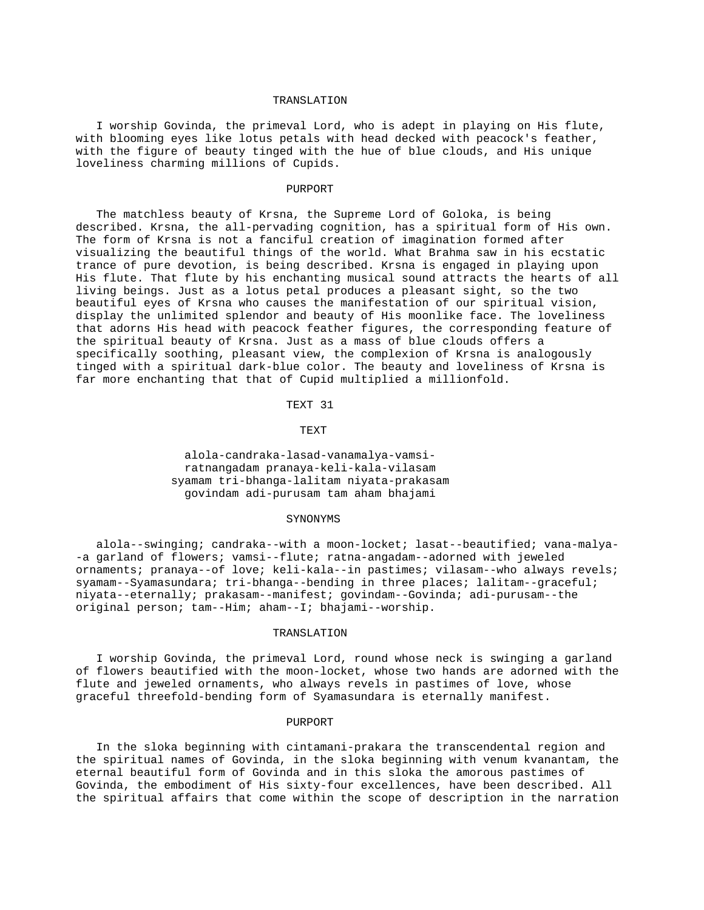### TRANSLATION

I worship Govinda, the primeval Lord, who is adept in playing on His flute, with blooming eyes like lotus petals with head decked with peacock's feather, with the figure of beauty tinged with the hue of blue clouds, and His unique loveliness charming millions of Cupids.

### PURPORT

The matchless beauty of Krsna, the Supreme Lord of Goloka, is being described. Krsna, the all-pervading cognition, has a spiritual form of His own. The form of Krsna is not a fanciful creation of imagination formed after visualizing the beautiful things of the world. What Brahma saw in his ecstatic trance of pure devotion, is being described. Krsna is engaged in playing upon His flute. That flute by his enchanting musical sound attracts the hearts of all living beings. Just as a lotus petal produces a pleasant sight, so the two beautiful eyes of Krsna who causes the manifestation of our spiritual vision, display the unlimited splendor and beauty of His moonlike face. The loveliness that adorns His head with peacock feather figures, the corresponding feature of the spiritual beauty of Krsna. Just as a mass of blue clouds offers a specifically soothing, pleasant view, the complexion of Krsna is analogously tinged with a spiritual dark-blue color. The beauty and loveliness of Krsna is far more enchanting that that of Cupid multiplied a millionfold.

## TEXT 31

### TEXT

alola-candraka-lasad-vanamalya-vamsi-
ratnangadam pranaya-keli-kala-vilasam
syamam tri-bhanga-lalitam niyata-prakasam
govindam adi-purusam tam aham bhajami

### SYNONYMS

alola--swinging; candraka--with a moon-locket; lasat--beautified; vana-malya--a garland of flowers; vamsi--flute; ratna-angadam--adorned with jeweled ornaments; pranaya--of love; keli-kala--in pastimes; vilasam--who always revels; syamam--Syamasundara; tri-bhanga--bending in three places; lalitam--graceful; niyata--eternally; prakasam--manifest; govindam--Govinda; adi-purusam--the original person; tam--Him; aham--I; bhajami--worship.

### TRANSLATION

I worship Govinda, the primeval Lord, round whose neck is swinging a garland of flowers beautified with the moon-locket, whose two hands are adorned with the flute and jeweled ornaments, who always revels in pastimes of love, whose graceful threefold-bending form of Syamasundara is eternally manifest.

### PURPORT

In the sloka beginning with cintamani-prakara the transcendental region and the spiritual names of Govinda, in the sloka beginning with venum kvanantam, the eternal beautiful form of Govinda and in this sloka the amorous pastimes of Govinda, the embodiment of His sixty-four excellences, have been described. All the spiritual affairs that come within the scope of description in the narration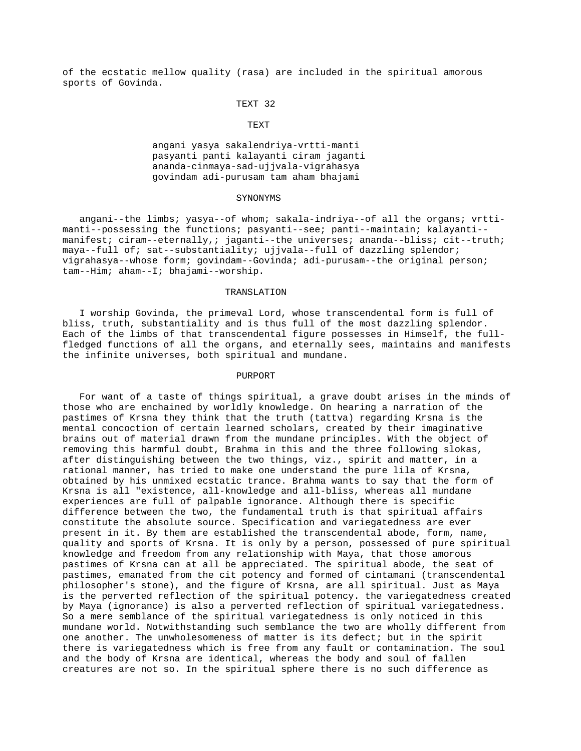of the ecstatic mellow quality (rasa) are included in the spiritual amorous sports of Govinda.

## TEXT 32

### TEXT

angani yasya sakalendriya-vrtti-manti
pasyanti panti kalayanti ciram jaganti
ananda-cinmaya-sad-ujjvala-vigrahasya
govindam adi-purusam tam aham bhajami

### SYNONYMS

angani--the limbs; yasya--of whom; sakala-indriya--of all the organs; vrtti-manti--possessing the functions; pasyanti--see; panti--maintain; kalayanti--manifest; ciram--eternally,; jaganti--the universes; ananda--bliss; cit--truth; maya--full of; sat--substantiality; ujjvala--full of dazzling splendor; vigrahasya--whose form; govindam--Govinda; adi-purusam--the original person; tam--Him; aham--I; bhajami--worship.

### TRANSLATION

I worship Govinda, the primeval Lord, whose transcendental form is full of bliss, truth, substantiality and is thus full of the most dazzling splendor. Each of the limbs of that transcendental figure possesses in Himself, the full-fledged functions of all the organs, and eternally sees, maintains and manifests the infinite universes, both spiritual and mundane.

### PURPORT

For want of a taste of things spiritual, a grave doubt arises in the minds of those who are enchained by worldly knowledge. On hearing a narration of the pastimes of Krsna they think that the truth (tattva) regarding Krsna is the mental concoction of certain learned scholars, created by their imaginative brains out of material drawn from the mundane principles. With the object of removing this harmful doubt, Brahma in this and the three following slokas, after distinguishing between the two things, viz., spirit and matter, in a rational manner, has tried to make one understand the pure lila of Krsna, obtained by his unmixed ecstatic trance. Brahma wants to say that the form of Krsna is all "existence, all-knowledge and all-bliss, whereas all mundane experiences are full of palpable ignorance. Although there is specific difference between the two, the fundamental truth is that spiritual affairs constitute the absolute source. Specification and variegatedness are ever present in it. By them are established the transcendental abode, form, name, quality and sports of Krsna. It is only by a person, possessed of pure spiritual knowledge and freedom from any relationship with Maya, that those amorous pastimes of Krsna can at all be appreciated. The spiritual abode, the seat of pastimes, emanated from the cit potency and formed of cintamani (transcendental philosopher's stone), and the figure of Krsna, are all spiritual. Just as Maya is the perverted reflection of the spiritual potency. the variegatedness created by Maya (ignorance) is also a perverted reflection of spiritual variegatedness. So a mere semblance of the spiritual variegatedness is only noticed in this mundane world. Notwithstanding such semblance the two are wholly different from one another. The unwholesomeness of matter is its defect; but in the spirit there is variegatedness which is free from any fault or contamination. The soul and the body of Krsna are identical, whereas the body and soul of fallen creatures are not so. In the spiritual sphere there is no such difference as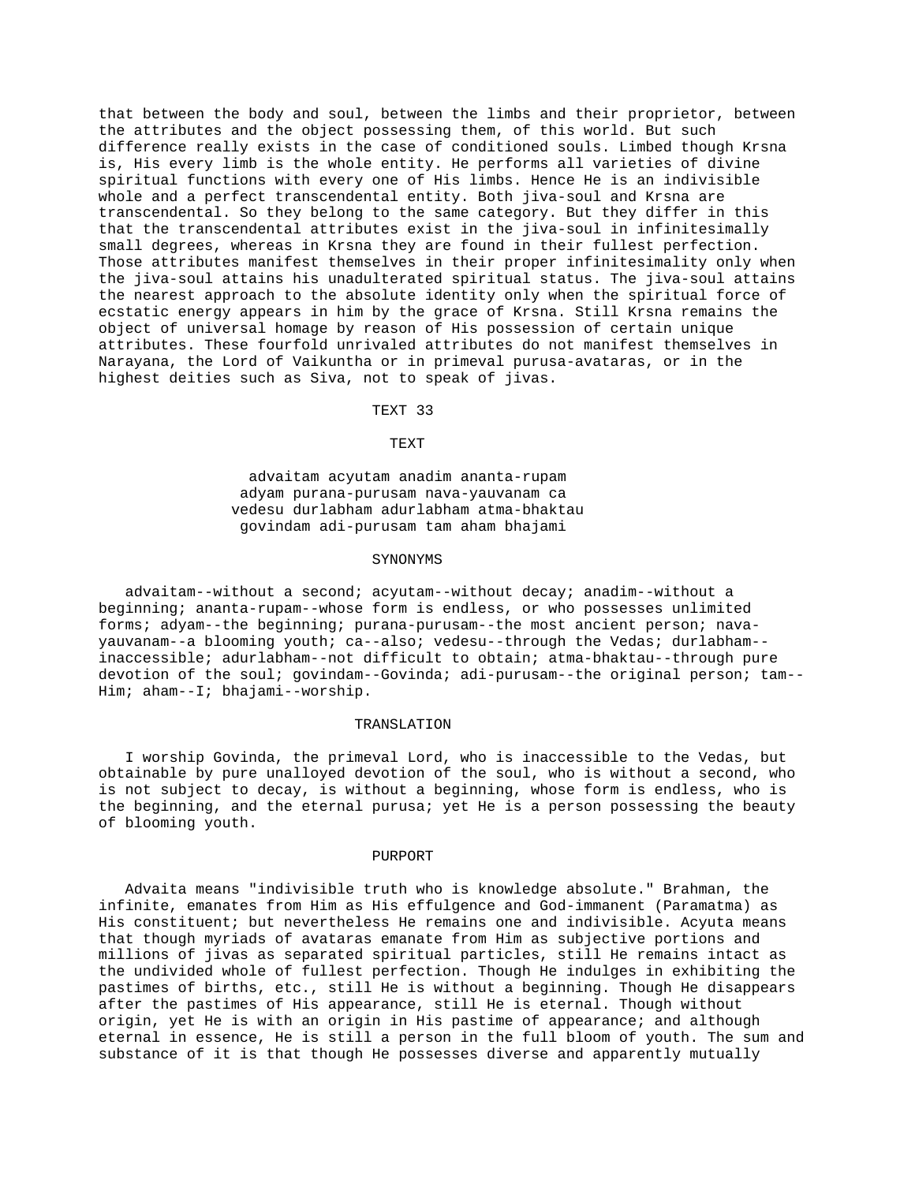that between the body and soul, between the limbs and their proprietor, between the attributes and the object possessing them, of this world. But such difference really exists in the case of conditioned souls. Limbed though Krsna is, His every limb is the whole entity. He performs all varieties of divine spiritual functions with every one of His limbs. Hence He is an indivisible whole and a perfect transcendental entity. Both jiva-soul and Krsna are transcendental. So they belong to the same category. But they differ in this that the transcendental attributes exist in the jiva-soul in infinitesimally small degrees, whereas in Krsna they are found in their fullest perfection. Those attributes manifest themselves in their proper infinitesimality only when the jiva-soul attains his unadulterated spiritual status. The jiva-soul attains the nearest approach to the absolute identity only when the spiritual force of ecstatic energy appears in him by the grace of Krsna. Still Krsna remains the object of universal homage by reason of His possession of certain unique attributes. These fourfold unrivaled attributes do not manifest themselves in Narayana, the Lord of Vaikuntha or in primeval purusa-avataras, or in the highest deities such as Siva, not to speak of jivas.

TEXT 33

TEXT

advaitam acyutam anadim ananta-rupam
adyam purana-purusam nava-yauvanam ca
vedesu durlabham adurlabham atma-bhaktau
govindam adi-purusam tam aham bhajami

SYNONYMS

advaitam--without a second; acyutam--without decay; anadim--without a beginning; ananta-rupam--whose form is endless, or who possesses unlimited forms; adyam--the beginning; purana-purusam--the most ancient person; nava-yauvanam--a blooming youth; ca--also; vedesu--through the Vedas; durlabham--inaccessible; adurlabham--not difficult to obtain; atma-bhaktau--through pure devotion of the soul; govindam--Govinda; adi-purusam--the original person; tam--Him; aham--I; bhajami--worship.

TRANSLATION

I worship Govinda, the primeval Lord, who is inaccessible to the Vedas, but obtainable by pure unalloyed devotion of the soul, who is without a second, who is not subject to decay, is without a beginning, whose form is endless, who is the beginning, and the eternal purusa; yet He is a person possessing the beauty of blooming youth.

PURPORT

Advaita means "indivisible truth who is knowledge absolute." Brahman, the infinite, emanates from Him as His effulgence and God-immanent (Paramatma) as His constituent; but nevertheless He remains one and indivisible. Acyuta means that though myriads of avataras emanate from Him as subjective portions and millions of jivas as separated spiritual particles, still He remains intact as the undivided whole of fullest perfection. Though He indulges in exhibiting the pastimes of births, etc., still He is without a beginning. Though He disappears after the pastimes of His appearance, still He is eternal. Though without origin, yet He is with an origin in His pastime of appearance; and although eternal in essence, He is still a person in the full bloom of youth. The sum and substance of it is that though He possesses diverse and apparently mutually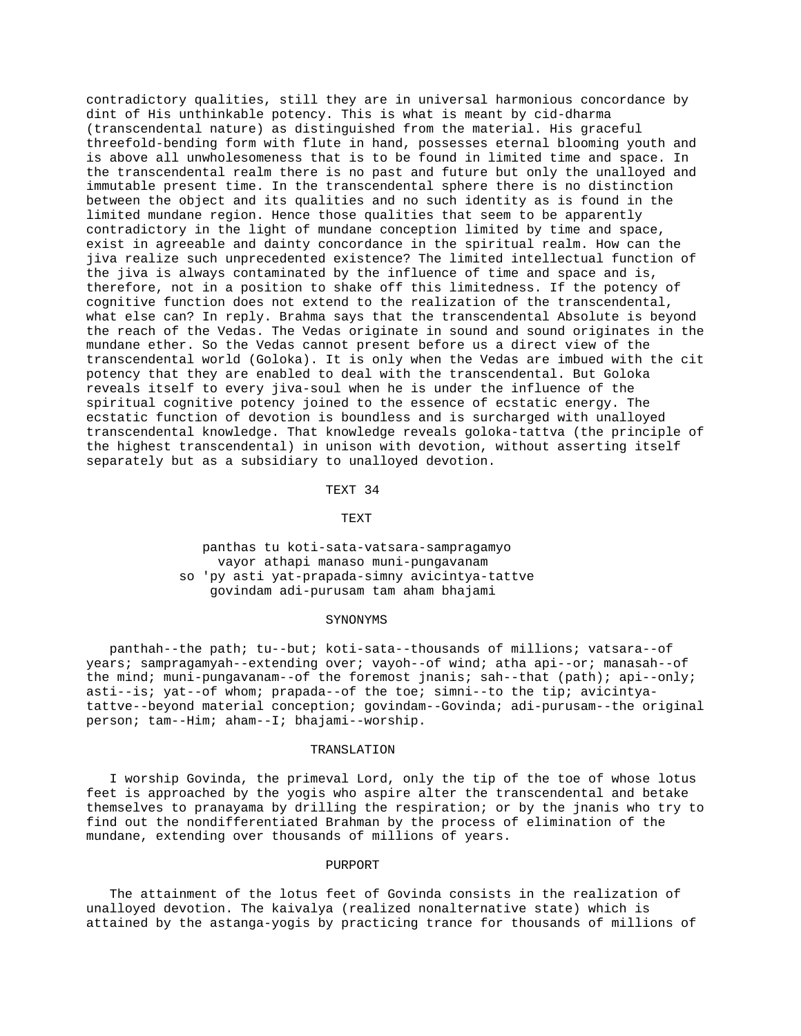contradictory qualities, still they are in universal harmonious concordance by dint of His unthinkable potency. This is what is meant by cid-dharma (transcendental nature) as distinguished from the material. His graceful threefold-bending form with flute in hand, possesses eternal blooming youth and is above all unwholesomeness that is to be found in limited time and space. In the transcendental realm there is no past and future but only the unalloyed and immutable present time. In the transcendental sphere there is no distinction between the object and its qualities and no such identity as is found in the limited mundane region. Hence those qualities that seem to be apparently contradictory in the light of mundane conception limited by time and space, exist in agreeable and dainty concordance in the spiritual realm. How can the jiva realize such unprecedented existence? The limited intellectual function of the jiva is always contaminated by the influence of time and space and is, therefore, not in a position to shake off this limitedness. If the potency of cognitive function does not extend to the realization of the transcendental, what else can? In reply. Brahma says that the transcendental Absolute is beyond the reach of the Vedas. The Vedas originate in sound and sound originates in the mundane ether. So the Vedas cannot present before us a direct view of the transcendental world (Goloka). It is only when the Vedas are imbued with the cit potency that they are enabled to deal with the transcendental. But Goloka reveals itself to every jiva-soul when he is under the influence of the spiritual cognitive potency joined to the essence of ecstatic energy. The ecstatic function of devotion is boundless and is surcharged with unalloyed transcendental knowledge. That knowledge reveals goloka-tattva (the principle of the highest transcendental) in unison with devotion, without asserting itself separately but as a subsidiary to unalloyed devotion.

## TEXT 34

### TEXT

panthas tu koti-sata-vatsara-sampragamyo
vayor athapi manaso muni-pungavanam
so 'py asti yat-prapada-simny avicintya-tattve
govindam adi-purusam tam aham bhajami

### SYNONYMS

panthah--the path; tu--but; koti-sata--thousands of millions; vatsara--of years; sampragamyah--extending over; vayoh--of wind; atha api--or; manasah--of the mind; muni-pungavanam--of the foremost jnanis; sah--that (path); api--only; asti--is; yat--of whom; prapada--of the toe; simni--to the tip; avicintya-tattve--beyond material conception; govindam--Govinda; adi-purusam--the original person; tam--Him; aham--I; bhajami--worship.

### TRANSLATION

I worship Govinda, the primeval Lord, only the tip of the toe of whose lotus feet is approached by the yogis who aspire alter the transcendental and betake themselves to pranayama by drilling the respiration; or by the jnanis who try to find out the nondifferentiated Brahman by the process of elimination of the mundane, extending over thousands of millions of years.

### PURPORT

The attainment of the lotus feet of Govinda consists in the realization of unalloyed devotion. The kaivalya (realized nonalternative state) which is attained by the astanga-yogis by practicing trance for thousands of millions of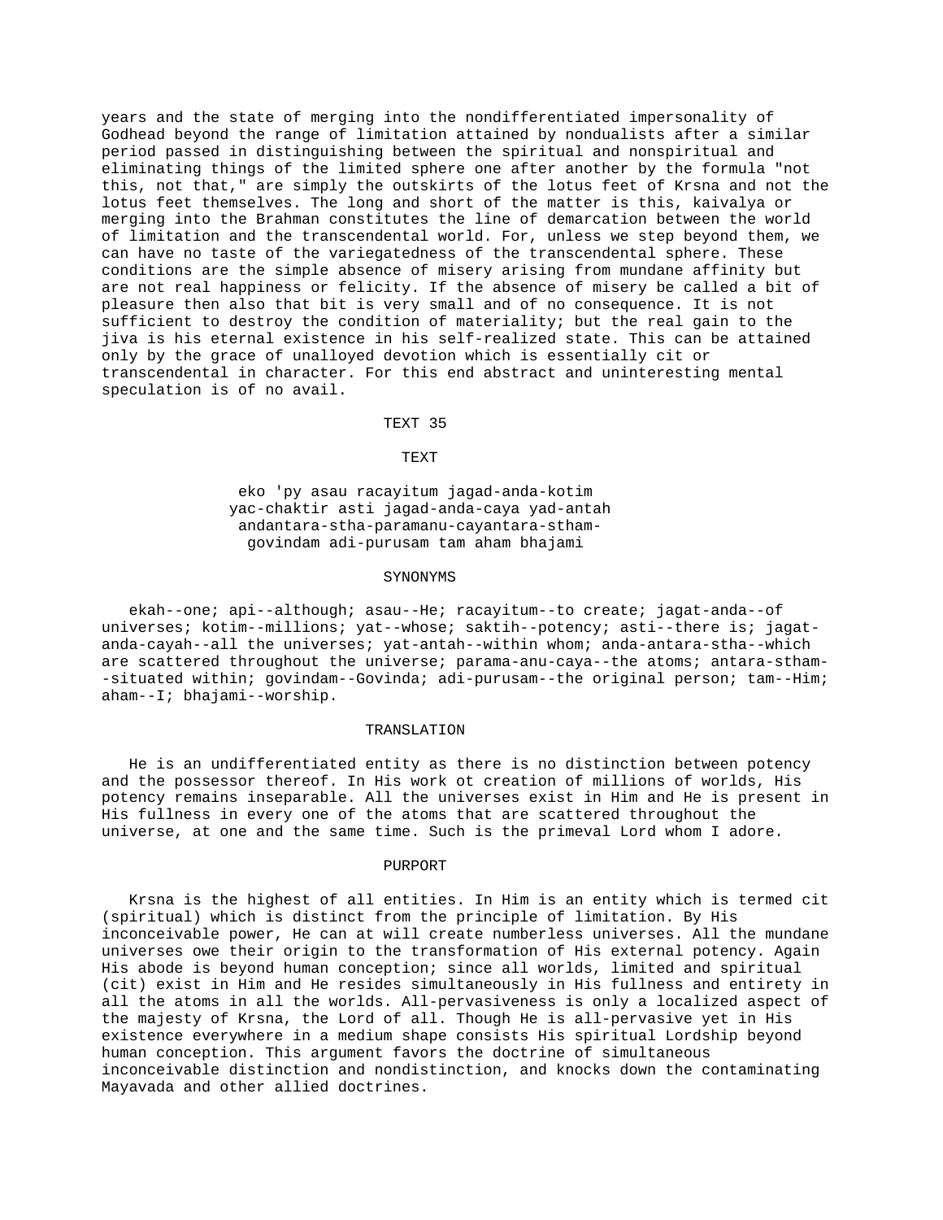years and the state of merging into the nondifferentiated impersonality of Godhead beyond the range of limitation attained by nondualists after a similar period passed in distinguishing between the spiritual and nonspiritual and eliminating things of the limited sphere one after another by the formula "not this, not that," are simply the outskirts of the lotus feet of Krsna and not the lotus feet themselves. The long and short of the matter is this, kaivalya or merging into the Brahman constitutes the line of demarcation between the world of limitation and the transcendental world. For, unless we step beyond them, we can have no taste of the variegatedness of the transcendental sphere. These conditions are the simple absence of misery arising from mundane affinity but are not real happiness or felicity. If the absence of misery be called a bit of pleasure then also that bit is very small and of no consequence. It is not sufficient to destroy the condition of materiality; but the real gain to the jiva is his eternal existence in his self-realized state. This can be attained only by the grace of unalloyed devotion which is essentially cit or transcendental in character. For this end abstract and uninteresting mental speculation is of no avail.

## TEXT 35

### TEXT

eko 'py asau racayitum jagad-anda-kotim
yac-chaktir asti jagad-anda-caya yad-antah
andantara-stha-paramanu-cayantara-stham-
govindam adi-purusam tam aham bhajami

### SYNONYMS

ekah--one; api--although; asau--He; racayitum--to create; jagat-anda--of universes; kotim--millions; yat--whose; saktih--potency; asti--there is; jagat-anda-cayah--all the universes; yat-antah--within whom; anda-antara-stha--which are scattered throughout the universe; parama-anu-caya--the atoms; antara-stham--situated within; govindam--Govinda; adi-purusam--the original person; tam--Him; aham--I; bhajami--worship.

### TRANSLATION

He is an undifferentiated entity as there is no distinction between potency and the possessor thereof. In His work ot creation of millions of worlds, His potency remains inseparable. All the universes exist in Him and He is present in His fullness in every one of the atoms that are scattered throughout the universe, at one and the same time. Such is the primeval Lord whom I adore.

### PURPORT

Krsna is the highest of all entities. In Him is an entity which is termed cit (spiritual) which is distinct from the principle of limitation. By His inconceivable power, He can at will create numberless universes. All the mundane universes owe their origin to the transformation of His external potency. Again His abode is beyond human conception; since all worlds, limited and spiritual (cit) exist in Him and He resides simultaneously in His fullness and entirety in all the atoms in all the worlds. All-pervasiveness is only a localized aspect of the majesty of Krsna, the Lord of all. Though He is all-pervasive yet in His existence everywhere in a medium shape consists His spiritual Lordship beyond human conception. This argument favors the doctrine of simultaneous inconceivable distinction and nondistinction, and knocks down the contaminating Mayavada and other allied doctrines.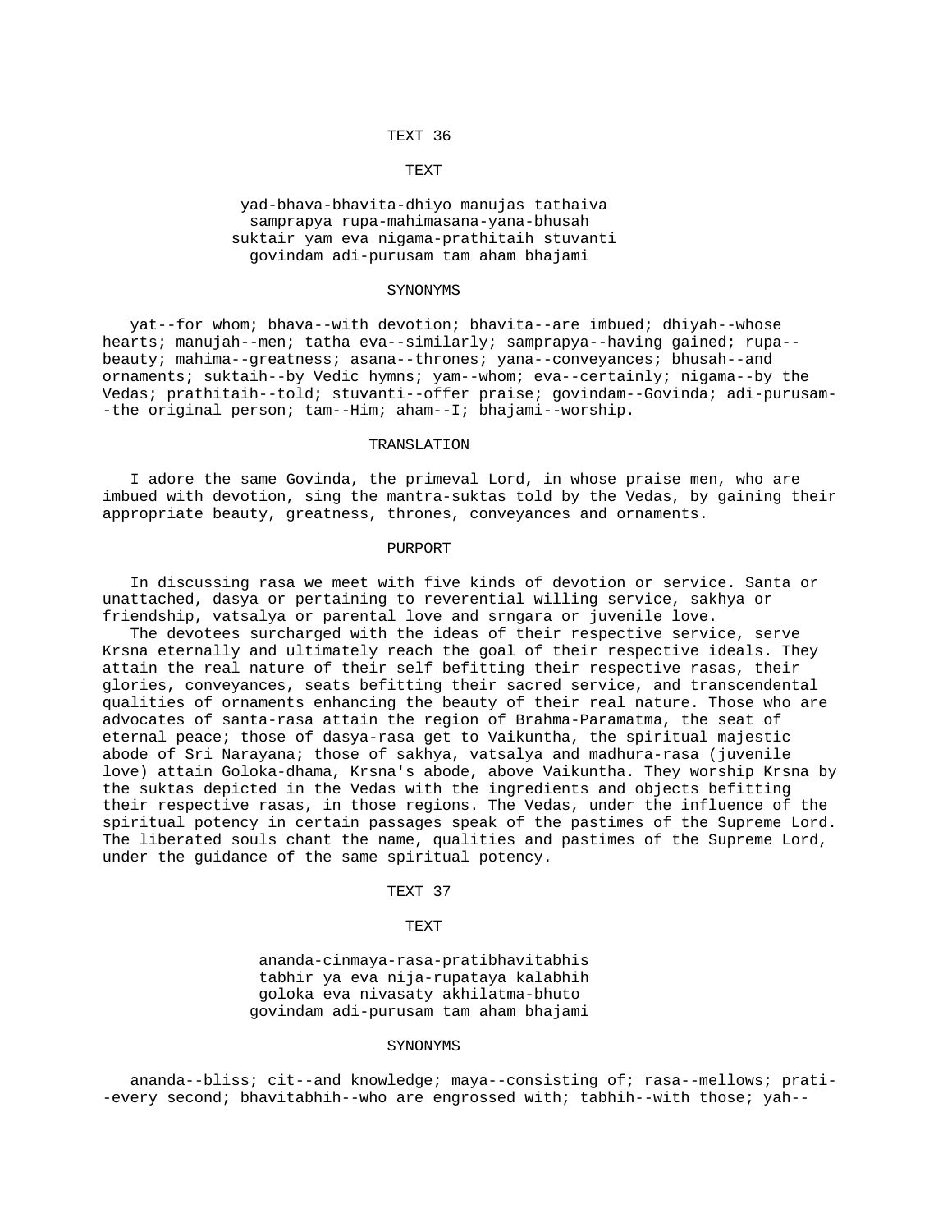## TEXT 36

### TEXT

yad-bhava-bhavita-dhiyo manujas tathaiva
samprapya rupa-mahimasana-yana-bhusah
suktair yam eva nigama-prathitaih stuvanti
govindam adi-purusam tam aham bhajami

### SYNONYMS

yat--for whom; bhava--with devotion; bhavita--are imbued; dhiyah--whose hearts; manujah--men; tatha eva--similarly; samprapya--having gained; rupa--beauty; mahima--greatness; asana--thrones; yana--conveyances; bhusah--and ornaments; suktaih--by Vedic hymns; yam--whom; eva--certainly; nigama--by the Vedas; prathitaih--told; stuvanti--offer praise; govindam--Govinda; adi-purusam--the original person; tam--Him; aham--I; bhajami--worship.

### TRANSLATION

I adore the same Govinda, the primeval Lord, in whose praise men, who are imbued with devotion, sing the mantra-suktas told by the Vedas, by gaining their appropriate beauty, greatness, thrones, conveyances and ornaments.

### PURPORT

In discussing rasa we meet with five kinds of devotion or service. Santa or unattached, dasya or pertaining to reverential willing service, sakhya or friendship, vatsalya or parental love and srngara or juvenile love.

The devotees surcharged with the ideas of their respective service, serve Krsna eternally and ultimately reach the goal of their respective ideals. They attain the real nature of their self befitting their respective rasas, their glories, conveyances, seats befitting their sacred service, and transcendental qualities of ornaments enhancing the beauty of their real nature. Those who are advocates of santa-rasa attain the region of Brahma-Paramatma, the seat of eternal peace; those of dasya-rasa get to Vaikuntha, the spiritual majestic abode of Sri Narayana; those of sakhya, vatsalya and madhura-rasa (juvenile love) attain Goloka-dhama, Krsna's abode, above Vaikuntha. They worship Krsna by the suktas depicted in the Vedas with the ingredients and objects befitting their respective rasas, in those regions. The Vedas, under the influence of the spiritual potency in certain passages speak of the pastimes of the Supreme Lord. The liberated souls chant the name, qualities and pastimes of the Supreme Lord, under the guidance of the same spiritual potency.

## TEXT 37

### TEXT

ananda-cinmaya-rasa-pratibhavitabhis
tabhir ya eva nija-rupataya kalabhih
goloka eva nivasaty akhilatma-bhuto
govindam adi-purusam tam aham bhajami

### SYNONYMS

ananda--bliss; cit--and knowledge; maya--consisting of; rasa--mellows; prati--every second; bhavitabhih--who are engrossed with; tabhih--with those; yah--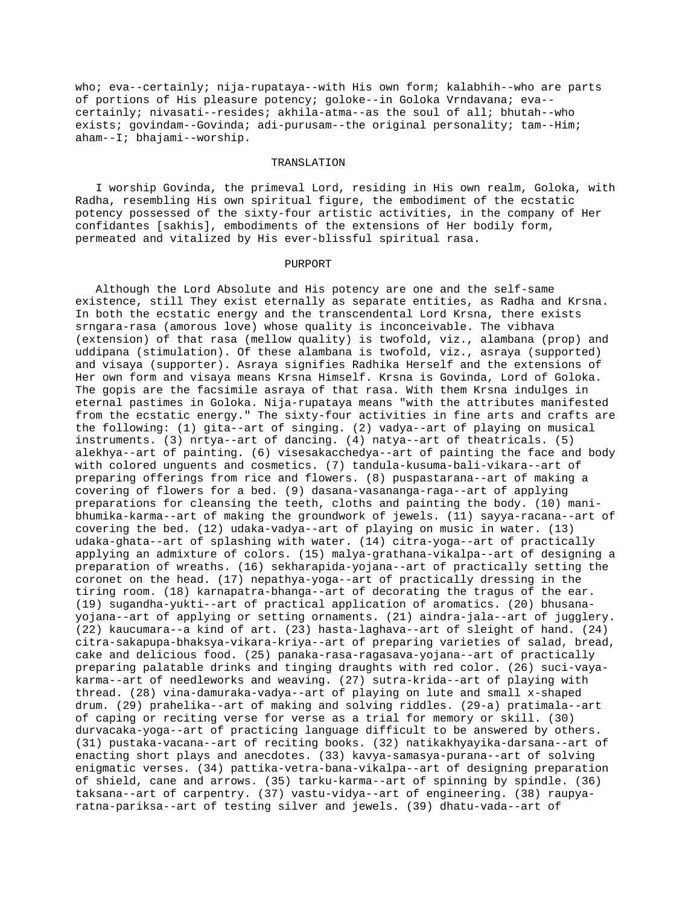who; eva--certainly; nija-rupataya--with His own form; kalabhih--who are parts of portions of His pleasure potency; goloke--in Goloka Vrndavana; eva--certainly; nivasati--resides; akhila-atma--as the soul of all; bhutah--who exists; govindam--Govinda; adi-purusam--the original personality; tam--Him; aham--I; bhajami--worship.

## TRANSLATION

I worship Govinda, the primeval Lord, residing in His own realm, Goloka, with Radha, resembling His own spiritual figure, the embodiment of the ecstatic potency possessed of the sixty-four artistic activities, in the company of Her confidantes [sakhis], embodiments of the extensions of Her bodily form, permeated and vitalized by His ever-blissful spiritual rasa.

## PURPORT

Although the Lord Absolute and His potency are one and the self-same existence, still They exist eternally as separate entities, as Radha and Krsna. In both the ecstatic energy and the transcendental Lord Krsna, there exists srngara-rasa (amorous love) whose quality is inconceivable. The vibhava (extension) of that rasa (mellow quality) is twofold, viz., alambana (prop) and uddipana (stimulation). Of these alambana is twofold, viz., asraya (supported) and visaya (supporter). Asraya signifies Radhika Herself and the extensions of Her own form and visaya means Krsna Himself. Krsna is Govinda, Lord of Goloka. The gopis are the facsimile asraya of that rasa. With them Krsna indulges in eternal pastimes in Goloka. Nija-rupataya means "with the attributes manifested from the ecstatic energy." The sixty-four activities in fine arts and crafts are the following: (1) gita--art of singing. (2) vadya--art of playing on musical instruments. (3) nrtya--art of dancing. (4) natya--art of theatricals. (5) alekhya--art of painting. (6) visesakacchedya--art of painting the face and body with colored unguents and cosmetics. (7) tandula-kusuma-bali-vikara--art of preparing offerings from rice and flowers. (8) puspastarana--art of making a covering of flowers for a bed. (9) dasana-vasananga-raga--art of applying preparations for cleansing the teeth, cloths and painting the body. (10) mani-bhumika-karma--art of making the groundwork of jewels. (11) sayya-racana--art of covering the bed. (12) udaka-vadya--art of playing on music in water. (13) udaka-ghata--art of splashing with water. (14) citra-yoga--art of practically applying an admixture of colors. (15) malya-grathana-vikalpa--art of designing a preparation of wreaths. (16) sekharapida-yojana--art of practically setting the coronet on the head. (17) nepathya-yoga--art of practically dressing in the tiring room. (18) karnapatra-bhanga--art of decorating the tragus of the ear. (19) sugandha-yukti--art of practical application of aromatics. (20) bhusana-yojana--art of applying or setting ornaments. (21) aindra-jala--art of jugglery. (22) kaucumara--a kind of art. (23) hasta-laghava--art of sleight of hand. (24) citra-sakapupa-bhaksya-vikara-kriya--art of preparing varieties of salad, bread, cake and delicious food. (25) panaka-rasa-ragasava-yojana--art of practically preparing palatable drinks and tinging draughts with red color. (26) suci-vaya-karma--art of needleworks and weaving. (27) sutra-krida--art of playing with thread. (28) vina-damuraka-vadya--art of playing on lute and small x-shaped drum. (29) prahelika--art of making and solving riddles. (29-a) pratimala--art of caping or reciting verse for verse as a trial for memory or skill. (30) durvacaka-yoga--art of practicing language difficult to be answered by others. (31) pustaka-vacana--art of reciting books. (32) natikakhyayika-darsana--art of enacting short plays and anecdotes. (33) kavya-samasya-purana--art of solving enigmatic verses. (34) pattika-vetra-bana-vikalpa--art of designing preparation of shield, cane and arrows. (35) tarku-karma--art of spinning by spindle. (36) taksana--art of carpentry. (37) vastu-vidya--art of engineering. (38) raupya-ratna-pariksa--art of testing silver and jewels. (39) dhatu-vada--art of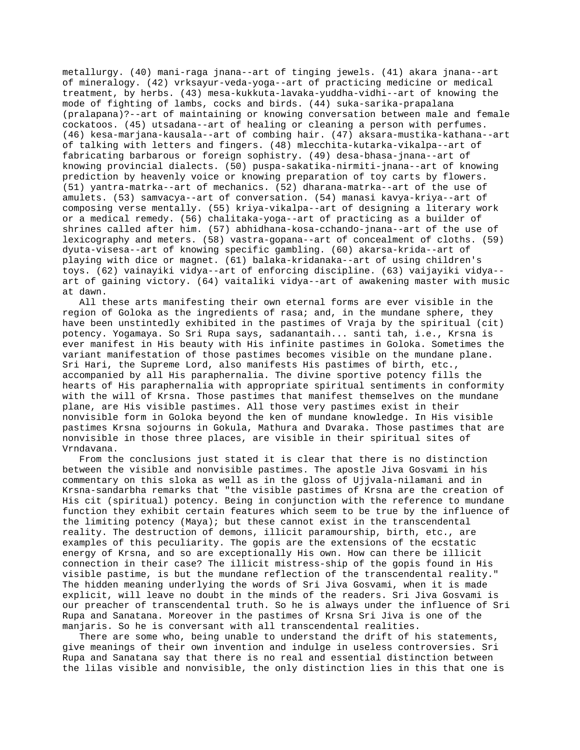metallurgy. (40) mani-raga jnana--art of tinging jewels. (41) akara jnana--art of mineralogy. (42) vrksayur-veda-yoga--art of practicing medicine or medical treatment, by herbs. (43) mesa-kukkuta-lavaka-yuddha-vidhi--art of knowing the mode of fighting of lambs, cocks and birds. (44) suka-sarika-prapalana (pralapana)?--art of maintaining or knowing conversation between male and female cockatoos. (45) utsadana--art of healing or cleaning a person with perfumes. (46) kesa-marjana-kausala--art of combing hair. (47) aksara-mustika-kathana--art of talking with letters and fingers. (48) mlecchita-kutarka-vikalpa--art of fabricating barbarous or foreign sophistry. (49) desa-bhasa-jnana--art of knowing provincial dialects. (50) puspa-sakatika-nirmiti-jnana--art of knowing prediction by heavenly voice or knowing preparation of toy carts by flowers. (51) yantra-matrka--art of mechanics. (52) dharana-matrka--art of the use of amulets. (53) samvacya--art of conversation. (54) manasi kavya-kriya--art of composing verse mentally. (55) kriya-vikalpa--art of designing a literary work or a medical remedy. (56) chalitaka-yoga--art of practicing as a builder of shrines called after him. (57) abhidhana-kosa-cchando-jnana--art of the use of lexicography and meters. (58) vastra-gopana--art of concealment of cloths. (59) dyuta-visesa--art of knowing specific gambling. (60) akarsa-krida--art of playing with dice or magnet. (61) balaka-kridanaka--art of using children's toys. (62) vainayiki vidya--art of enforcing discipline. (63) vaijayiki vidya--art of gaining victory. (64) vaitaliki vidya--art of awakening master with music at dawn.

All these arts manifesting their own eternal forms are ever visible in the region of Goloka as the ingredients of rasa; and, in the mundane sphere, they have been unstintedly exhibited in the pastimes of Vraja by the spiritual (cit) potency. Yogamaya. So Sri Rupa says, sadanantaih... santi tah, i.e., Krsna is ever manifest in His beauty with His infinite pastimes in Goloka. Sometimes the variant manifestation of those pastimes becomes visible on the mundane plane. Sri Hari, the Supreme Lord, also manifests His pastimes of birth, etc., accompanied by all His paraphernalia. The divine sportive potency fills the hearts of His paraphernalia with appropriate spiritual sentiments in conformity with the will of Krsna. Those pastimes that manifest themselves on the mundane plane, are His visible pastimes. All those very pastimes exist in their nonvisible form in Goloka beyond the ken of mundane knowledge. In His visible pastimes Krsna sojourns in Gokula, Mathura and Dvaraka. Those pastimes that are nonvisible in those three places, are visible in their spiritual sites of Vrndavana.

From the conclusions just stated it is clear that there is no distinction between the visible and nonvisible pastimes. The apostle Jiva Gosvami in his commentary on this sloka as well as in the gloss of Ujjvala-nilamani and in Krsna-sandarbha remarks that "the visible pastimes of Krsna are the creation of His cit (spiritual) potency. Being in conjunction with the reference to mundane function they exhibit certain features which seem to be true by the influence of the limiting potency (Maya); but these cannot exist in the transcendental reality. The destruction of demons, illicit paramourship, birth, etc., are examples of this peculiarity. The gopis are the extensions of the ecstatic energy of Krsna, and so are exceptionally His own. How can there be illicit connection in their case? The illicit mistress-ship of the gopis found in His visible pastime, is but the mundane reflection of the transcendental reality." The hidden meaning underlying the words of Sri Jiva Gosvami, when it is made explicit, will leave no doubt in the minds of the readers. Sri Jiva Gosvami is our preacher of transcendental truth. So he is always under the influence of Sri Rupa and Sanatana. Moreover in the pastimes of Krsna Sri Jiva is one of the manjaris. So he is conversant with all transcendental realities.

There are some who, being unable to understand the drift of his statements, give meanings of their own invention and indulge in useless controversies. Sri Rupa and Sanatana say that there is no real and essential distinction between the lilas visible and nonvisible, the only distinction lies in this that one is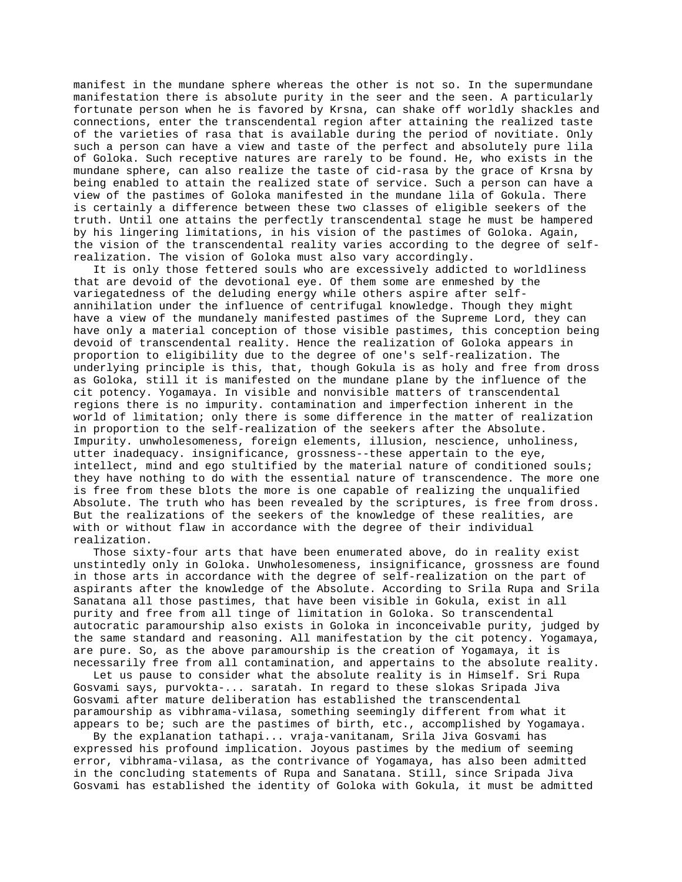manifest in the mundane sphere whereas the other is not so. In the supermundane manifestation there is absolute purity in the seer and the seen. A particularly fortunate person when he is favored by Krsna, can shake off worldly shackles and connections, enter the transcendental region after attaining the realized taste of the varieties of rasa that is available during the period of novitiate. Only such a person can have a view and taste of the perfect and absolutely pure lila of Goloka. Such receptive natures are rarely to be found. He, who exists in the mundane sphere, can also realize the taste of cid-rasa by the grace of Krsna by being enabled to attain the realized state of service. Such a person can have a view of the pastimes of Goloka manifested in the mundane lila of Gokula. There is certainly a difference between these two classes of eligible seekers of the truth. Until one attains the perfectly transcendental stage he must be hampered by his lingering limitations, in his vision of the pastimes of Goloka. Again, the vision of the transcendental reality varies according to the degree of self-realization. The vision of Goloka must also vary accordingly.

It is only those fettered souls who are excessively addicted to worldliness that are devoid of the devotional eye. Of them some are enmeshed by the variegatedness of the deluding energy while others aspire after self-annihilation under the influence of centrifugal knowledge. Though they might have a view of the mundanely manifested pastimes of the Supreme Lord, they can have only a material conception of those visible pastimes, this conception being devoid of transcendental reality. Hence the realization of Goloka appears in proportion to eligibility due to the degree of one's self-realization. The underlying principle is this, that, though Gokula is as holy and free from dross as Goloka, still it is manifested on the mundane plane by the influence of the cit potency. Yogamaya. In visible and nonvisible matters of transcendental regions there is no impurity. contamination and imperfection inherent in the world of limitation; only there is some difference in the matter of realization in proportion to the self-realization of the seekers after the Absolute. Impurity. unwholesomeness, foreign elements, illusion, nescience, unholiness, utter inadequacy. insignificance, grossness--these appertain to the eye, intellect, mind and ego stultified by the material nature of conditioned souls; they have nothing to do with the essential nature of transcendence. The more one is free from these blots the more is one capable of realizing the unqualified Absolute. The truth who has been revealed by the scriptures, is free from dross. But the realizations of the seekers of the knowledge of these realities, are with or without flaw in accordance with the degree of their individual realization.

Those sixty-four arts that have been enumerated above, do in reality exist unstintedly only in Goloka. Unwholesomeness, insignificance, grossness are found in those arts in accordance with the degree of self-realization on the part of aspirants after the knowledge of the Absolute. According to Srila Rupa and Srila Sanatana all those pastimes, that have been visible in Gokula, exist in all purity and free from all tinge of limitation in Goloka. So transcendental autocratic paramourship also exists in Goloka in inconceivable purity, judged by the same standard and reasoning. All manifestation by the cit potency. Yogamaya, are pure. So, as the above paramourship is the creation of Yogamaya, it is necessarily free from all contamination, and appertains to the absolute reality.

Let us pause to consider what the absolute reality is in Himself. Sri Rupa Gosvami says, purvokta-... saratah. In regard to these slokas Sripada Jiva Gosvami after mature deliberation has established the transcendental paramourship as vibhrama-vilasa, something seemingly different from what it appears to be; such are the pastimes of birth, etc., accomplished by Yogamaya.

By the explanation tathapi... vraja-vanitanam, Srila Jiva Gosvami has expressed his profound implication. Joyous pastimes by the medium of seeming error, vibhrama-vilasa, as the contrivance of Yogamaya, has also been admitted in the concluding statements of Rupa and Sanatana. Still, since Sripada Jiva Gosvami has established the identity of Goloka with Gokula, it must be admitted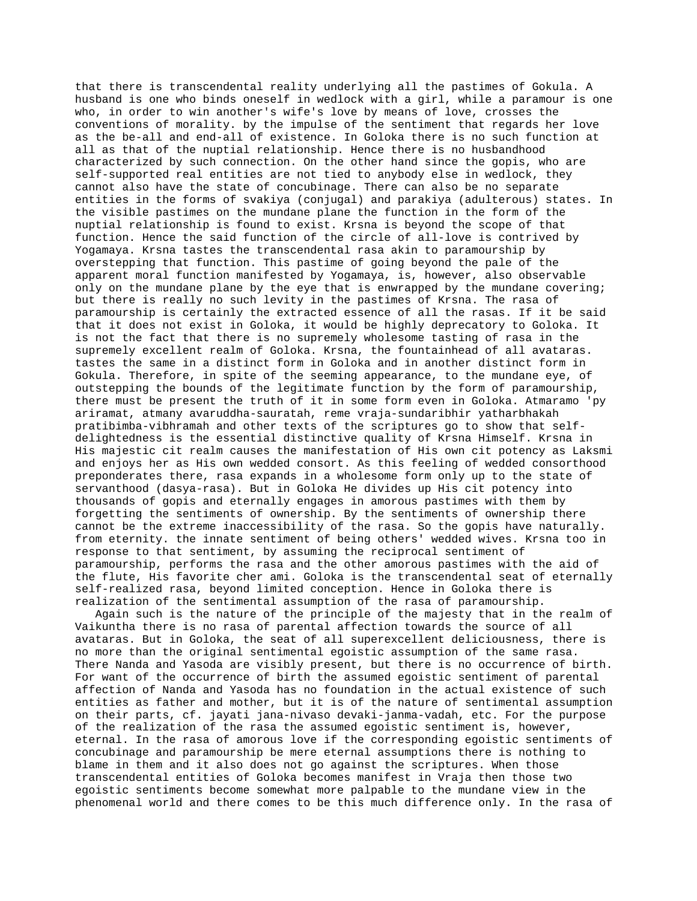that there is transcendental reality underlying all the pastimes of Gokula. A husband is one who binds oneself in wedlock with a girl, while a paramour is one who, in order to win another's wife's love by means of love, crosses the conventions of morality. by the impulse of the sentiment that regards her love as the be-all and end-all of existence. In Goloka there is no such function at all as that of the nuptial relationship. Hence there is no husbandhood characterized by such connection. On the other hand since the gopis, who are self-supported real entities are not tied to anybody else in wedlock, they cannot also have the state of concubinage. There can also be no separate entities in the forms of svakiya (conjugal) and parakiya (adulterous) states. In the visible pastimes on the mundane plane the function in the form of the nuptial relationship is found to exist. Krsna is beyond the scope of that function. Hence the said function of the circle of all-love is contrived by Yogamaya. Krsna tastes the transcendental rasa akin to paramourship by overstepping that function. This pastime of going beyond the pale of the apparent moral function manifested by Yogamaya, is, however, also observable only on the mundane plane by the eye that is enwrapped by the mundane covering; but there is really no such levity in the pastimes of Krsna. The rasa of paramourship is certainly the extracted essence of all the rasas. If it be said that it does not exist in Goloka, it would be highly deprecatory to Goloka. It is not the fact that there is no supremely wholesome tasting of rasa in the supremely excellent realm of Goloka. Krsna, the fountainhead of all avataras. tastes the same in a distinct form in Goloka and in another distinct form in Gokula. Therefore, in spite of the seeming appearance, to the mundane eye, of outstepping the bounds of the legitimate function by the form of paramourship, there must be present the truth of it in some form even in Goloka. Atmaramo 'py ariramat, atmany avaruddha-sauratah, reme vraja-sundaribhir yatharbhakah pratibimba-vibhramah and other texts of the scriptures go to show that self-delightedness is the essential distinctive quality of Krsna Himself. Krsna in His majestic cit realm causes the manifestation of His own cit potency as Laksmi and enjoys her as His own wedded consort. As this feeling of wedded consorthood preponderates there, rasa expands in a wholesome form only up to the state of servanthood (dasya-rasa). But in Goloka He divides up His cit potency into thousands of gopis and eternally engages in amorous pastimes with them by forgetting the sentiments of ownership. By the sentiments of ownership there cannot be the extreme inaccessibility of the rasa. So the gopis have naturally. from eternity. the innate sentiment of being others' wedded wives. Krsna too in response to that sentiment, by assuming the reciprocal sentiment of paramourship, performs the rasa and the other amorous pastimes with the aid of the flute, His favorite cher ami. Goloka is the transcendental seat of eternally self-realized rasa, beyond limited conception. Hence in Goloka there is realization of the sentimental assumption of the rasa of paramourship.

Again such is the nature of the principle of the majesty that in the realm of Vaikuntha there is no rasa of parental affection towards the source of all avataras. But in Goloka, the seat of all superexcellent deliciousness, there is no more than the original sentimental egoistic assumption of the same rasa. There Nanda and Yasoda are visibly present, but there is no occurrence of birth. For want of the occurrence of birth the assumed egoistic sentiment of parental affection of Nanda and Yasoda has no foundation in the actual existence of such entities as father and mother, but it is of the nature of sentimental assumption on their parts, cf. jayati jana-nivaso devaki-janma-vadah, etc. For the purpose of the realization of the rasa the assumed egoistic sentiment is, however, eternal. In the rasa of amorous love if the corresponding egoistic sentiments of concubinage and paramourship be mere eternal assumptions there is nothing to blame in them and it also does not go against the scriptures. When those transcendental entities of Goloka becomes manifest in Vraja then those two egoistic sentiments become somewhat more palpable to the mundane view in the phenomenal world and there comes to be this much difference only. In the rasa of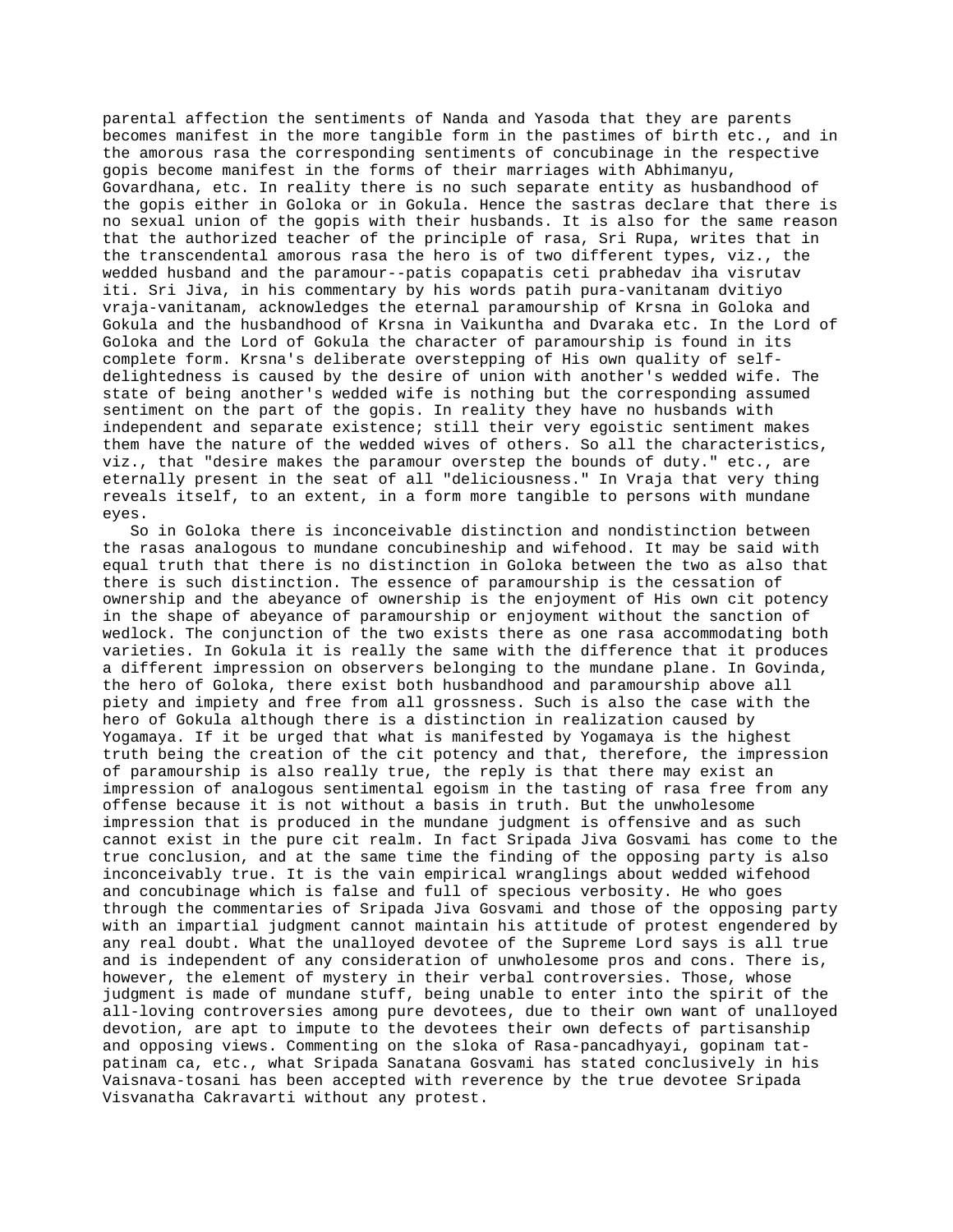parental affection the sentiments of Nanda and Yasoda that they are parents becomes manifest in the more tangible form in the pastimes of birth etc., and in the amorous rasa the corresponding sentiments of concubinage in the respective gopis become manifest in the forms of their marriages with Abhimanyu, Govardhana, etc. In reality there is no such separate entity as husbandhood of the gopis either in Goloka or in Gokula. Hence the sastras declare that there is no sexual union of the gopis with their husbands. It is also for the same reason that the authorized teacher of the principle of rasa, Sri Rupa, writes that in the transcendental amorous rasa the hero is of two different types, viz., the wedded husband and the paramour--patis copapatis ceti prabhedav iha visrutav iti. Sri Jiva, in his commentary by his words patih pura-vanitanam dvitiyo vraja-vanitanam, acknowledges the eternal paramourship of Krsna in Goloka and Gokula and the husbandhood of Krsna in Vaikuntha and Dvaraka etc. In the Lord of Goloka and the Lord of Gokula the character of paramourship is found in its complete form. Krsna's deliberate overstepping of His own quality of self-delightedness is caused by the desire of union with another's wedded wife. The state of being another's wedded wife is nothing but the corresponding assumed sentiment on the part of the gopis. In reality they have no husbands with independent and separate existence; still their very egoistic sentiment makes them have the nature of the wedded wives of others. So all the characteristics, viz., that "desire makes the paramour overstep the bounds of duty." etc., are eternally present in the seat of all "deliciousness." In Vraja that very thing reveals itself, to an extent, in a form more tangible to persons with mundane eyes.

So in Goloka there is inconceivable distinction and nondistinction between the rasas analogous to mundane concubineship and wifehood. It may be said with equal truth that there is no distinction in Goloka between the two as also that there is such distinction. The essence of paramourship is the cessation of ownership and the abeyance of ownership is the enjoyment of His own cit potency in the shape of abeyance of paramourship or enjoyment without the sanction of wedlock. The conjunction of the two exists there as one rasa accommodating both varieties. In Gokula it is really the same with the difference that it produces a different impression on observers belonging to the mundane plane. In Govinda, the hero of Goloka, there exist both husbandhood and paramourship above all piety and impiety and free from all grossness. Such is also the case with the hero of Gokula although there is a distinction in realization caused by Yogamaya. If it be urged that what is manifested by Yogamaya is the highest truth being the creation of the cit potency and that, therefore, the impression of paramourship is also really true, the reply is that there may exist an impression of analogous sentimental egoism in the tasting of rasa free from any offense because it is not without a basis in truth. But the unwholesome impression that is produced in the mundane judgment is offensive and as such cannot exist in the pure cit realm. In fact Sripada Jiva Gosvami has come to the true conclusion, and at the same time the finding of the opposing party is also inconceivably true. It is the vain empirical wranglings about wedded wifehood and concubinage which is false and full of specious verbosity. He who goes through the commentaries of Sripada Jiva Gosvami and those of the opposing party with an impartial judgment cannot maintain his attitude of protest engendered by any real doubt. What the unalloyed devotee of the Supreme Lord says is all true and is independent of any consideration of unwholesome pros and cons. There is, however, the element of mystery in their verbal controversies. Those, whose judgment is made of mundane stuff, being unable to enter into the spirit of the all-loving controversies among pure devotees, due to their own want of unalloyed devotion, are apt to impute to the devotees their own defects of partisanship and opposing views. Commenting on the sloka of Rasa-pancadhyayi, gopinam tat-patinam ca, etc., what Sripada Sanatana Gosvami has stated conclusively in his Vaisnava-tosani has been accepted with reverence by the true devotee Sripada Visvanatha Cakravarti without any protest.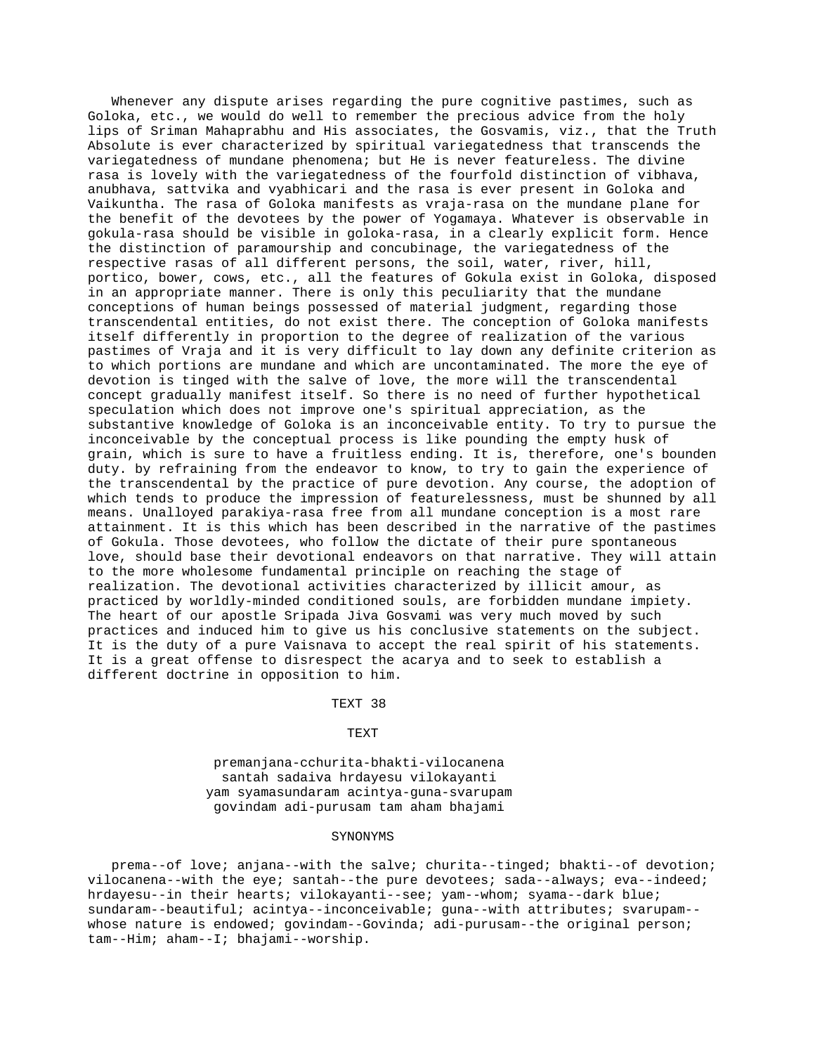Whenever any dispute arises regarding the pure cognitive pastimes, such as Goloka, etc., we would do well to remember the precious advice from the holy lips of Sriman Mahaprabhu and His associates, the Gosvamis, viz., that the Truth Absolute is ever characterized by spiritual variegatedness that transcends the variegatedness of mundane phenomena; but He is never featureless. The divine rasa is lovely with the variegatedness of the fourfold distinction of vibhava, anubhava, sattvika and vyabhicari and the rasa is ever present in Goloka and Vaikuntha. The rasa of Goloka manifests as vraja-rasa on the mundane plane for the benefit of the devotees by the power of Yogamaya. Whatever is observable in gokula-rasa should be visible in goloka-rasa, in a clearly explicit form. Hence the distinction of paramourship and concubinage, the variegatedness of the respective rasas of all different persons, the soil, water, river, hill, portico, bower, cows, etc., all the features of Gokula exist in Goloka, disposed in an appropriate manner. There is only this peculiarity that the mundane conceptions of human beings possessed of material judgment, regarding those transcendental entities, do not exist there. The conception of Goloka manifests itself differently in proportion to the degree of realization of the various pastimes of Vraja and it is very difficult to lay down any definite criterion as to which portions are mundane and which are uncontaminated. The more the eye of devotion is tinged with the salve of love, the more will the transcendental concept gradually manifest itself. So there is no need of further hypothetical speculation which does not improve one's spiritual appreciation, as the substantive knowledge of Goloka is an inconceivable entity. To try to pursue the inconceivable by the conceptual process is like pounding the empty husk of grain, which is sure to have a fruitless ending. It is, therefore, one's bounden duty. by refraining from the endeavor to know, to try to gain the experience of the transcendental by the practice of pure devotion. Any course, the adoption of which tends to produce the impression of featurelessness, must be shunned by all means. Unalloyed parakiya-rasa free from all mundane conception is a most rare attainment. It is this which has been described in the narrative of the pastimes of Gokula. Those devotees, who follow the dictate of their pure spontaneous love, should base their devotional endeavors on that narrative. They will attain to the more wholesome fundamental principle on reaching the stage of realization. The devotional activities characterized by illicit amour, as practiced by worldly-minded conditioned souls, are forbidden mundane impiety. The heart of our apostle Sripada Jiva Gosvami was very much moved by such practices and induced him to give us his conclusive statements on the subject. It is the duty of a pure Vaisnava to accept the real spirit of his statements. It is a great offense to disrespect the acarya and to seek to establish a different doctrine in opposition to him.

## TEXT 38

### TEXT

premanjana-cchurita-bhakti-vilocanena
santah sadaiva hrdayesu vilokayanti
yam syamasundaram acintya-guna-svarupam
govindam adi-purusam tam aham bhajami

### SYNONYMS

prema--of love; anjana--with the salve; churita--tinged; bhakti--of devotion; vilocanena--with the eye; santah--the pure devotees; sada--always; eva--indeed; hrdayesu--in their hearts; vilokayanti--see; yam--whom; syama--dark blue; sundaram--beautiful; acintya--inconceivable; guna--with attributes; svarupam--whose nature is endowed; govindam--Govinda; adi-purusam--the original person; tam--Him; aham--I; bhajami--worship.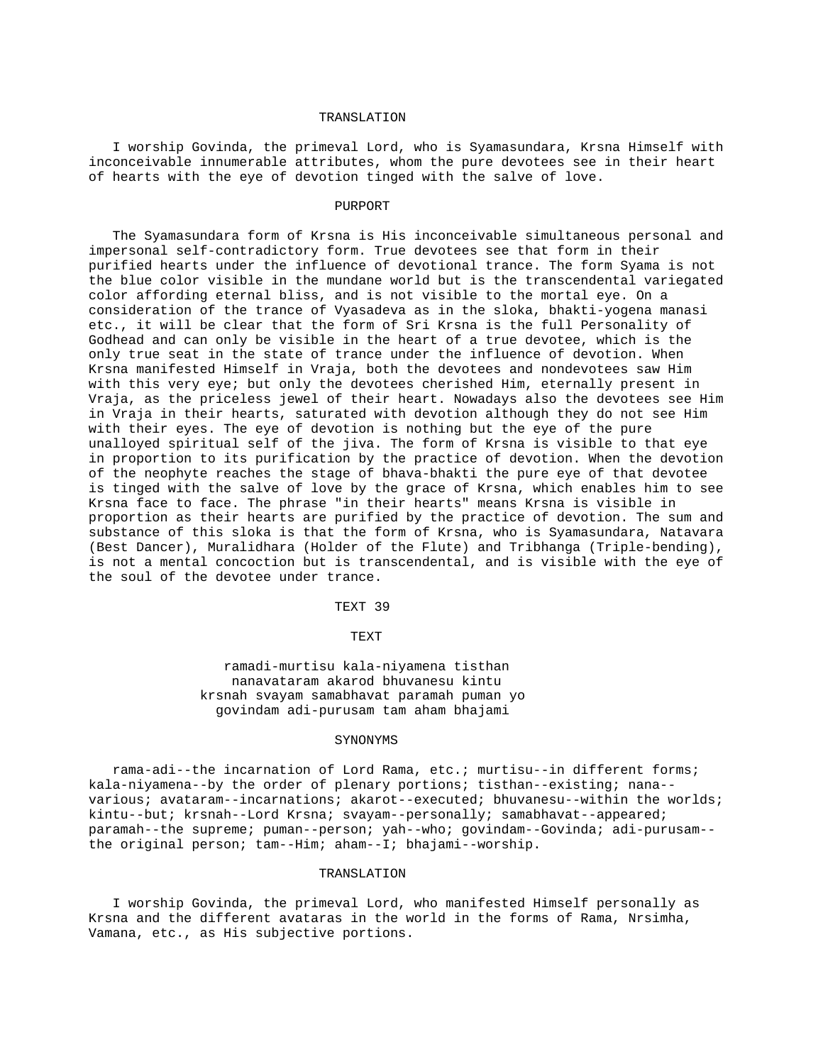### TRANSLATION

I worship Govinda, the primeval Lord, who is Syamasundara, Krsna Himself with inconceivable innumerable attributes, whom the pure devotees see in their heart of hearts with the eye of devotion tinged with the salve of love.

### PURPORT

The Syamasundara form of Krsna is His inconceivable simultaneous personal and impersonal self-contradictory form. True devotees see that form in their purified hearts under the influence of devotional trance. The form Syama is not the blue color visible in the mundane world but is the transcendental variegated color affording eternal bliss, and is not visible to the mortal eye. On a consideration of the trance of Vyasadeva as in the sloka, bhakti-yogena manasi etc., it will be clear that the form of Sri Krsna is the full Personality of Godhead and can only be visible in the heart of a true devotee, which is the only true seat in the state of trance under the influence of devotion. When Krsna manifested Himself in Vraja, both the devotees and nondevotees saw Him with this very eye; but only the devotees cherished Him, eternally present in Vraja, as the priceless jewel of their heart. Nowadays also the devotees see Him in Vraja in their hearts, saturated with devotion although they do not see Him with their eyes. The eye of devotion is nothing but the eye of the pure unalloyed spiritual self of the jiva. The form of Krsna is visible to that eye in proportion to its purification by the practice of devotion. When the devotion of the neophyte reaches the stage of bhava-bhakti the pure eye of that devotee is tinged with the salve of love by the grace of Krsna, which enables him to see Krsna face to face. The phrase "in their hearts" means Krsna is visible in proportion as their hearts are purified by the practice of devotion. The sum and substance of this sloka is that the form of Krsna, who is Syamasundara, Natavara (Best Dancer), Muralidhara (Holder of the Flute) and Tribhanga (Triple-bending), is not a mental concoction but is transcendental, and is visible with the eye of the soul of the devotee under trance.

## TEXT 39

### TEXT

ramadi-murtisu kala-niyamena tisthan  
nanavataram akarod bhuvanesu kintu  
krsnah svayam samabhavat paramah puman yo  
govindam adi-purusam tam aham bhajami

### SYNONYMS

rama-adi--the incarnation of Lord Rama, etc.; murtisu--in different forms; kala-niyamena--by the order of plenary portions; tisthan--existing; nana--various; avataram--incarnations; akarot--executed; bhuvanesu--within the worlds; kintu--but; krsnah--Lord Krsna; svayam--personally; samabhavat--appeared; paramah--the supreme; puman--person; yah--who; govindam--Govinda; adi-purusam--the original person; tam--Him; aham--I; bhajami--worship.

### TRANSLATION

I worship Govinda, the primeval Lord, who manifested Himself personally as Krsna and the different avataras in the world in the forms of Rama, Nrsimha, Vamana, etc., as His subjective portions.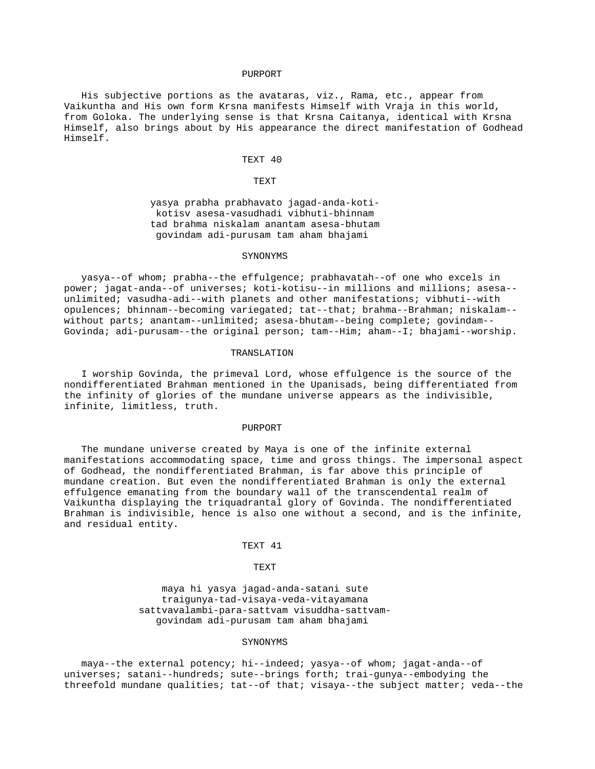PURPORT

His subjective portions as the avataras, viz., Rama, etc., appear from Vaikuntha and His own form Krsna manifests Himself with Vraja in this world, from Goloka. The underlying sense is that Krsna Caitanya, identical with Krsna Himself, also brings about by His appearance the direct manifestation of Godhead Himself.

TEXT 40

TEXT

yasya prabha prabhavato jagad-anda-koti-
kotisv asesa-vasudhadi vibhuti-bhinnam
tad brahma niskalam anantam asesa-bhutam
govindam adi-purusam tam aham bhajami

SYNONYMS

yasya--of whom; prabha--the effulgence; prabhavatah--of one who excels in power; jagat-anda--of universes; koti-kotisu--in millions and millions; asesa--unlimited; vasudha-adi--with planets and other manifestations; vibhuti--with opulences; bhinnam--becoming variegated; tat--that; brahma--Brahman; niskalam--without parts; anantam--unlimited; asesa-bhutam--being complete; govindam--Govinda; adi-purusam--the original person; tam--Him; aham--I; bhajami--worship.

TRANSLATION

I worship Govinda, the primeval Lord, whose effulgence is the source of the nondifferentiated Brahman mentioned in the Upanisads, being differentiated from the infinity of glories of the mundane universe appears as the indivisible, infinite, limitless, truth.

PURPORT

The mundane universe created by Maya is one of the infinite external manifestations accommodating space, time and gross things. The impersonal aspect of Godhead, the nondifferentiated Brahman, is far above this principle of mundane creation. But even the nondifferentiated Brahman is only the external effulgence emanating from the boundary wall of the transcendental realm of Vaikuntha displaying the triquadrantal glory of Govinda. The nondifferentiated Brahman is indivisible, hence is also one without a second, and is the infinite, and residual entity.

TEXT 41

TEXT

maya hi yasya jagad-anda-satani sute
traigunya-tad-visaya-veda-vitayamana
sattvavalambi-para-sattvam visuddha-sattvam-
govindam adi-purusam tam aham bhajami

SYNONYMS

maya--the external potency; hi--indeed; yasya--of whom; jagat-anda--of universes; satani--hundreds; sute--brings forth; trai-gunya--embodying the threefold mundane qualities; tat--of that; visaya--the subject matter; veda--the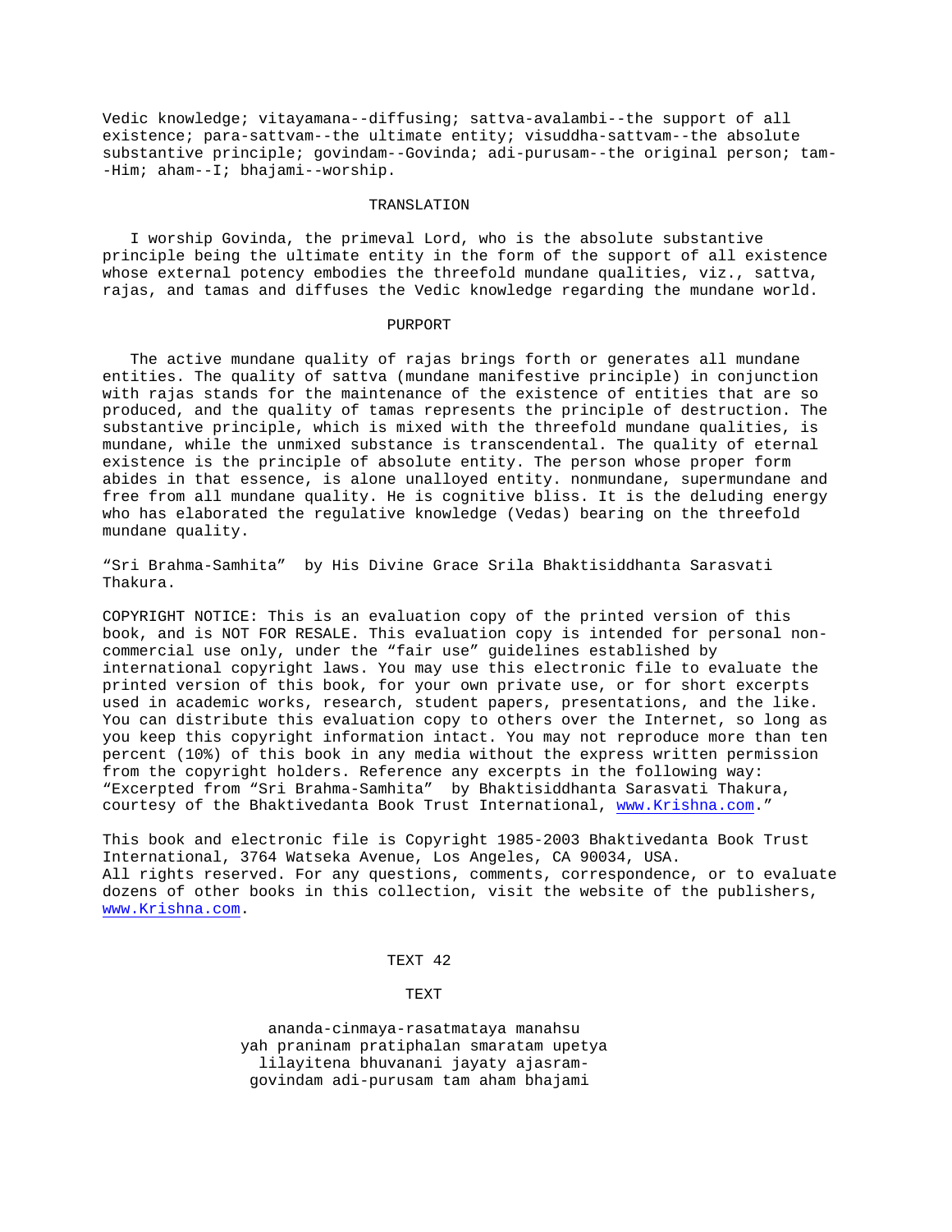Vedic knowledge; vitayamana--diffusing; sattva-avalambi--the support of all existence; para-sattvam--the ultimate entity; visuddha-sattvam--the absolute substantive principle; govindam--Govinda; adi-purusam--the original person; tam--Him; aham--I; bhajami--worship.

### TRANSLATION

I worship Govinda, the primeval Lord, who is the absolute substantive principle being the ultimate entity in the form of the support of all existence whose external potency embodies the threefold mundane qualities, viz., sattva, rajas, and tamas and diffuses the Vedic knowledge regarding the mundane world.

### PURPORT

The active mundane quality of rajas brings forth or generates all mundane entities. The quality of sattva (mundane manifestive principle) in conjunction with rajas stands for the maintenance of the existence of entities that are so produced, and the quality of tamas represents the principle of destruction. The substantive principle, which is mixed with the threefold mundane qualities, is mundane, while the unmixed substance is transcendental. The quality of eternal existence is the principle of absolute entity. The person whose proper form abides in that essence, is alone unalloyed entity. nonmundane, supermundane and free from all mundane quality. He is cognitive bliss. It is the deluding energy who has elaborated the regulative knowledge (Vedas) bearing on the threefold mundane quality.

“Sri Brahma-Samhita” by His Divine Grace Srila Bhaktisiddhanta Sarasvati Thakura.

COPYRIGHT NOTICE: This is an evaluation copy of the printed version of this book, and is NOT FOR RESALE. This evaluation copy is intended for personal non-commercial use only, under the “fair use” guidelines established by international copyright laws. You may use this electronic file to evaluate the printed version of this book, for your own private use, or for short excerpts used in academic works, research, student papers, presentations, and the like. You can distribute this evaluation copy to others over the Internet, so long as you keep this copyright information intact. You may not reproduce more than ten percent (10%) of this book in any media without the express written permission from the copyright holders. Reference any excerpts in the following way: “Excerpted from “Sri Brahma-Samhita” by Bhaktisiddhanta Sarasvati Thakura, courtesy of the Bhaktivedanta Book Trust International, www.Krishna.com.”

This book and electronic file is Copyright 1985-2003 Bhaktivedanta Book Trust International, 3764 Watseka Avenue, Los Angeles, CA 90034, USA.
All rights reserved. For any questions, comments, correspondence, or to evaluate dozens of other books in this collection, visit the website of the publishers, www.Krishna.com.

## TEXT 42

### TEXT

ananda-cinmaya-rasatmataya manahsu
yah praninam pratiphalan smaratam upetya
lilayitena bhuvanani jayaty ajasram-
govindam adi-purusam tam aham bhajami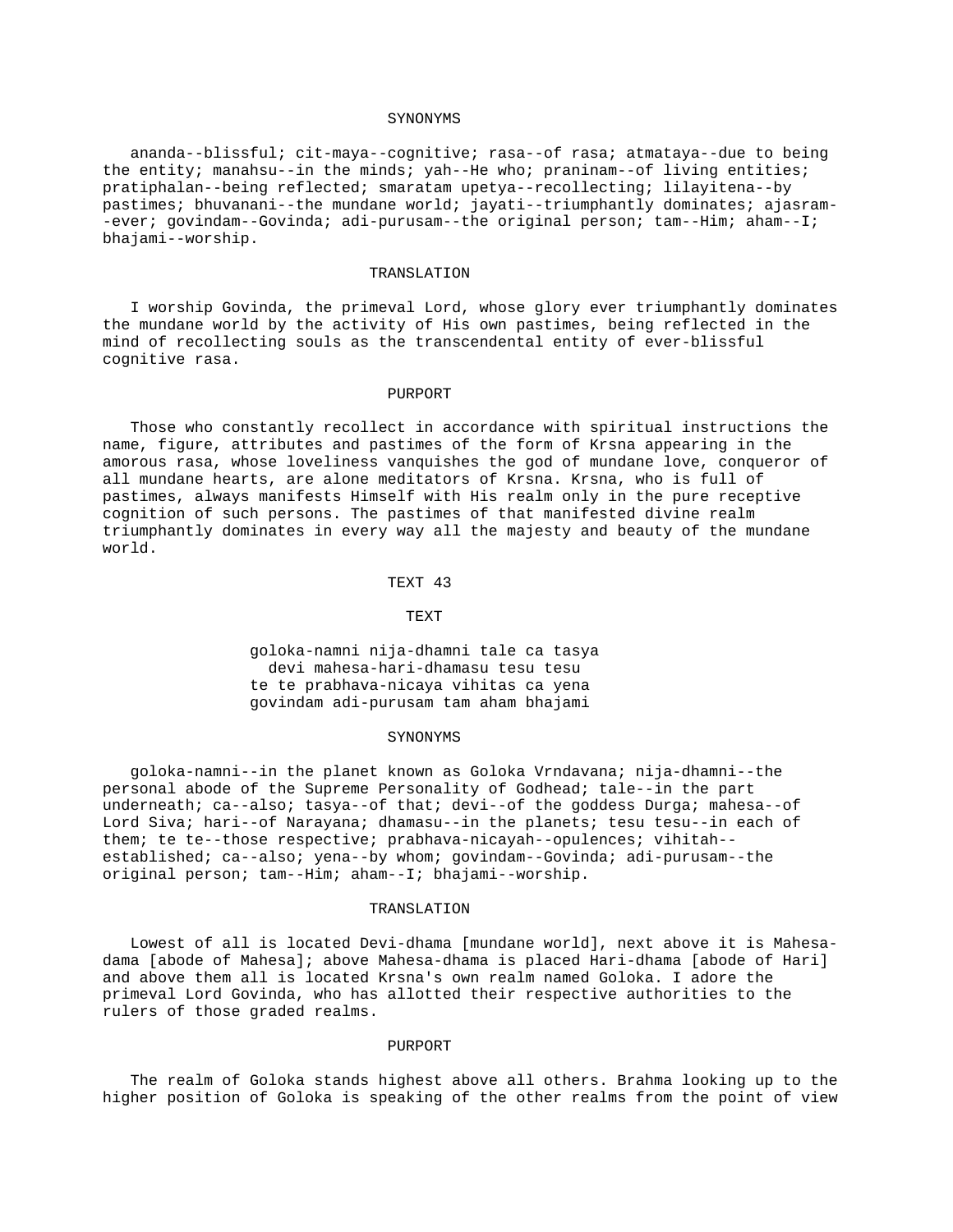## SYNONYMS

ananda--blissful; cit-maya--cognitive; rasa--of rasa; atmataya--due to being the entity; manahsu--in the minds; yah--He who; praninam--of living entities; pratiphalan--being reflected; smaratam upetya--recollecting; lilayitena--by pastimes; bhuvanani--the mundane world; jayati--triumphantly dominates; ajasram--ever; govindam--Govinda; adi-purusam--the original person; tam--Him; aham--I; bhajami--worship.

## TRANSLATION

I worship Govinda, the primeval Lord, whose glory ever triumphantly dominates the mundane world by the activity of His own pastimes, being reflected in the mind of recollecting souls as the transcendental entity of ever-blissful cognitive rasa.

## PURPORT

Those who constantly recollect in accordance with spiritual instructions the name, figure, attributes and pastimes of the form of Krsna appearing in the amorous rasa, whose loveliness vanquishes the god of mundane love, conqueror of all mundane hearts, are alone meditators of Krsna. Krsna, who is full of pastimes, always manifests Himself with His realm only in the pure receptive cognition of such persons. The pastimes of that manifested divine realm triumphantly dominates in every way all the majesty and beauty of the mundane world.

## TEXT 43

## TEXT

goloka-namni nija-dhamni tale ca tasya
devi mahesa-hari-dhamasu tesu tesu
te te prabhava-nicaya vihitas ca yena
govindam adi-purusam tam aham bhajami

## SYNONYMS

goloka-namni--in the planet known as Goloka Vrndavana; nija-dhamni--the personal abode of the Supreme Personality of Godhead; tale--in the part underneath; ca--also; tasya--of that; devi--of the goddess Durga; mahesa--of Lord Siva; hari--of Narayana; dhamasu--in the planets; tesu tesu--in each of them; te te--those respective; prabhava-nicayah--opulences; vihitah--established; ca--also; yena--by whom; govindam--Govinda; adi-purusam--the original person; tam--Him; aham--I; bhajami--worship.

## TRANSLATION

Lowest of all is located Devi-dhama [mundane world], next above it is Mahesa-dama [abode of Mahesa]; above Mahesa-dhama is placed Hari-dhama [abode of Hari] and above them all is located Krsna's own realm named Goloka. I adore the primeval Lord Govinda, who has allotted their respective authorities to the rulers of those graded realms.

## PURPORT

The realm of Goloka stands highest above all others. Brahma looking up to the higher position of Goloka is speaking of the other realms from the point of view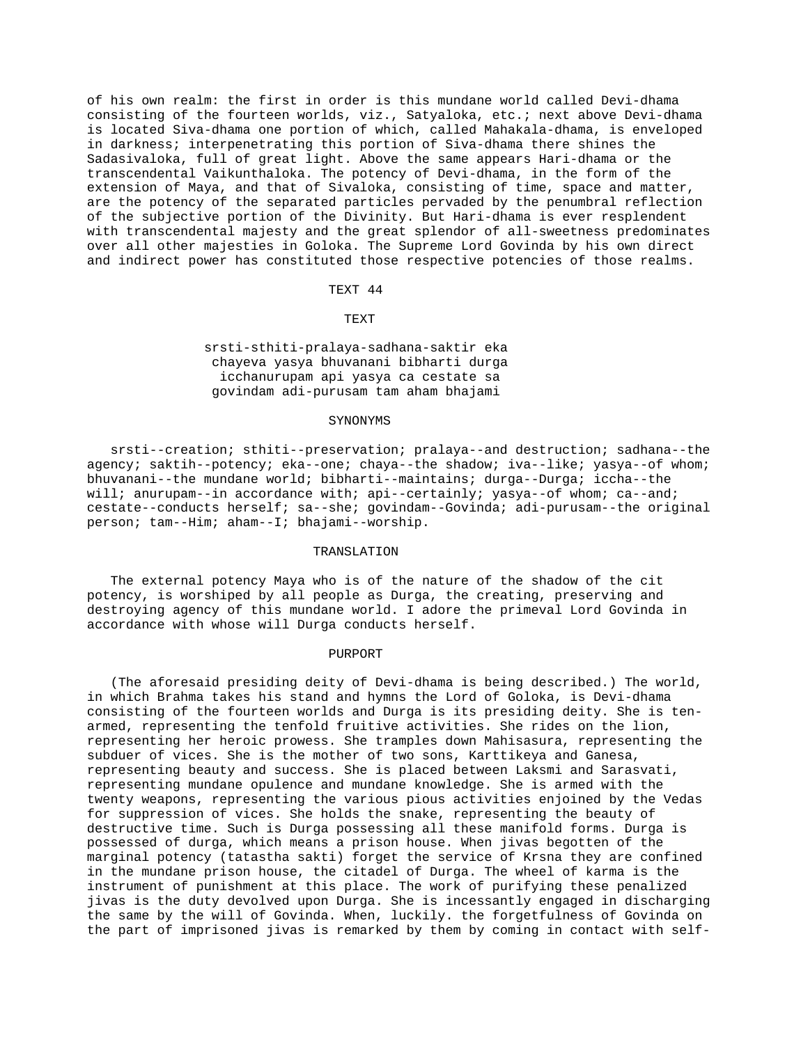of his own realm: the first in order is this mundane world called Devi-dhama consisting of the fourteen worlds, viz., Satyaloka, etc.; next above Devi-dhama is located Siva-dhama one portion of which, called Mahakala-dhama, is enveloped in darkness; interpenetrating this portion of Siva-dhama there shines the Sadasivaloka, full of great light. Above the same appears Hari-dhama or the transcendental Vaikunthaloka. The potency of Devi-dhama, in the form of the extension of Maya, and that of Sivaloka, consisting of time, space and matter, are the potency of the separated particles pervaded by the penumbral reflection of the subjective portion of the Divinity. But Hari-dhama is ever resplendent with transcendental majesty and the great splendor of all-sweetness predominates over all other majesties in Goloka. The Supreme Lord Govinda by his own direct and indirect power has constituted those respective potencies of those realms.

## TEXT 44

### TEXT

srsti-sthiti-pralaya-sadhana-saktir eka
chayeva yasya bhuvanani bibharti durga
icchanurupam api yasya ca cestate sa
govindam adi-purusam tam aham bhajami

### SYNONYMS

srsti--creation; sthiti--preservation; pralaya--and destruction; sadhana--the agency; saktih--potency; eka--one; chaya--the shadow; iva--like; yasya--of whom; bhuvanani--the mundane world; bibharti--maintains; durga--Durga; iccha--the will; anurupam--in accordance with; api--certainly; yasya--of whom; ca--and; cestate--conducts herself; sa--she; govindam--Govinda; adi-purusam--the original person; tam--Him; aham--I; bhajami--worship.

### TRANSLATION

The external potency Maya who is of the nature of the shadow of the cit potency, is worshiped by all people as Durga, the creating, preserving and destroying agency of this mundane world. I adore the primeval Lord Govinda in accordance with whose will Durga conducts herself.

### PURPORT

(The aforesaid presiding deity of Devi-dhama is being described.) The world, in which Brahma takes his stand and hymns the Lord of Goloka, is Devi-dhama consisting of the fourteen worlds and Durga is its presiding deity. She is ten-armed, representing the tenfold fruitive activities. She rides on the lion, representing her heroic prowess. She tramples down Mahisasura, representing the subduer of vices. She is the mother of two sons, Karttikeya and Ganesa, representing beauty and success. She is placed between Laksmi and Sarasvati, representing mundane opulence and mundane knowledge. She is armed with the twenty weapons, representing the various pious activities enjoined by the Vedas for suppression of vices. She holds the snake, representing the beauty of destructive time. Such is Durga possessing all these manifold forms. Durga is possessed of durga, which means a prison house. When jivas begotten of the marginal potency (tatastha sakti) forget the service of Krsna they are confined in the mundane prison house, the citadel of Durga. The wheel of karma is the instrument of punishment at this place. The work of purifying these penalized jivas is the duty devolved upon Durga. She is incessantly engaged in discharging the same by the will of Govinda. When, luckily, the forgetfulness of Govinda on the part of imprisoned jivas is remarked by them by coming in contact with self-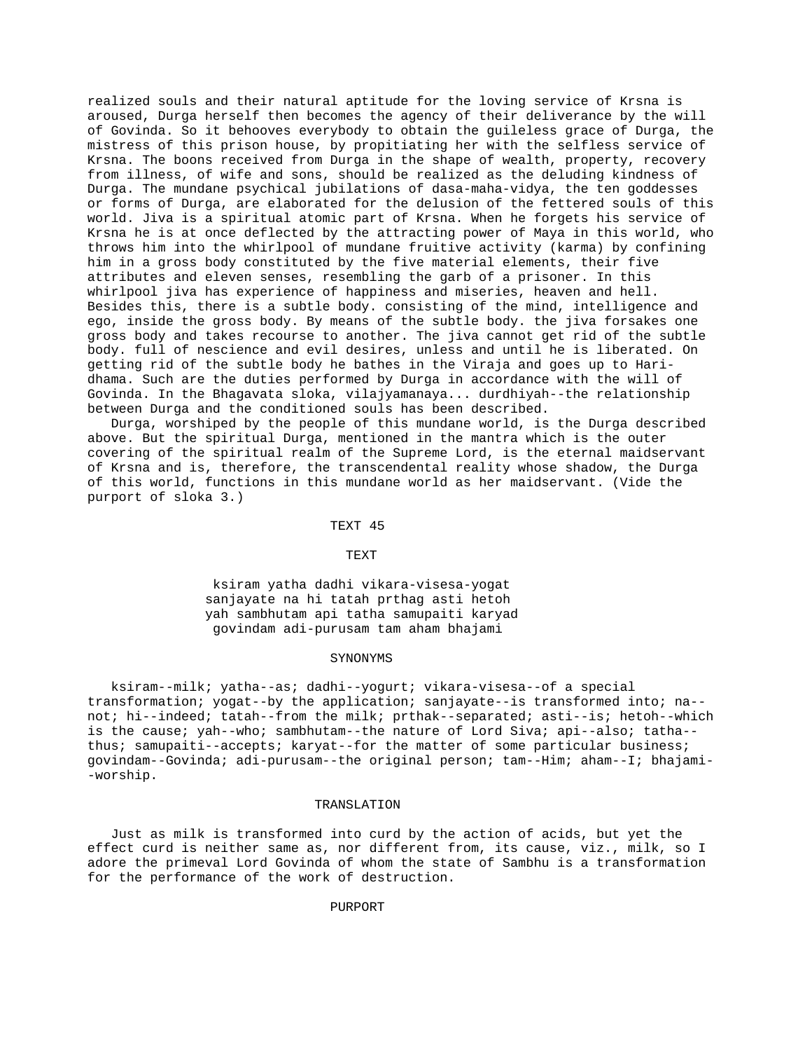realized souls and their natural aptitude for the loving service of Krsna is aroused, Durga herself then becomes the agency of their deliverance by the will of Govinda. So it behooves everybody to obtain the guileless grace of Durga, the mistress of this prison house, by propitiating her with the selfless service of Krsna. The boons received from Durga in the shape of wealth, property, recovery from illness, of wife and sons, should be realized as the deluding kindness of Durga. The mundane psychical jubilations of dasa-maha-vidya, the ten goddesses or forms of Durga, are elaborated for the delusion of the fettered souls of this world. Jiva is a spiritual atomic part of Krsna. When he forgets his service of Krsna he is at once deflected by the attracting power of Maya in this world, who throws him into the whirlpool of mundane fruitive activity (karma) by confining him in a gross body constituted by the five material elements, their five attributes and eleven senses, resembling the garb of a prisoner. In this whirlpool jiva has experience of happiness and miseries, heaven and hell. Besides this, there is a subtle body. consisting of the mind, intelligence and ego, inside the gross body. By means of the subtle body. the jiva forsakes one gross body and takes recourse to another. The jiva cannot get rid of the subtle body. full of nescience and evil desires, unless and until he is liberated. On getting rid of the subtle body he bathes in the Viraja and goes up to Hari-dhama. Such are the duties performed by Durga in accordance with the will of Govinda. In the Bhagavata sloka, vilajyamanaya... durdhiyah--the relationship between Durga and the conditioned souls has been described.

Durga, worshiped by the people of this mundane world, is the Durga described above. But the spiritual Durga, mentioned in the mantra which is the outer covering of the spiritual realm of the Supreme Lord, is the eternal maidservant of Krsna and is, therefore, the transcendental reality whose shadow, the Durga of this world, functions in this mundane world as her maidservant. (Vide the purport of sloka 3.)

## TEXT 45

### TEXT

ksiram yatha dadhi vikara-visesa-yogat
sanjayate na hi tatah prthag asti hetoh
yah sambhutam api tatha samupaiti karyad
govindam adi-purusam tam aham bhajami

### SYNONYMS

ksiram--milk; yatha--as; dadhi--yogurt; vikara-visesa--of a special transformation; yogat--by the application; sanjayate--is transformed into; na--not; hi--indeed; tatah--from the milk; prthak--separated; asti--is; hetoh--which is the cause; yah--who; sambhutam--the nature of Lord Siva; api--also; tatha--thus; samupaiti--accepts; karyat--for the matter of some particular business; govindam--Govinda; adi-purusam--the original person; tam--Him; aham--I; bhajami--worship.

### TRANSLATION

Just as milk is transformed into curd by the action of acids, but yet the effect curd is neither same as, nor different from, its cause, viz., milk, so I adore the primeval Lord Govinda of whom the state of Sambhu is a transformation for the performance of the work of destruction.

### PURPORT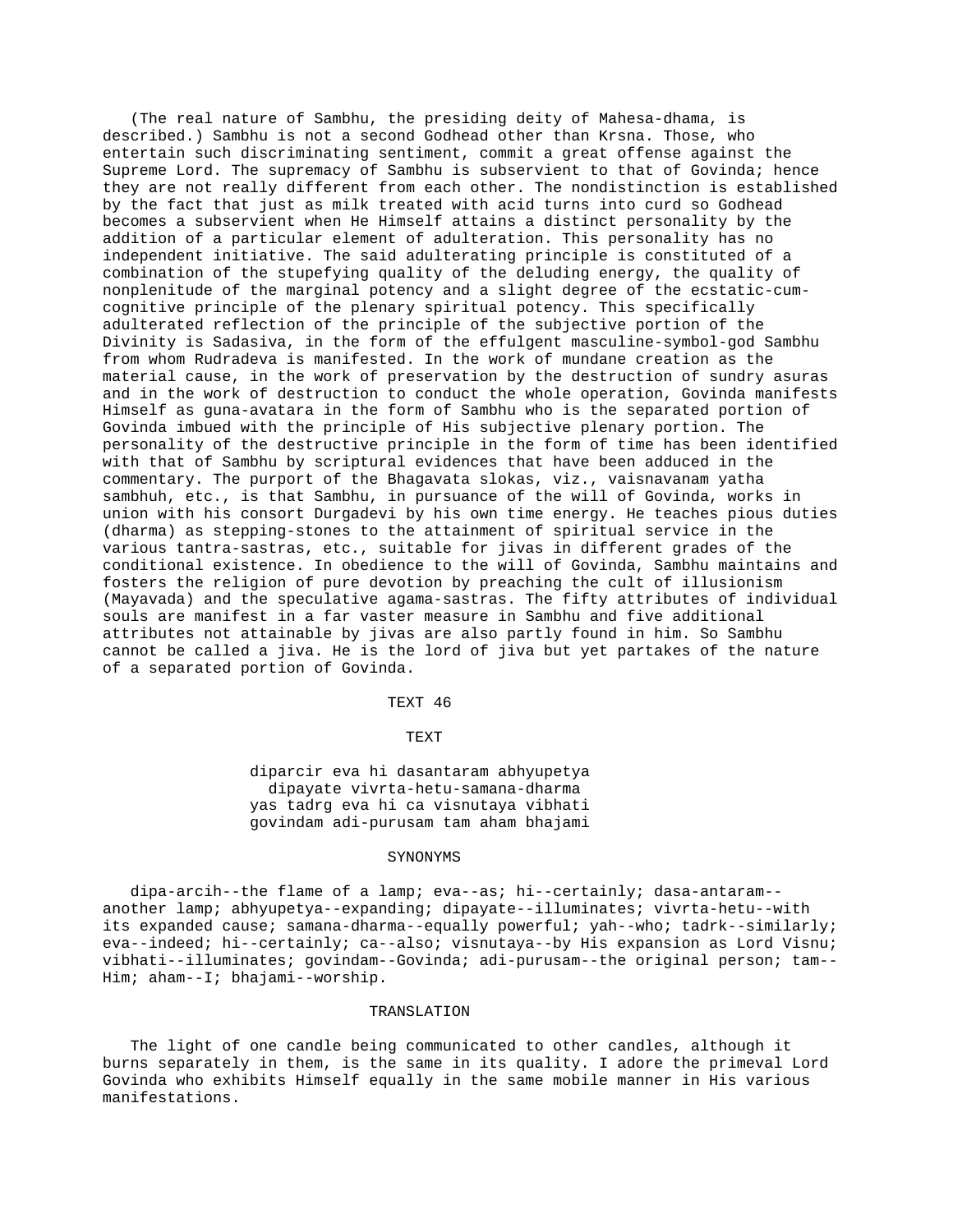(The real nature of Sambhu, the presiding deity of Mahesa-dhama, is described.) Sambhu is not a second Godhead other than Krsna. Those, who entertain such discriminating sentiment, commit a great offense against the Supreme Lord. The supremacy of Sambhu is subservient to that of Govinda; hence they are not really different from each other. The nondistinction is established by the fact that just as milk treated with acid turns into curd so Godhead becomes a subservient when He Himself attains a distinct personality by the addition of a particular element of adulteration. This personality has no independent initiative. The said adulterating principle is constituted of a combination of the stupefying quality of the deluding energy, the quality of nonplenitude of the marginal potency and a slight degree of the ecstatic-cum-cognitive principle of the plenary spiritual potency. This specifically adulterated reflection of the principle of the subjective portion of the Divinity is Sadasiva, in the form of the effulgent masculine-symbol-god Sambhu from whom Rudradeva is manifested. In the work of mundane creation as the material cause, in the work of preservation by the destruction of sundry asuras and in the work of destruction to conduct the whole operation, Govinda manifests Himself as guna-avatara in the form of Sambhu who is the separated portion of Govinda imbued with the principle of His subjective plenary portion. The personality of the destructive principle in the form of time has been identified with that of Sambhu by scriptural evidences that have been adduced in the commentary. The purport of the Bhagavata slokas, viz., vaisnavanam yatha sambhuh, etc., is that Sambhu, in pursuance of the will of Govinda, works in union with his consort Durgadevi by his own time energy. He teaches pious duties (dharma) as stepping-stones to the attainment of spiritual service in the various tantra-sastras, etc., suitable for jivas in different grades of the conditional existence. In obedience to the will of Govinda, Sambhu maintains and fosters the religion of pure devotion by preaching the cult of illusionism (Mayavada) and the speculative agama-sastras. The fifty attributes of individual souls are manifest in a far vaster measure in Sambhu and five additional attributes not attainable by jivas are also partly found in him. So Sambhu cannot be called a jiva. He is the lord of jiva but yet partakes of the nature of a separated portion of Govinda.

## TEXT 46

### TEXT

diparcir eva hi dasantaram abhyupetya
  dipayate vivrta-hetu-samana-dharma
yas tadrg eva hi ca visnutaya vibhati
govindam adi-purusam tam aham bhajami

### SYNONYMS

dipa-arcih--the flame of a lamp; eva--as; hi--certainly; dasa-antaram--another lamp; abhyupetya--expanding; dipayate--illuminates; vivrta-hetu--with its expanded cause; samana-dharma--equally powerful; yah--who; tadrk--similarly; eva--indeed; hi--certainly; ca--also; visnutaya--by His expansion as Lord Visnu; vibhati--illuminates; govindam--Govinda; adi-purusam--the original person; tam--Him; aham--I; bhajami--worship.

### TRANSLATION

The light of one candle being communicated to other candles, although it burns separately in them, is the same in its quality. I adore the primeval Lord Govinda who exhibits Himself equally in the same mobile manner in His various manifestations.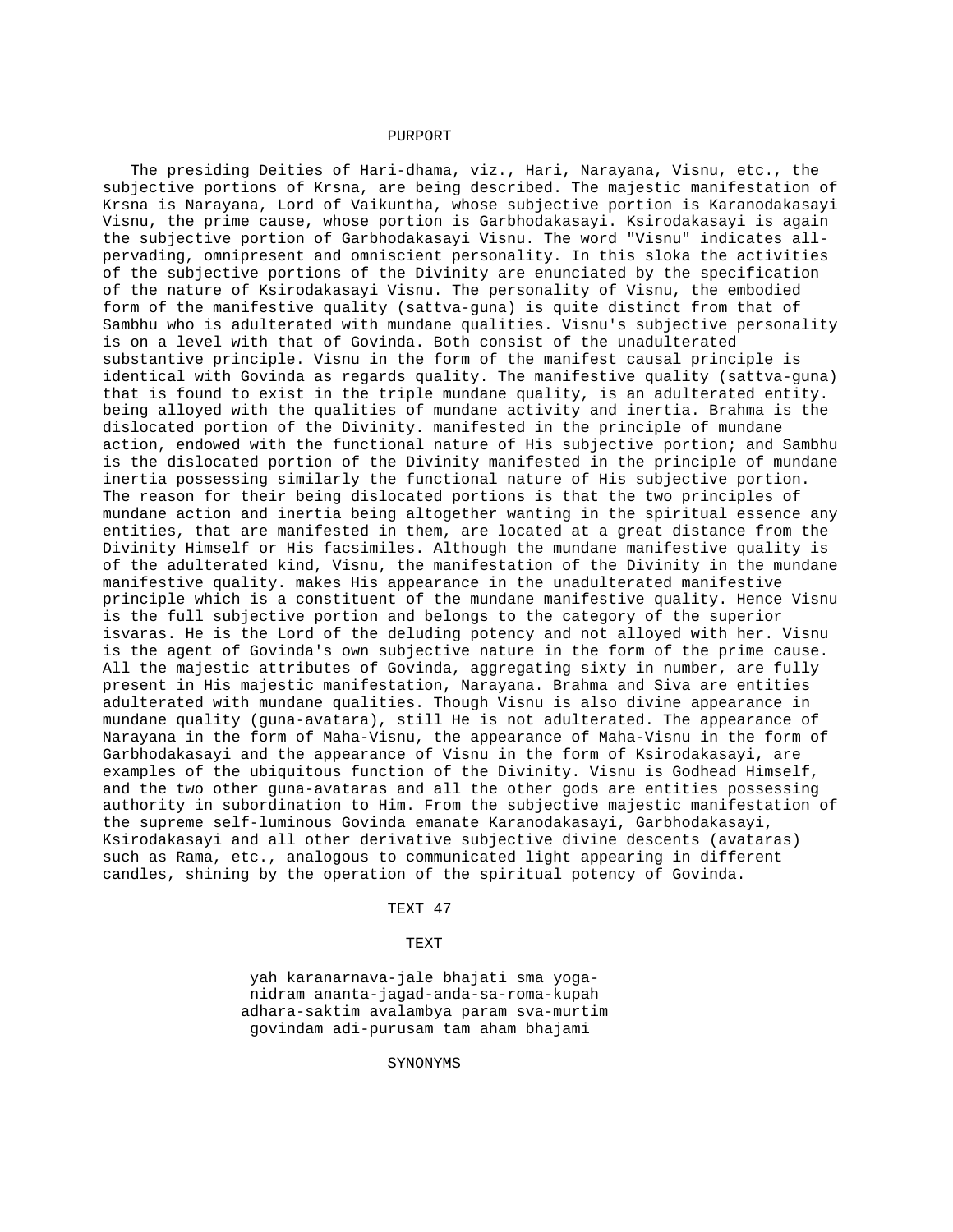## PURPORT

The presiding Deities of Hari-dhama, viz., Hari, Narayana, Visnu, etc., the subjective portions of Krsna, are being described. The majestic manifestation of Krsna is Narayana, Lord of Vaikuntha, whose subjective portion is Karanodakasayi Visnu, the prime cause, whose portion is Garbhodakasayi. Ksirodakasayi is again the subjective portion of Garbhodakasayi Visnu. The word "Visnu" indicates all-pervading, omnipresent and omniscient personality. In this sloka the activities of the subjective portions of the Divinity are enunciated by the specification of the nature of Ksirodakasayi Visnu. The personality of Visnu, the embodied form of the manifestive quality (sattva-guna) is quite distinct from that of Sambhu who is adulterated with mundane qualities. Visnu's subjective personality is on a level with that of Govinda. Both consist of the unadulterated substantive principle. Visnu in the form of the manifest causal principle is identical with Govinda as regards quality. The manifestive quality (sattva-guna) that is found to exist in the triple mundane quality, is an adulterated entity. being alloyed with the qualities of mundane activity and inertia. Brahma is the dislocated portion of the Divinity. manifested in the principle of mundane action, endowed with the functional nature of His subjective portion; and Sambhu is the dislocated portion of the Divinity manifested in the principle of mundane inertia possessing similarly the functional nature of His subjective portion. The reason for their being dislocated portions is that the two principles of mundane action and inertia being altogether wanting in the spiritual essence any entities, that are manifested in them, are located at a great distance from the Divinity Himself or His facsimiles. Although the mundane manifestive quality is of the adulterated kind, Visnu, the manifestation of the Divinity in the mundane manifestive quality. makes His appearance in the unadulterated manifestive principle which is a constituent of the mundane manifestive quality. Hence Visnu is the full subjective portion and belongs to the category of the superior isvaras. He is the Lord of the deluding potency and not alloyed with her. Visnu is the agent of Govinda's own subjective nature in the form of the prime cause. All the majestic attributes of Govinda, aggregating sixty in number, are fully present in His majestic manifestation, Narayana. Brahma and Siva are entities adulterated with mundane qualities. Though Visnu is also divine appearance in mundane quality (guna-avatara), still He is not adulterated. The appearance of Narayana in the form of Maha-Visnu, the appearance of Maha-Visnu in the form of Garbhodakasayi and the appearance of Visnu in the form of Ksirodakasayi, are examples of the ubiquitous function of the Divinity. Visnu is Godhead Himself, and the two other guna-avataras and all the other gods are entities possessing authority in subordination to Him. From the subjective majestic manifestation of the supreme self-luminous Govinda emanate Karanodakasayi, Garbhodakasayi, Ksirodakasayi and all other derivative subjective divine descents (avataras) such as Rama, etc., analogous to communicated light appearing in different candles, shining by the operation of the spiritual potency of Govinda.

## TEXT 47

### TEXT

yah karanarnava-jale bhajati sma yoga-
nidram ananta-jagad-anda-sa-roma-kupah
adhara-saktim avalambya param sva-murtim
govindam adi-purusam tam aham bhajami

### SYNONYMS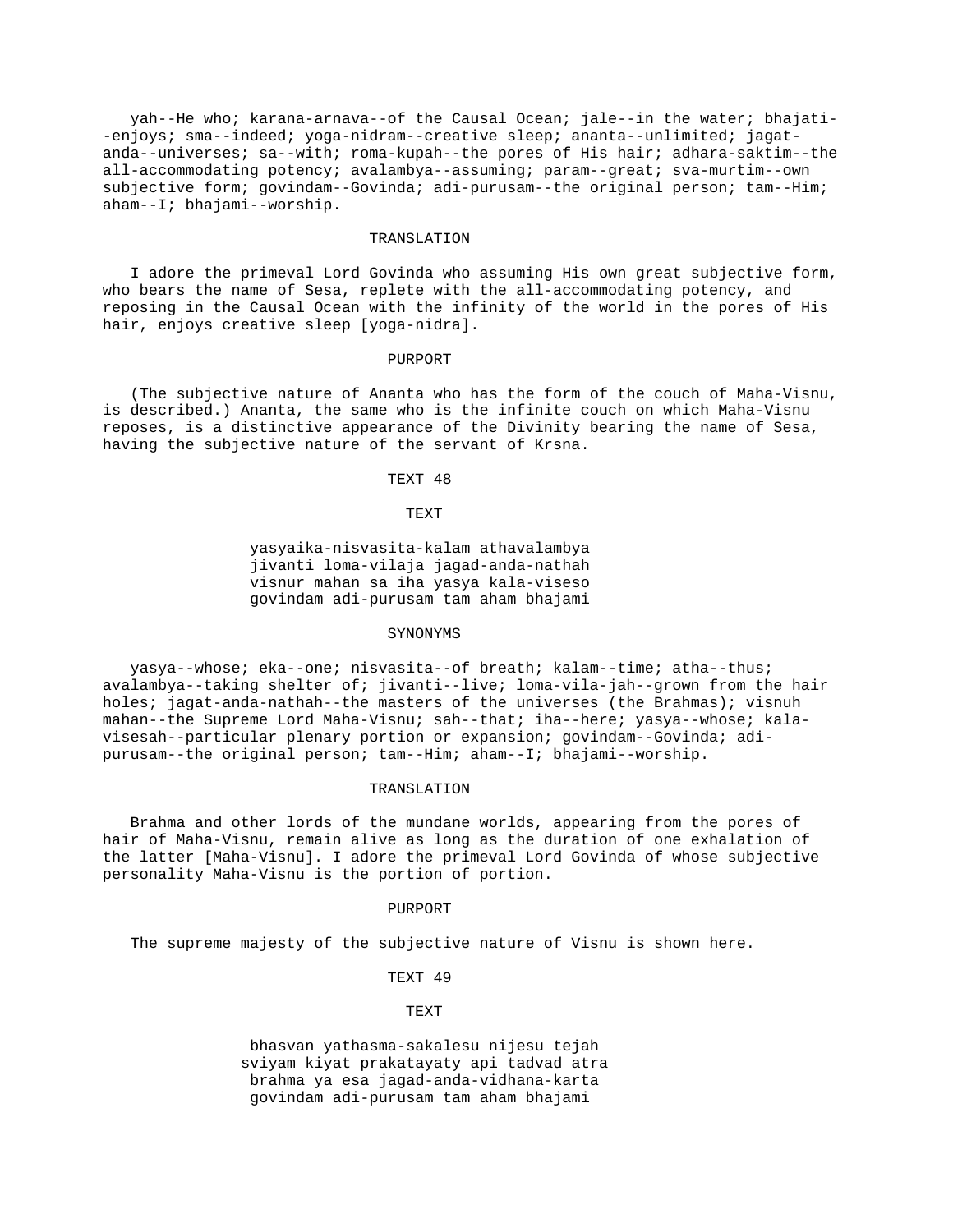yah--He who; karana-arnava--of the Causal Ocean; jale--in the water; bhajati--enjoys; sma--indeed; yoga-nidram--creative sleep; ananta--unlimited; jagat-anda--universes; sa--with; roma-kupah--the pores of His hair; adhara-saktim--the all-accommodating potency; avalambya--assuming; param--great; sva-murtim--own subjective form; govindam--Govinda; adi-purusam--the original person; tam--Him; aham--I; bhajami--worship.

### TRANSLATION

I adore the primeval Lord Govinda who assuming His own great subjective form, who bears the name of Sesa, replete with the all-accommodating potency, and reposing in the Causal Ocean with the infinity of the world in the pores of His hair, enjoys creative sleep [yoga-nidra].

### PURPORT

(The subjective nature of Ananta who has the form of the couch of Maha-Visnu, is described.) Ananta, the same who is the infinite couch on which Maha-Visnu reposes, is a distinctive appearance of the Divinity bearing the name of Sesa, having the subjective nature of the servant of Krsna.

## TEXT 48

### TEXT

yasyaika-nisvasita-kalam athavalambya
jivanti loma-vilaja jagad-anda-nathah
visnur mahan sa iha yasya kala-viseso
govindam adi-purusam tam aham bhajami

### SYNONYMS

yasya--whose; eka--one; nisvasita--of breath; kalam--time; atha--thus; avalambya--taking shelter of; jivanti--live; loma-vila-jah--grown from the hair holes; jagat-anda-nathah--the masters of the universes (the Brahmas); visnuh mahan--the Supreme Lord Maha-Visnu; sah--that; iha--here; yasya--whose; kala-visesah--particular plenary portion or expansion; govindam--Govinda; adi-purusam--the original person; tam--Him; aham--I; bhajami--worship.

### TRANSLATION

Brahma and other lords of the mundane worlds, appearing from the pores of hair of Maha-Visnu, remain alive as long as the duration of one exhalation of the latter [Maha-Visnu]. I adore the primeval Lord Govinda of whose subjective personality Maha-Visnu is the portion of portion.

### PURPORT

The supreme majesty of the subjective nature of Visnu is shown here.

## TEXT 49

### TEXT

bhasvan yathasma-sakalesu nijesu tejah
sviyam kiyat prakatayaty api tadvad atra
brahma ya esa jagad-anda-vidhana-karta
govindam adi-purusam tam aham bhajami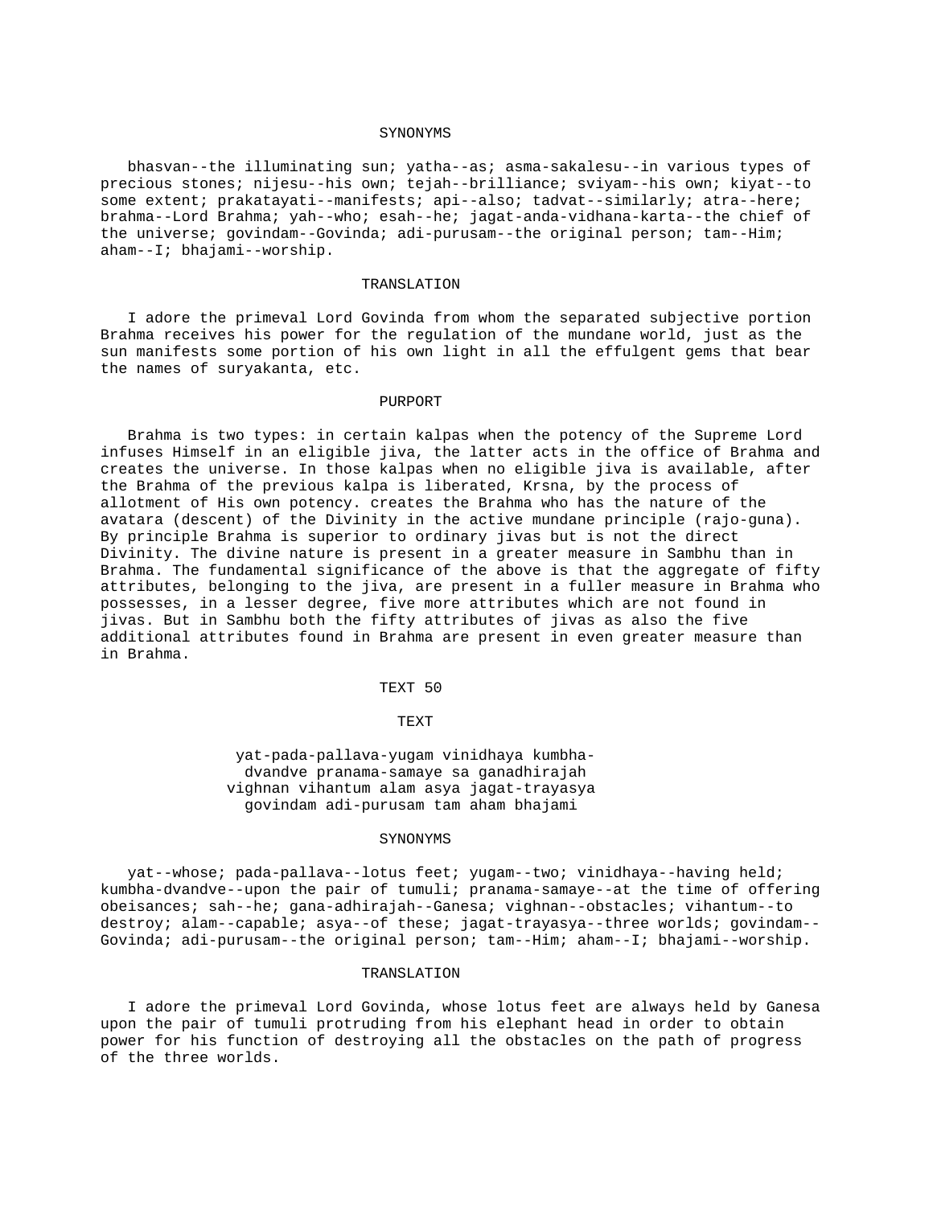SYNONYMS

bhasvan--the illuminating sun; yatha--as; asma-sakalesu--in various types of precious stones; nijesu--his own; tejah--brilliance; sviyam--his own; kiyat--to some extent; prakatayati--manifests; api--also; tadvat--similarly; atra--here; brahma--Lord Brahma; yah--who; esah--he; jagat-anda-vidhana-karta--the chief of the universe; govindam--Govinda; adi-purusam--the original person; tam--Him; aham--I; bhajami--worship.

TRANSLATION

I adore the primeval Lord Govinda from whom the separated subjective portion Brahma receives his power for the regulation of the mundane world, just as the sun manifests some portion of his own light in all the effulgent gems that bear the names of suryakanta, etc.

PURPORT

Brahma is two types: in certain kalpas when the potency of the Supreme Lord infuses Himself in an eligible jiva, the latter acts in the office of Brahma and creates the universe. In those kalpas when no eligible jiva is available, after the Brahma of the previous kalpa is liberated, Krsna, by the process of allotment of His own potency. creates the Brahma who has the nature of the avatara (descent) of the Divinity in the active mundane principle (rajo-guna). By principle Brahma is superior to ordinary jivas but is not the direct Divinity. The divine nature is present in a greater measure in Sambhu than in Brahma. The fundamental significance of the above is that the aggregate of fifty attributes, belonging to the jiva, are present in a fuller measure in Brahma who possesses, in a lesser degree, five more attributes which are not found in jivas. But in Sambhu both the fifty attributes of jivas as also the five additional attributes found in Brahma are present in even greater measure than in Brahma.

TEXT 50

TEXT

yat-pada-pallava-yugam vinidhaya kumbha-
dvandve pranama-samaye sa ganadhirajah
vighnan vihantum alam asya jagat-trayasya
govindam adi-purusam tam aham bhajami

SYNONYMS

yat--whose; pada-pallava--lotus feet; yugam--two; vinidhaya--having held; kumbha-dvandve--upon the pair of tumuli; pranama-samaye--at the time of offering obeisances; sah--he; gana-adhirajah--Ganesa; vighnan--obstacles; vihantum--to destroy; alam--capable; asya--of these; jagat-trayasya--three worlds; govindam--Govinda; adi-purusam--the original person; tam--Him; aham--I; bhajami--worship.

TRANSLATION

I adore the primeval Lord Govinda, whose lotus feet are always held by Ganesa upon the pair of tumuli protruding from his elephant head in order to obtain power for his function of destroying all the obstacles on the path of progress of the three worlds.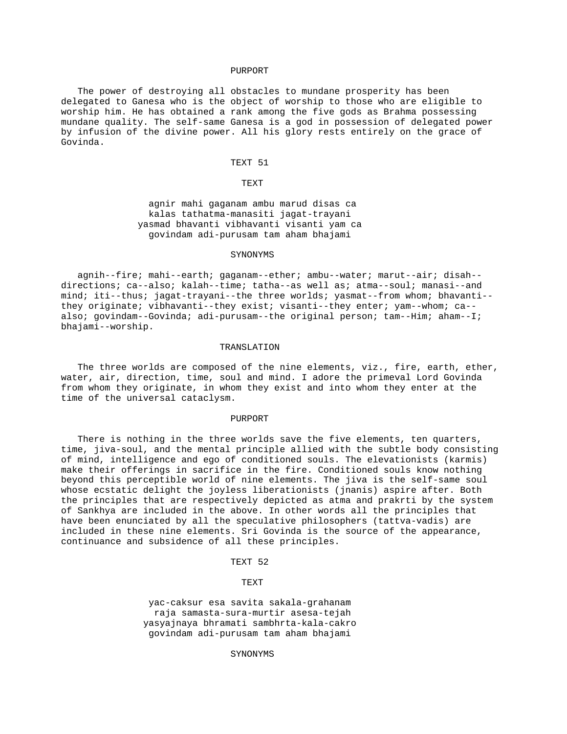### PURPORT

The power of destroying all obstacles to mundane prosperity has been delegated to Ganesa who is the object of worship to those who are eligible to worship him. He has obtained a rank among the five gods as Brahma possessing mundane quality. The self-same Ganesa is a god in possession of delegated power by infusion of the divine power. All his glory rests entirely on the grace of Govinda.

## TEXT 51

### TEXT

agnir mahi gaganam ambu marud disas ca
kalas tathatma-manasiti jagat-trayani
yasmad bhavanti vibhavanti visanti yam ca
govindam adi-purusam tam aham bhajami

### SYNONYMS

agnih--fire; mahi--earth; gaganam--ether; ambu--water; marut--air; disah--directions; ca--also; kalah--time; tatha--as well as; atma--soul; manasi--and mind; iti--thus; jagat-trayani--the three worlds; yasmat--from whom; bhavanti--they originate; vibhavanti--they exist; visanti--they enter; yam--whom; ca--also; govindam--Govinda; adi-purusam--the original person; tam--Him; aham--I; bhajami--worship.

### TRANSLATION

The three worlds are composed of the nine elements, viz., fire, earth, ether, water, air, direction, time, soul and mind. I adore the primeval Lord Govinda from whom they originate, in whom they exist and into whom they enter at the time of the universal cataclysm.

### PURPORT

There is nothing in the three worlds save the five elements, ten quarters, time, jiva-soul, and the mental principle allied with the subtle body consisting of mind, intelligence and ego of conditioned souls. The elevationists (karmis) make their offerings in sacrifice in the fire. Conditioned souls know nothing beyond this perceptible world of nine elements. The jiva is the self-same soul whose ecstatic delight the joyless liberationists (jnanis) aspire after. Both the principles that are respectively depicted as atma and prakrti by the system of Sankhya are included in the above. In other words all the principles that have been enunciated by all the speculative philosophers (tattva-vadis) are included in these nine elements. Sri Govinda is the source of the appearance, continuance and subsidence of all these principles.

## TEXT 52

### TEXT

yac-caksur esa savita sakala-grahanam
raja samasta-sura-murtir asesa-tejah
yasyajnaya bhramati sambhrta-kala-cakro
govindam adi-purusam tam aham bhajami

### SYNONYMS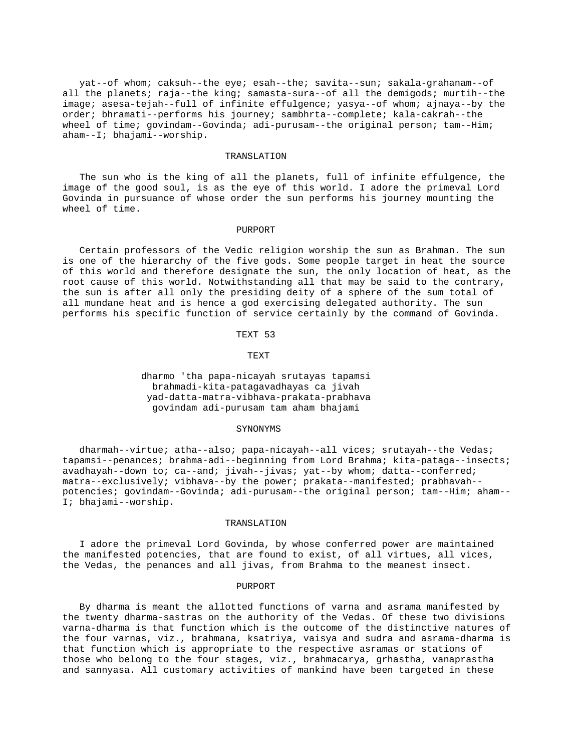yat--of whom; caksuh--the eye; esah--the; savita--sun; sakala-grahanam--of all the planets; raja--the king; samasta-sura--of all the demigods; murtih--the image; asesa-tejah--full of infinite effulgence; yasya--of whom; ajnaya--by the order; bhramati--performs his journey; sambhrta--complete; kala-cakrah--the wheel of time; govindam--Govinda; adi-purusam--the original person; tam--Him; aham--I; bhajami--worship.

### TRANSLATION

The sun who is the king of all the planets, full of infinite effulgence, the image of the good soul, is as the eye of this world. I adore the primeval Lord Govinda in pursuance of whose order the sun performs his journey mounting the wheel of time.

### PURPORT

Certain professors of the Vedic religion worship the sun as Brahman. The sun is one of the hierarchy of the five gods. Some people target in heat the source of this world and therefore designate the sun, the only location of heat, as the root cause of this world. Notwithstanding all that may be said to the contrary, the sun is after all only the presiding deity of a sphere of the sum total of all mundane heat and is hence a god exercising delegated authority. The sun performs his specific function of service certainly by the command of Govinda.

## TEXT 53

### TEXT

dharmo 'tha papa-nicayah srutayas tapamsi
brahmadi-kita-patagavadhayas ca jivah
yad-datta-matra-vibhava-prakata-prabhava
govindam adi-purusam tam aham bhajami

### SYNONYMS

dharmah--virtue; atha--also; papa-nicayah--all vices; srutayah--the Vedas; tapamsi--penances; brahma-adi--beginning from Lord Brahma; kita-pataga--insects; avadhayah--down to; ca--and; jivah--jivas; yat--by whom; datta--conferred; matra--exclusively; vibhava--by the power; prakata--manifested; prabhavah--potencies; govindam--Govinda; adi-purusam--the original person; tam--Him; aham--I; bhajami--worship.

### TRANSLATION

I adore the primeval Lord Govinda, by whose conferred power are maintained the manifested potencies, that are found to exist, of all virtues, all vices, the Vedas, the penances and all jivas, from Brahma to the meanest insect.

### PURPORT

By dharma is meant the allotted functions of varna and asrama manifested by the twenty dharma-sastras on the authority of the Vedas. Of these two divisions varna-dharma is that function which is the outcome of the distinctive natures of the four varnas, viz., brahmana, ksatriya, vaisya and sudra and asrama-dharma is that function which is appropriate to the respective asramas or stations of those who belong to the four stages, viz., brahmacarya, grhastha, vanaprastha and sannyasa. All customary activities of mankind have been targeted in these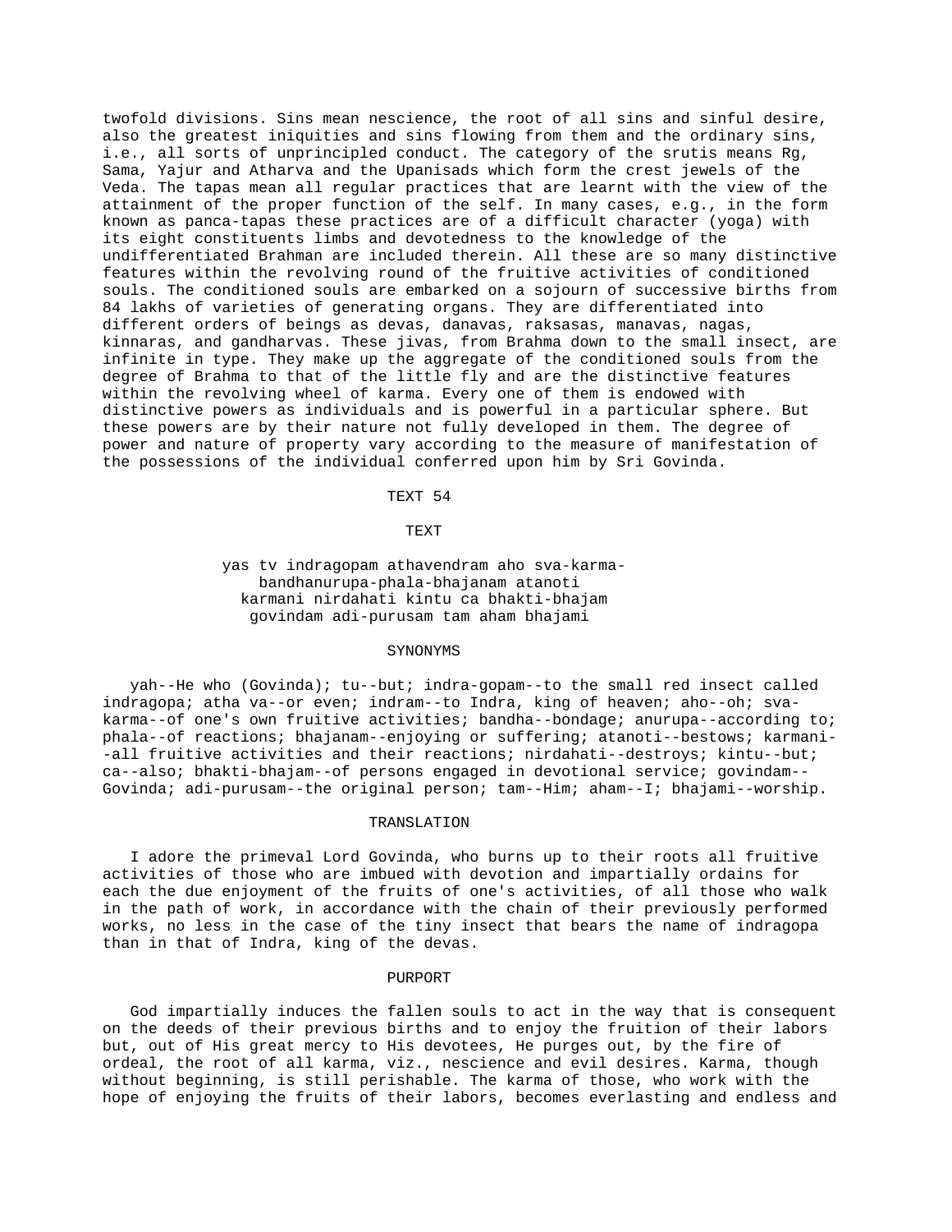twofold divisions. Sins mean nescience, the root of all sins and sinful desire, also the greatest iniquities and sins flowing from them and the ordinary sins, i.e., all sorts of unprincipled conduct. The category of the srutis means Rg, Sama, Yajur and Atharva and the Upanisads which form the crest jewels of the Veda. The tapas mean all regular practices that are learnt with the view of the attainment of the proper function of the self. In many cases, e.g., in the form known as panca-tapas these practices are of a difficult character (yoga) with its eight constituents limbs and devotedness to the knowledge of the undifferentiated Brahman are included therein. All these are so many distinctive features within the revolving round of the fruitive activities of conditioned souls. The conditioned souls are embarked on a sojourn of successive births from 84 lakhs of varieties of generating organs. They are differentiated into different orders of beings as devas, danavas, raksasas, manavas, nagas, kinnaras, and gandharvas. These jivas, from Brahma down to the small insect, are infinite in type. They make up the aggregate of the conditioned souls from the degree of Brahma to that of the little fly and are the distinctive features within the revolving wheel of karma. Every one of them is endowed with distinctive powers as individuals and is powerful in a particular sphere. But these powers are by their nature not fully developed in them. The degree of power and nature of property vary according to the measure of manifestation of the possessions of the individual conferred upon him by Sri Govinda.

## TEXT 54

### TEXT

yas tv indragopam athavendram aho sva-karma-
bandhanurupa-phala-bhajanam atanoti
karmani nirdahati kintu ca bhakti-bhajam
govindam adi-purusam tam aham bhajami

### SYNONYMS

yah--He who (Govinda); tu--but; indra-gopam--to the small red insect called indragopa; atha va--or even; indram--to Indra, king of heaven; aho--oh; sva-karma--of one's own fruitive activities; bandha--bondage; anurupa--according to; phala--of reactions; bhajanam--enjoying or suffering; atanoti--bestows; karmani--all fruitive activities and their reactions; nirdahati--destroys; kintu--but; ca--also; bhakti-bhajam--of persons engaged in devotional service; govindam--Govinda; adi-purusam--the original person; tam--Him; aham--I; bhajami--worship.

### TRANSLATION

I adore the primeval Lord Govinda, who burns up to their roots all fruitive activities of those who are imbued with devotion and impartially ordains for each the due enjoyment of the fruits of one's activities, of all those who walk in the path of work, in accordance with the chain of their previously performed works, no less in the case of the tiny insect that bears the name of indragopa than in that of Indra, king of the devas.

### PURPORT

God impartially induces the fallen souls to act in the way that is consequent on the deeds of their previous births and to enjoy the fruition of their labors but, out of His great mercy to His devotees, He purges out, by the fire of ordeal, the root of all karma, viz., nescience and evil desires. Karma, though without beginning, is still perishable. The karma of those, who work with the hope of enjoying the fruits of their labors, becomes everlasting and endless and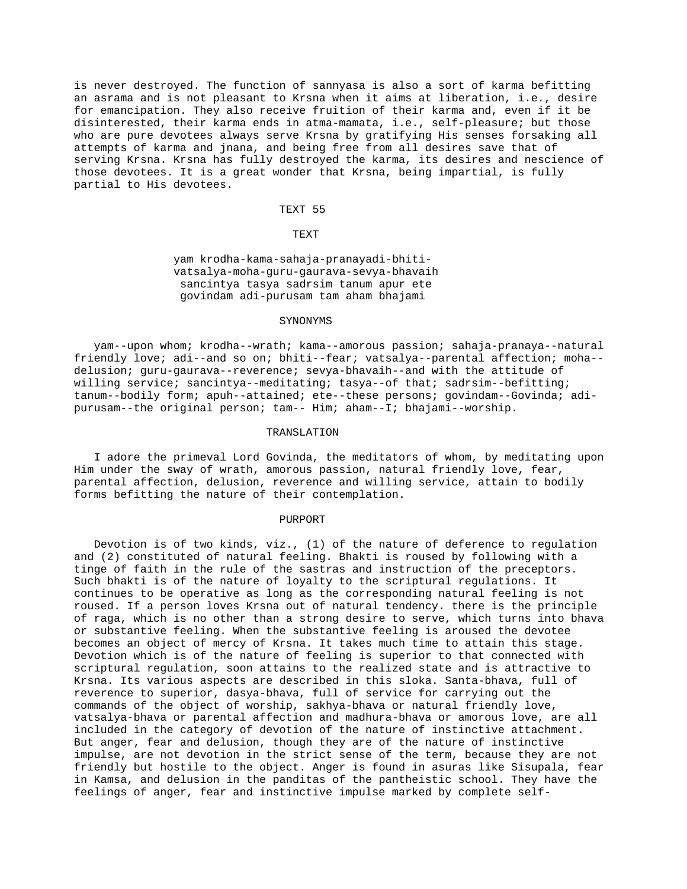is never destroyed. The function of sannyasa is also a sort of karma befitting an asrama and is not pleasant to Krsna when it aims at liberation, i.e., desire for emancipation. They also receive fruition of their karma and, even if it be disinterested, their karma ends in atma-mamata, i.e., self-pleasure; but those who are pure devotees always serve Krsna by gratifying His senses forsaking all attempts of karma and jnana, and being free from all desires save that of serving Krsna. Krsna has fully destroyed the karma, its desires and nescience of those devotees. It is a great wonder that Krsna, being impartial, is fully partial to His devotees.

## TEXT 55

### TEXT

yam krodha-kama-sahaja-pranayadi-bhiti-
vatsalya-moha-guru-gaurava-sevya-bhavaih
sancintya tasya sadrsim tanum apur ete
govindam adi-purusam tam aham bhajami

### SYNONYMS

yam--upon whom; krodha--wrath; kama--amorous passion; sahaja-pranaya--natural friendly love; adi--and so on; bhiti--fear; vatsalya--parental affection; moha--delusion; guru-gaurava--reverence; sevya-bhavaih--and with the attitude of willing service; sancintya--meditating; tasya--of that; sadrsim--befitting; tanum--bodily form; apuh--attained; ete--these persons; govindam--Govinda; adi-purusam--the original person; tam-- Him; aham--I; bhajami--worship.

### TRANSLATION

I adore the primeval Lord Govinda, the meditators of whom, by meditating upon Him under the sway of wrath, amorous passion, natural friendly love, fear, parental affection, delusion, reverence and willing service, attain to bodily forms befitting the nature of their contemplation.

### PURPORT

Devotion is of two kinds, viz., (1) of the nature of deference to regulation and (2) constituted of natural feeling. Bhakti is roused by following with a tinge of faith in the rule of the sastras and instruction of the preceptors. Such bhakti is of the nature of loyalty to the scriptural regulations. It continues to be operative as long as the corresponding natural feeling is not roused. If a person loves Krsna out of natural tendency. there is the principle of raga, which is no other than a strong desire to serve, which turns into bhava or substantive feeling. When the substantive feeling is aroused the devotee becomes an object of mercy of Krsna. It takes much time to attain this stage. Devotion which is of the nature of feeling is superior to that connected with scriptural regulation, soon attains to the realized state and is attractive to Krsna. Its various aspects are described in this sloka. Santa-bhava, full of reverence to superior, dasya-bhava, full of service for carrying out the commands of the object of worship, sakhya-bhava or natural friendly love, vatsalya-bhava or parental affection and madhura-bhava or amorous love, are all included in the category of devotion of the nature of instinctive attachment. But anger, fear and delusion, though they are of the nature of instinctive impulse, are not devotion in the strict sense of the term, because they are not friendly but hostile to the object. Anger is found in asuras like Sisupala, fear in Kamsa, and delusion in the panditas of the pantheistic school. They have the feelings of anger, fear and instinctive impulse marked by complete self-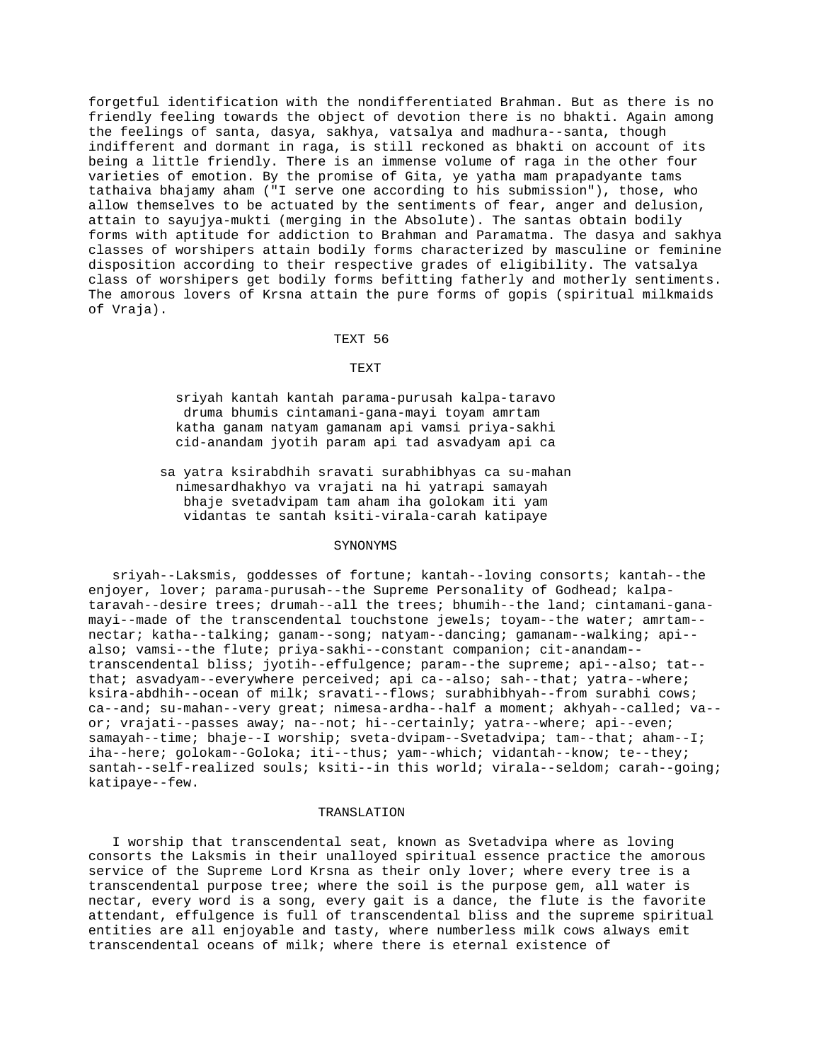forgetful identification with the nondifferentiated Brahman. But as there is no friendly feeling towards the object of devotion there is no bhakti. Again among the feelings of santa, dasya, sakhya, vatsalya and madhura--santa, though indifferent and dormant in raga, is still reckoned as bhakti on account of its being a little friendly. There is an immense volume of raga in the other four varieties of emotion. By the promise of Gita, ye yatha mam prapadyante tams tathaiva bhajamy aham ("I serve one according to his submission"), those, who allow themselves to be actuated by the sentiments of fear, anger and delusion, attain to sayujya-mukti (merging in the Absolute). The santas obtain bodily forms with aptitude for addiction to Brahman and Paramatma. The dasya and sakhya classes of worshipers attain bodily forms characterized by masculine or feminine disposition according to their respective grades of eligibility. The vatsalya class of worshipers get bodily forms befitting fatherly and motherly sentiments. The amorous lovers of Krsna attain the pure forms of gopis (spiritual milkmaids of Vraja).

## TEXT 56

### TEXT

sriyah kantah kantah parama-purusah kalpa-taravo
druma bhumis cintamani-gana-mayi toyam amrtam
katha ganam natyam gamanam api vamsi priya-sakhi
cid-anandam jyotih param api tad asvadyam api ca

sa yatra ksirabdhih sravati surabhibhyas ca su-mahan
nimesardhakhyo va vrajati na hi yatrapi samayah
bhaje svetadvipam tam aham iha golokam iti yam
vidantas te santah ksiti-virala-carah katipaye

### SYNONYMS

sriyah--Laksmis, goddesses of fortune; kantah--loving consorts; kantah--the enjoyer, lover; parama-purusah--the Supreme Personality of Godhead; kalpa-taravah--desire trees; drumah--all the trees; bhumih--the land; cintamani-gana-mayi--made of the transcendental touchstone jewels; toyam--the water; amrtam--nectar; katha--talking; ganam--song; natyam--dancing; gamanam--walking; api--also; vamsi--the flute; priya-sakhi--constant companion; cit-anandam--transcendental bliss; jyotih--effulgence; param--the supreme; api--also; tat--that; asvadyam--everywhere perceived; api ca--also; sah--that; yatra--where; ksira-abdhih--ocean of milk; sravati--flows; surabhibhyah--from surabhi cows; ca--and; su-mahan--very great; nimesa-ardha--half a moment; akhyah--called; va--or; vrajati--passes away; na--not; hi--certainly; yatra--where; api--even; samayah--time; bhaje--I worship; sveta-dvipam--Svetadvipa; tam--that; aham--I; iha--here; golokam--Goloka; iti--thus; yam--which; vidantah--know; te--they; santah--self-realized souls; ksiti--in this world; virala--seldom; carah--going; katipaye--few.

### TRANSLATION

I worship that transcendental seat, known as Svetadvipa where as loving consorts the Laksmis in their unalloyed spiritual essence practice the amorous service of the Supreme Lord Krsna as their only lover; where every tree is a transcendental purpose tree; where the soil is the purpose gem, all water is nectar, every word is a song, every gait is a dance, the flute is the favorite attendant, effulgence is full of transcendental bliss and the supreme spiritual entities are all enjoyable and tasty, where numberless milk cows always emit transcendental oceans of milk; where there is eternal existence of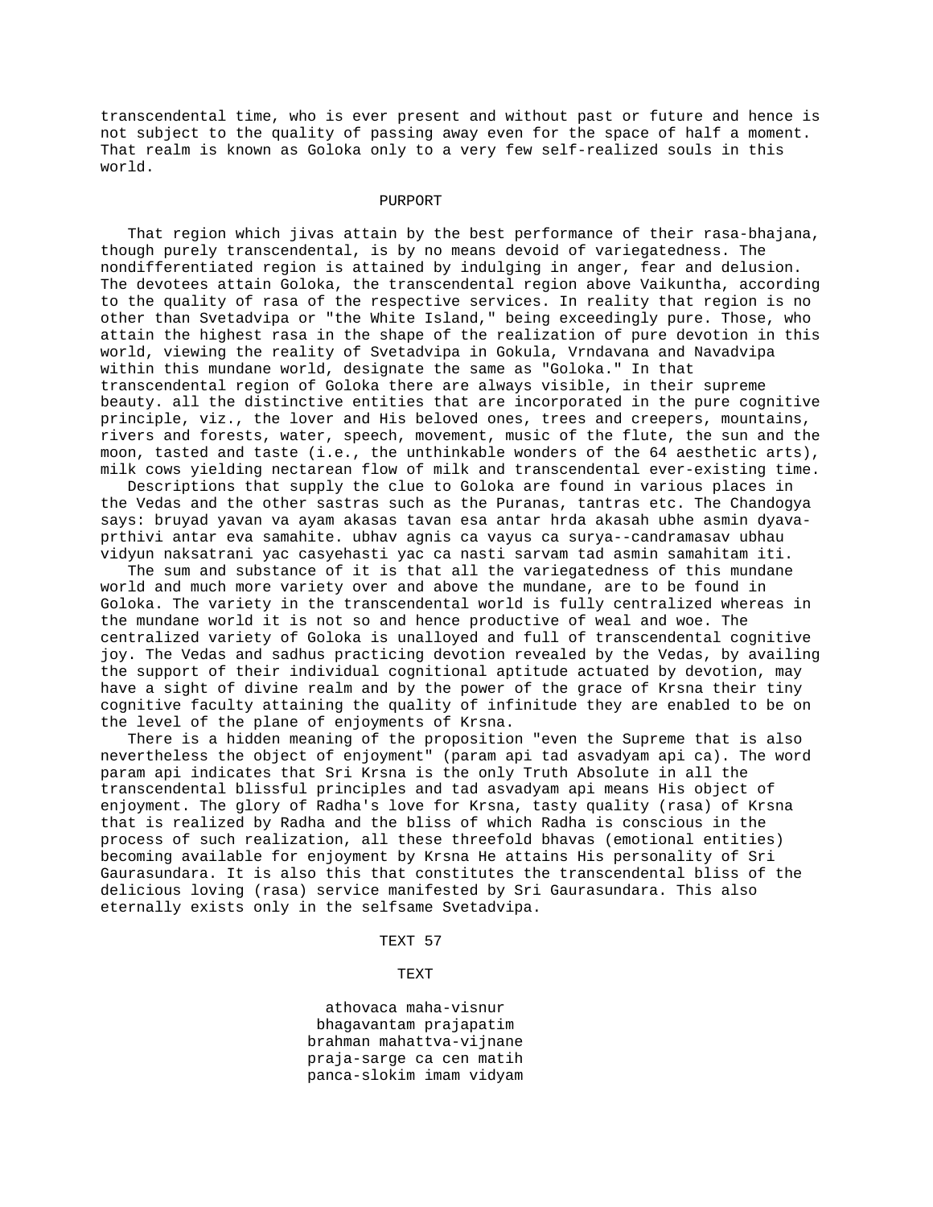transcendental time, who is ever present and without past or future and hence is not subject to the quality of passing away even for the space of half a moment. That realm is known as Goloka only to a very few self-realized souls in this world.

## PURPORT

That region which jivas attain by the best performance of their rasa-bhajana, though purely transcendental, is by no means devoid of variegatedness. The nondifferentiated region is attained by indulging in anger, fear and delusion. The devotees attain Goloka, the transcendental region above Vaikuntha, according to the quality of rasa of the respective services. In reality that region is no other than Svetadvipa or "the White Island," being exceedingly pure. Those, who attain the highest rasa in the shape of the realization of pure devotion in this world, viewing the reality of Svetadvipa in Gokula, Vrndavana and Navadvipa within this mundane world, designate the same as "Goloka." In that transcendental region of Goloka there are always visible, in their supreme beauty. all the distinctive entities that are incorporated in the pure cognitive principle, viz., the lover and His beloved ones, trees and creepers, mountains, rivers and forests, water, speech, movement, music of the flute, the sun and the moon, tasted and taste (i.e., the unthinkable wonders of the 64 aesthetic arts), milk cows yielding nectarean flow of milk and transcendental ever-existing time.

Descriptions that supply the clue to Goloka are found in various places in the Vedas and the other sastras such as the Puranas, tantras etc. The Chandogya says: bruyad yavan va ayam akasas tavan esa antar hrda akasah ubhe asmin dyava-prthivi antar eva samahite. ubhav agnis ca vayus ca surya--candramasav ubhau vidyun naksatrani yac casyehasti yac ca nasti sarvam tad asmin samahitam iti.

The sum and substance of it is that all the variegatedness of this mundane world and much more variety over and above the mundane, are to be found in Goloka. The variety in the transcendental world is fully centralized whereas in the mundane world it is not so and hence productive of weal and woe. The centralized variety of Goloka is unalloyed and full of transcendental cognitive joy. The Vedas and sadhus practicing devotion revealed by the Vedas, by availing the support of their individual cognitional aptitude actuated by devotion, may have a sight of divine realm and by the power of the grace of Krsna their tiny cognitive faculty attaining the quality of infinitude they are enabled to be on the level of the plane of enjoyments of Krsna.

There is a hidden meaning of the proposition "even the Supreme that is also nevertheless the object of enjoyment" (param api tad asvadyam api ca). The word param api indicates that Sri Krsna is the only Truth Absolute in all the transcendental blissful principles and tad asvadyam api means His object of enjoyment. The glory of Radha's love for Krsna, tasty quality (rasa) of Krsna that is realized by Radha and the bliss of which Radha is conscious in the process of such realization, all these threefold bhavas (emotional entities) becoming available for enjoyment by Krsna He attains His personality of Sri Gaurasundara. It is also this that constitutes the transcendental bliss of the delicious loving (rasa) service manifested by Sri Gaurasundara. This also eternally exists only in the selfsame Svetadvipa.

## TEXT 57

### TEXT

athovaca maha-visnur
bhagavantam prajapatim
brahman mahattva-vijnane
praja-sarge ca cen matih
panca-slokim imam vidyam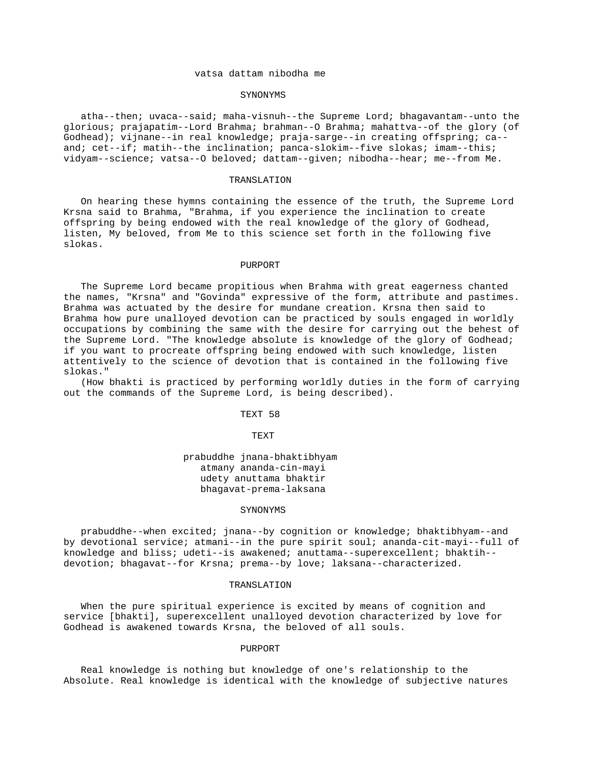vatsa dattam nibodha me

SYNONYMS

atha--then; uvaca--said; maha-visnuh--the Supreme Lord; bhagavantam--unto the glorious; prajapatim--Lord Brahma; brahman--O Brahma; mahattva--of the glory (of Godhead); vijnane--in real knowledge; praja-sarge--in creating offspring; ca--and; cet--if; matih--the inclination; panca-slokim--five slokas; imam--this; vidyam--science; vatsa--O beloved; dattam--given; nibodha--hear; me--from Me.

TRANSLATION

On hearing these hymns containing the essence of the truth, the Supreme Lord Krsna said to Brahma, "Brahma, if you experience the inclination to create offspring by being endowed with the real knowledge of the glory of Godhead, listen, My beloved, from Me to this science set forth in the following five slokas.

PURPORT

The Supreme Lord became propitious when Brahma with great eagerness chanted the names, "Krsna" and "Govinda" expressive of the form, attribute and pastimes. Brahma was actuated by the desire for mundane creation. Krsna then said to Brahma how pure unalloyed devotion can be practiced by souls engaged in worldly occupations by combining the same with the desire for carrying out the behest of the Supreme Lord. "The knowledge absolute is knowledge of the glory of Godhead; if you want to procreate offspring being endowed with such knowledge, listen attentively to the science of devotion that is contained in the following five slokas."

(How bhakti is practiced by performing worldly duties in the form of carrying out the commands of the Supreme Lord, is being described).

TEXT 58

TEXT

prabuddhe jnana-bhaktibhyam
atmany ananda-cin-mayi
udety anuttama bhaktir
bhagavat-prema-laksana

SYNONYMS

prabuddhe--when excited; jnana--by cognition or knowledge; bhaktibhyam--and by devotional service; atmani--in the pure spirit soul; ananda-cit-mayi--full of knowledge and bliss; udeti--is awakened; anuttama--superexcellent; bhaktih--devotion; bhagavat--for Krsna; prema--by love; laksana--characterized.

TRANSLATION

When the pure spiritual experience is excited by means of cognition and service [bhakti], superexcellent unalloyed devotion characterized by love for Godhead is awakened towards Krsna, the beloved of all souls.

PURPORT

Real knowledge is nothing but knowledge of one's relationship to the Absolute. Real knowledge is identical with the knowledge of subjective natures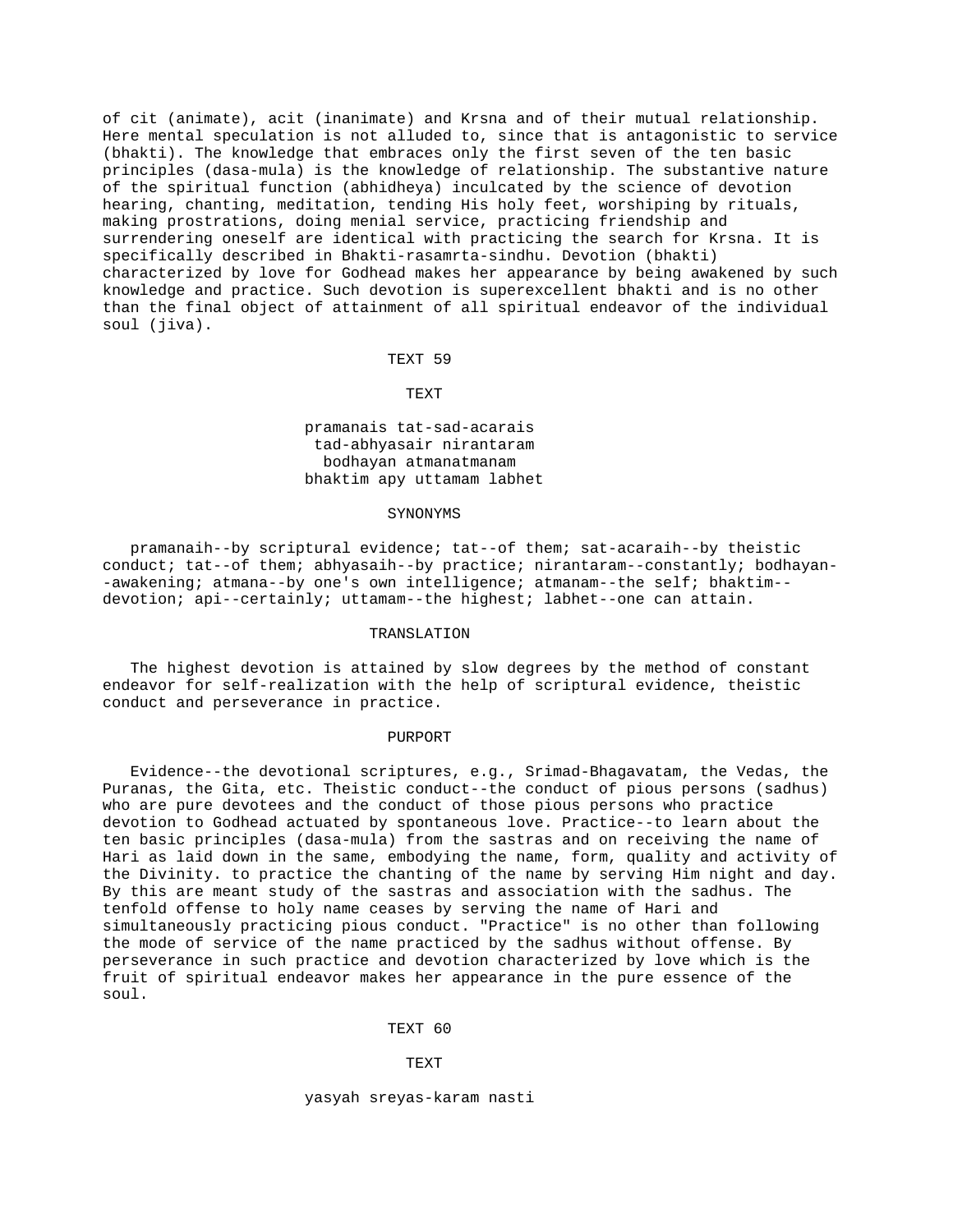of cit (animate), acit (inanimate) and Krsna and of their mutual relationship. Here mental speculation is not alluded to, since that is antagonistic to service (bhakti). The knowledge that embraces only the first seven of the ten basic principles (dasa-mula) is the knowledge of relationship. The substantive nature of the spiritual function (abhidheya) inculcated by the science of devotion hearing, chanting, meditation, tending His holy feet, worshiping by rituals, making prostrations, doing menial service, practicing friendship and surrendering oneself are identical with practicing the search for Krsna. It is specifically described in Bhakti-rasamrta-sindhu. Devotion (bhakti) characterized by love for Godhead makes her appearance by being awakened by such knowledge and practice. Such devotion is superexcellent bhakti and is no other than the final object of attainment of all spiritual endeavor of the individual soul (jiva).

TEXT 59

TEXT

pramanais tat-sad-acarais
tad-abhyasair nirantaram
bodhayan atmanatmanam
bhaktim apy uttamam labhet

SYNONYMS

pramanaih--by scriptural evidence; tat--of them; sat-acaraih--by theistic conduct; tat--of them; abhyasaih--by practice; nirantaram--constantly; bodhayan--awakening; atmana--by one's own intelligence; atmanam--the self; bhaktim--devotion; api--certainly; uttamam--the highest; labhet--one can attain.

TRANSLATION

The highest devotion is attained by slow degrees by the method of constant endeavor for self-realization with the help of scriptural evidence, theistic conduct and perseverance in practice.

PURPORT

Evidence--the devotional scriptures, e.g., Srimad-Bhagavatam, the Vedas, the Puranas, the Gita, etc. Theistic conduct--the conduct of pious persons (sadhus) who are pure devotees and the conduct of those pious persons who practice devotion to Godhead actuated by spontaneous love. Practice--to learn about the ten basic principles (dasa-mula) from the sastras and on receiving the name of Hari as laid down in the same, embodying the name, form, quality and activity of the Divinity. to practice the chanting of the name by serving Him night and day. By this are meant study of the sastras and association with the sadhus. The tenfold offense to holy name ceases by serving the name of Hari and simultaneously practicing pious conduct. "Practice" is no other than following the mode of service of the name practiced by the sadhus without offense. By perseverance in such practice and devotion characterized by love which is the fruit of spiritual endeavor makes her appearance in the pure essence of the soul.

TEXT 60

TEXT

yasyah sreyas-karam nasti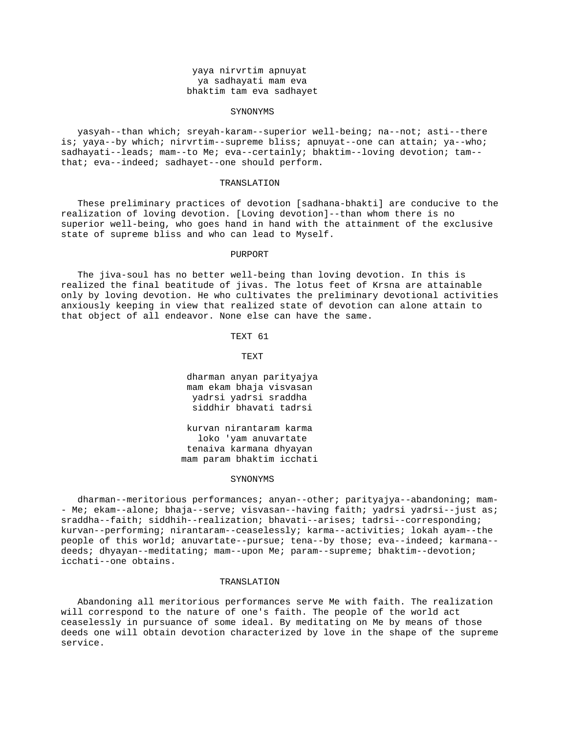yaya nirvrtim apnuyat
ya sadhayati mam eva
bhaktim tam eva sadhayet

### SYNONYMS

yasyah--than which; sreyah-karam--superior well-being; na--not; asti--there is; yaya--by which; nirvrtim--supreme bliss; apnuyat--one can attain; ya--who; sadhayati--leads; mam--to Me; eva--certainly; bhaktim--loving devotion; tam--that; eva--indeed; sadhayet--one should perform.

### TRANSLATION

These preliminary practices of devotion [sadhana-bhakti] are conducive to the realization of loving devotion. [Loving devotion]--than whom there is no superior well-being, who goes hand in hand with the attainment of the exclusive state of supreme bliss and who can lead to Myself.

### PURPORT

The jiva-soul has no better well-being than loving devotion. In this is realized the final beatitude of jivas. The lotus feet of Krsna are attainable only by loving devotion. He who cultivates the preliminary devotional activities anxiously keeping in view that realized state of devotion can alone attain to that object of all endeavor. None else can have the same.

## TEXT 61

### TEXT

dharman anyan parityajya
mam ekam bhaja visvasan
yadrsi yadrsi sraddha
siddhir bhavati tadrsi

kurvan nirantaram karma
loko 'yam anuvartate
tenaiva karmana dhyayan
mam param bhaktim icchati

### SYNONYMS

dharman--meritorious performances; anyan--other; parityajya--abandoning; mam--Me; ekam--alone; bhaja--serve; visvasan--having faith; yadrsi yadrsi--just as; sraddha--faith; siddhih--realization; bhavati--arises; tadrsi--corresponding; kurvan--performing; nirantaram--ceaselessly; karma--activities; lokah ayam--the people of this world; anuvartate--pursue; tena--by those; eva--indeed; karmana--deeds; dhyayan--meditating; mam--upon Me; param--supreme; bhaktim--devotion; icchati--one obtains.

### TRANSLATION

Abandoning all meritorious performances serve Me with faith. The realization will correspond to the nature of one's faith. The people of the world act ceaselessly in pursuance of some ideal. By meditating on Me by means of those deeds one will obtain devotion characterized by love in the shape of the supreme service.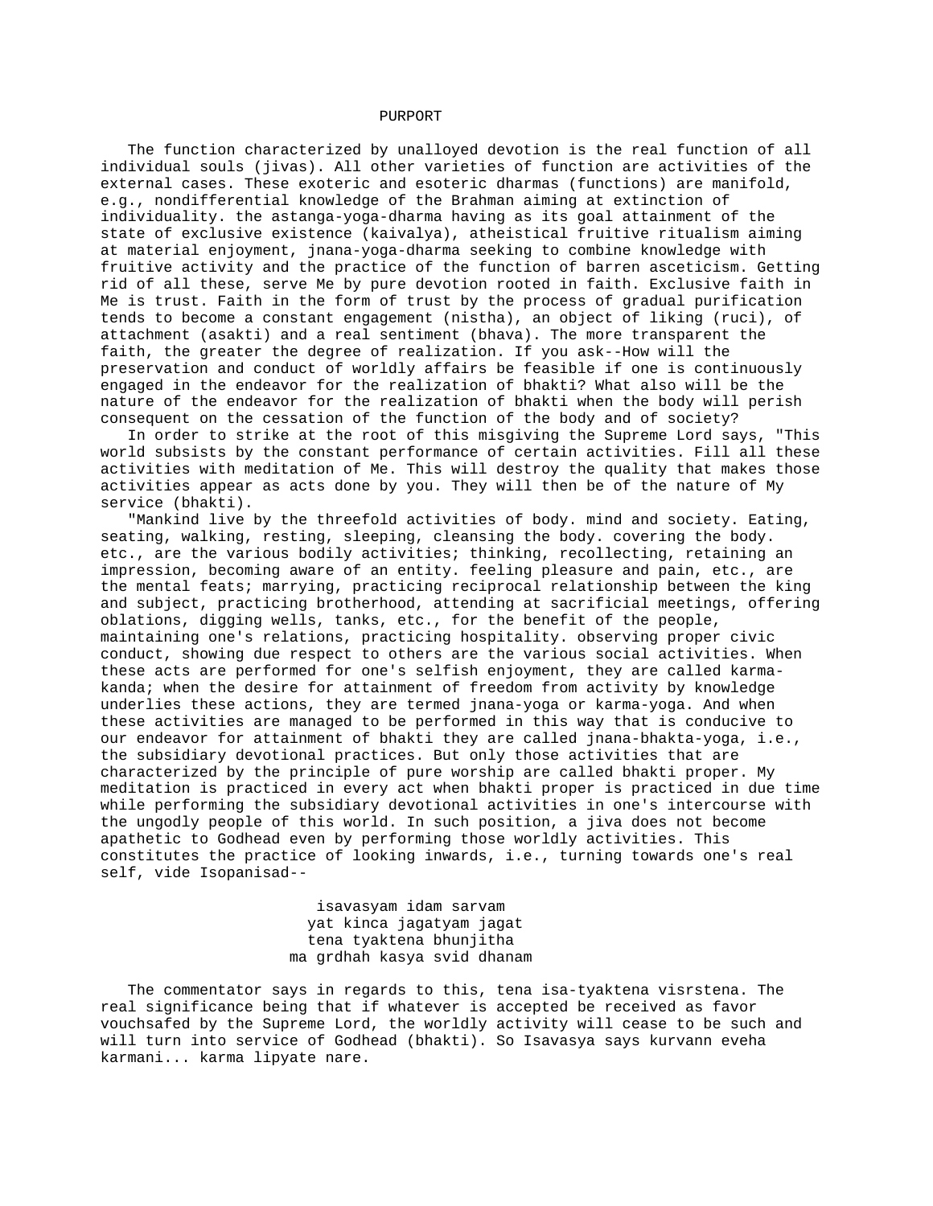## PURPORT

The function characterized by unalloyed devotion is the real function of all individual souls (jivas). All other varieties of function are activities of the external cases. These exoteric and esoteric dharmas (functions) are manifold, e.g., nondifferential knowledge of the Brahman aiming at extinction of individuality. the astanga-yoga-dharma having as its goal attainment of the state of exclusive existence (kaivalya), atheistical fruitive ritualism aiming at material enjoyment, jnana-yoga-dharma seeking to combine knowledge with fruitive activity and the practice of the function of barren asceticism. Getting rid of all these, serve Me by pure devotion rooted in faith. Exclusive faith in Me is trust. Faith in the form of trust by the process of gradual purification tends to become a constant engagement (nistha), an object of liking (ruci), of attachment (asakti) and a real sentiment (bhava). The more transparent the faith, the greater the degree of realization. If you ask--How will the preservation and conduct of worldly affairs be feasible if one is continuously engaged in the endeavor for the realization of bhakti? What also will be the nature of the endeavor for the realization of bhakti when the body will perish consequent on the cessation of the function of the body and of society?

In order to strike at the root of this misgiving the Supreme Lord says, "This world subsists by the constant performance of certain activities. Fill all these activities with meditation of Me. This will destroy the quality that makes those activities appear as acts done by you. They will then be of the nature of My service (bhakti).

"Mankind live by the threefold activities of body. mind and society. Eating, seating, walking, resting, sleeping, cleansing the body. covering the body. etc., are the various bodily activities; thinking, recollecting, retaining an impression, becoming aware of an entity. feeling pleasure and pain, etc., are the mental feats; marrying, practicing reciprocal relationship between the king and subject, practicing brotherhood, attending at sacrificial meetings, offering oblations, digging wells, tanks, etc., for the benefit of the people, maintaining one's relations, practicing hospitality. observing proper civic conduct, showing due respect to others are the various social activities. When these acts are performed for one's selfish enjoyment, they are called karma-kanda; when the desire for attainment of freedom from activity by knowledge underlies these actions, they are termed jnana-yoga or karma-yoga. And when these activities are managed to be performed in this way that is conducive to our endeavor for attainment of bhakti they are called jnana-bhakta-yoga, i.e., the subsidiary devotional practices. But only those activities that are characterized by the principle of pure worship are called bhakti proper. My meditation is practiced in every act when bhakti proper is practiced in due time while performing the subsidiary devotional activities in one's intercourse with the ungodly people of this world. In such position, a jiva does not become apathetic to Godhead even by performing those worldly activities. This constitutes the practice of looking inwards, i.e., turning towards one's real self, vide Isopanisad--

> isavasyam idam sarvam
> yat kinca jagatyam jagat
> tena tyaktena bhunjitha
> ma grdhah kasya svid dhanam

The commentator says in regards to this, tena isa-tyaktena visrstena. The real significance being that if whatever is accepted be received as favor vouchsafed by the Supreme Lord, the worldly activity will cease to be such and will turn into service of Godhead (bhakti). So Isavasya says kurvann eveha karmani... karma lipyate nare.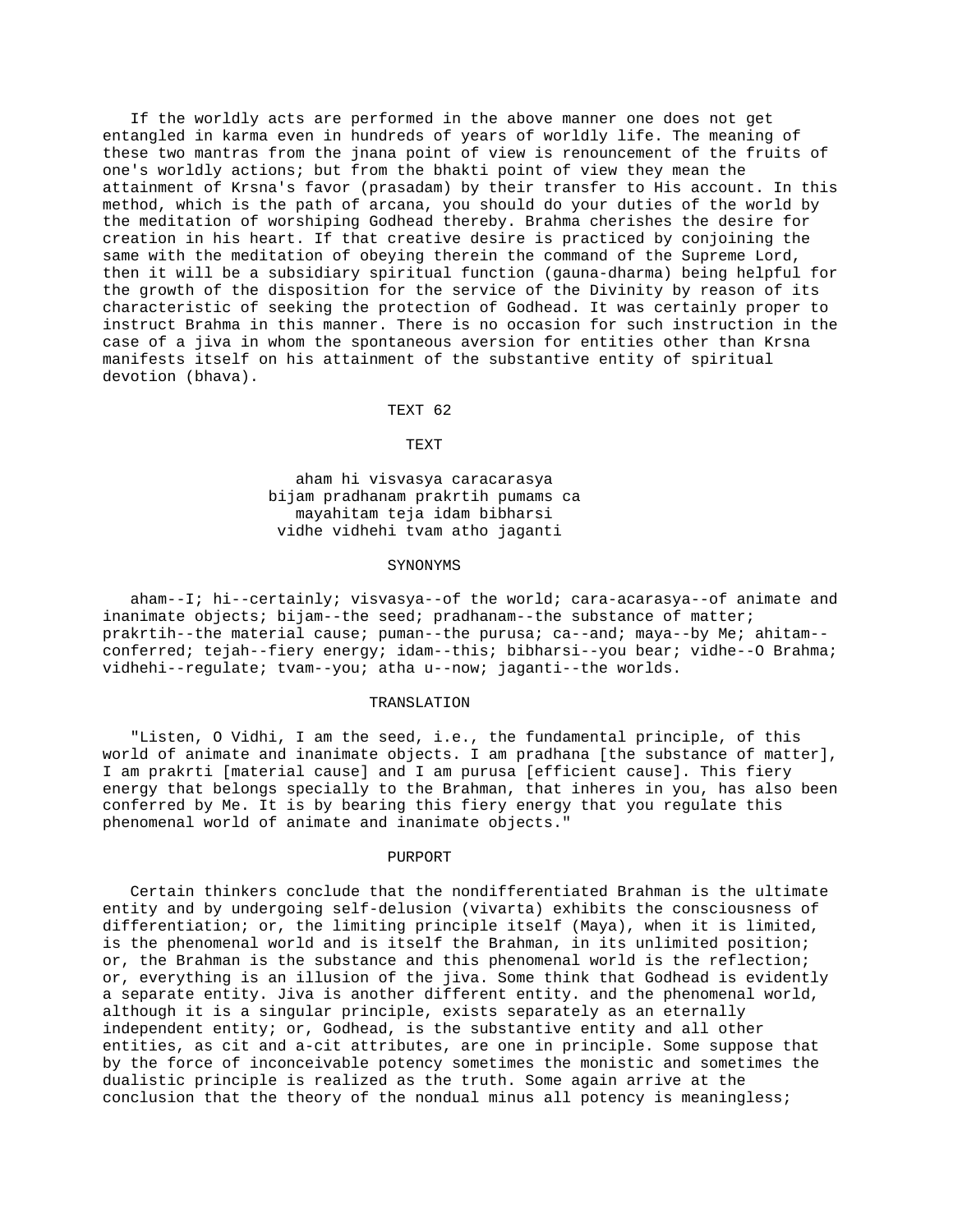If the worldly acts are performed in the above manner one does not get entangled in karma even in hundreds of years of worldly life. The meaning of these two mantras from the jnana point of view is renouncement of the fruits of one's worldly actions; but from the bhakti point of view they mean the attainment of Krsna's favor (prasadam) by their transfer to His account. In this method, which is the path of arcana, you should do your duties of the world by the meditation of worshiping Godhead thereby. Brahma cherishes the desire for creation in his heart. If that creative desire is practiced by conjoining the same with the meditation of obeying therein the command of the Supreme Lord, then it will be a subsidiary spiritual function (gauna-dharma) being helpful for the growth of the disposition for the service of the Divinity by reason of its characteristic of seeking the protection of Godhead. It was certainly proper to instruct Brahma in this manner. There is no occasion for such instruction in the case of a jiva in whom the spontaneous aversion for entities other than Krsna manifests itself on his attainment of the substantive entity of spiritual devotion (bhava).

## TEXT 62

### TEXT

aham hi visvasya caracarasya
bijam pradhanam prakrtih pumams ca
mayahitam teja idam bibharsi
vidhe vidhehi tvam atho jaganti

### SYNONYMS

aham--I; hi--certainly; visvasya--of the world; cara-acarasya--of animate and inanimate objects; bijam--the seed; pradhanam--the substance of matter; prakrtih--the material cause; puman--the purusa; ca--and; maya--by Me; ahitam--conferred; tejah--fiery energy; idam--this; bibharsi--you bear; vidhe--O Brahma; vidhehi--regulate; tvam--you; atha u--now; jaganti--the worlds.

### TRANSLATION

"Listen, O Vidhi, I am the seed, i.e., the fundamental principle, of this world of animate and inanimate objects. I am pradhana [the substance of matter], I am prakrti [material cause] and I am purusa [efficient cause]. This fiery energy that belongs specially to the Brahman, that inheres in you, has also been conferred by Me. It is by bearing this fiery energy that you regulate this phenomenal world of animate and inanimate objects."

### PURPORT

Certain thinkers conclude that the nondifferentiated Brahman is the ultimate entity and by undergoing self-delusion (vivarta) exhibits the consciousness of differentiation; or, the limiting principle itself (Maya), when it is limited, is the phenomenal world and is itself the Brahman, in its unlimited position; or, the Brahman is the substance and this phenomenal world is the reflection; or, everything is an illusion of the jiva. Some think that Godhead is evidently a separate entity. Jiva is another different entity. and the phenomenal world, although it is a singular principle, exists separately as an eternally independent entity; or, Godhead, is the substantive entity and all other entities, as cit and a-cit attributes, are one in principle. Some suppose that by the force of inconceivable potency sometimes the monistic and sometimes the dualistic principle is realized as the truth. Some again arrive at the conclusion that the theory of the nondual minus all potency is meaningless;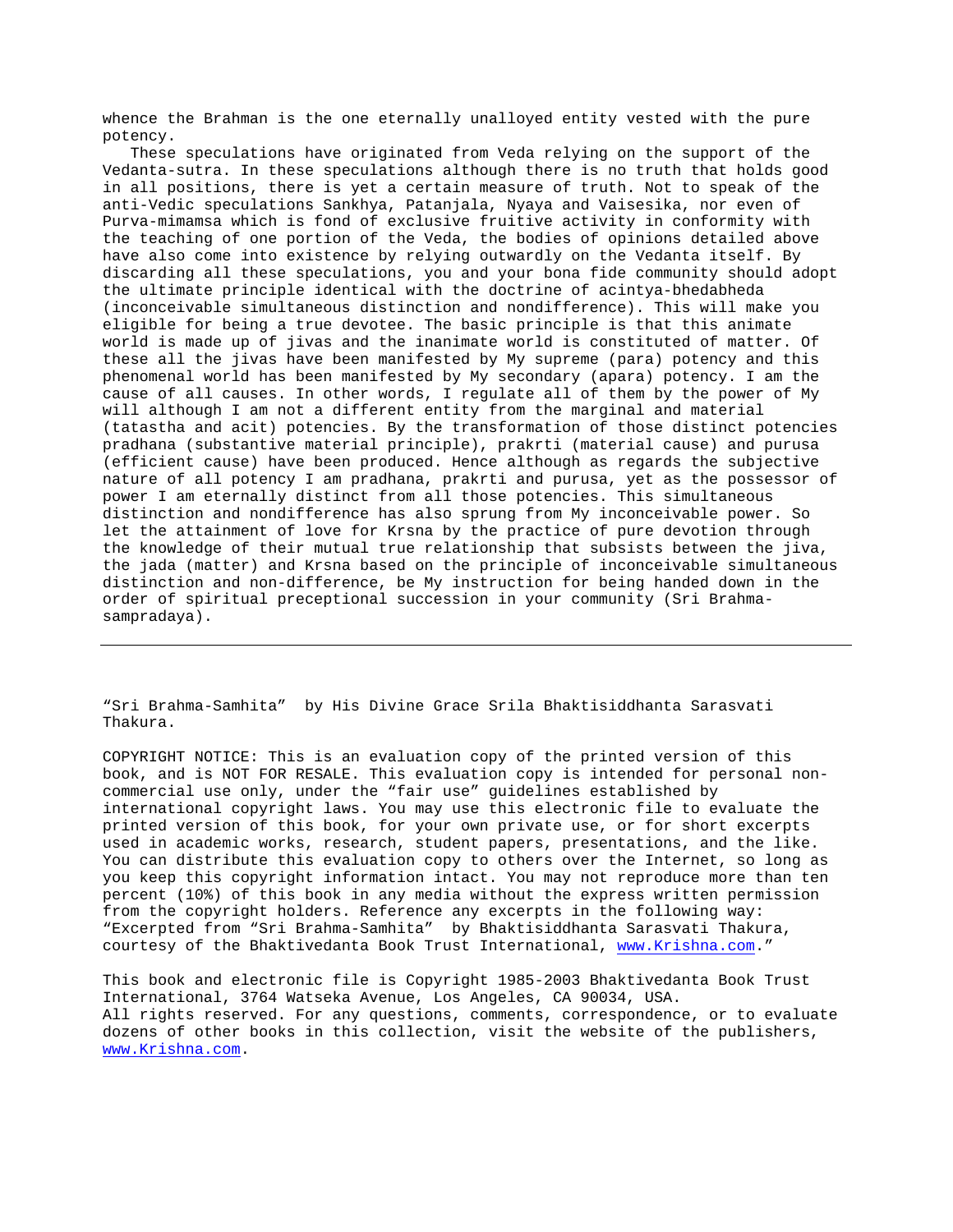whence the Brahman is the one eternally unalloyed entity vested with the pure potency.

These speculations have originated from Veda relying on the support of the Vedanta-sutra. In these speculations although there is no truth that holds good in all positions, there is yet a certain measure of truth. Not to speak of the anti-Vedic speculations Sankhya, Patanjala, Nyaya and Vaisesika, nor even of Purva-mimamsa which is fond of exclusive fruitive activity in conformity with the teaching of one portion of the Veda, the bodies of opinions detailed above have also come into existence by relying outwardly on the Vedanta itself. By discarding all these speculations, you and your bona fide community should adopt the ultimate principle identical with the doctrine of acintya-bhedabheda (inconceivable simultaneous distinction and nondifference). This will make you eligible for being a true devotee. The basic principle is that this animate world is made up of jivas and the inanimate world is constituted of matter. Of these all the jivas have been manifested by My supreme (para) potency and this phenomenal world has been manifested by My secondary (apara) potency. I am the cause of all causes. In other words, I regulate all of them by the power of My will although I am not a different entity from the marginal and material (tatastha and acit) potencies. By the transformation of those distinct potencies pradhana (substantive material principle), prakrti (material cause) and purusa (efficient cause) have been produced. Hence although as regards the subjective nature of all potency I am pradhana, prakrti and purusa, yet as the possessor of power I am eternally distinct from all those potencies. This simultaneous distinction and nondifference has also sprung from My inconceivable power. So let the attainment of love for Krsna by the practice of pure devotion through the knowledge of their mutual true relationship that subsists between the jiva, the jada (matter) and Krsna based on the principle of inconceivable simultaneous distinction and non-difference, be My instruction for being handed down in the order of spiritual preceptional succession in your community (Sri Brahma-sampradaya).

---

“Sri Brahma-Samhita” by His Divine Grace Srila Bhaktisiddhanta Sarasvati Thakura.

COPYRIGHT NOTICE: This is an evaluation copy of the printed version of this book, and is NOT FOR RESALE. This evaluation copy is intended for personal non-commercial use only, under the “fair use” guidelines established by international copyright laws. You may use this electronic file to evaluate the printed version of this book, for your own private use, or for short excerpts used in academic works, research, student papers, presentations, and the like. You can distribute this evaluation copy to others over the Internet, so long as you keep this copyright information intact. You may not reproduce more than ten percent (10%) of this book in any media without the express written permission from the copyright holders. Reference any excerpts in the following way: “Excerpted from “Sri Brahma-Samhita” by Bhaktisiddhanta Sarasvati Thakura, courtesy of the Bhaktivedanta Book Trust International, www.Krishna.com.”

This book and electronic file is Copyright 1985-2003 Bhaktivedanta Book Trust International, 3764 Watseka Avenue, Los Angeles, CA 90034, USA. All rights reserved. For any questions, comments, correspondence, or to evaluate dozens of other books in this collection, visit the website of the publishers, www.Krishna.com.